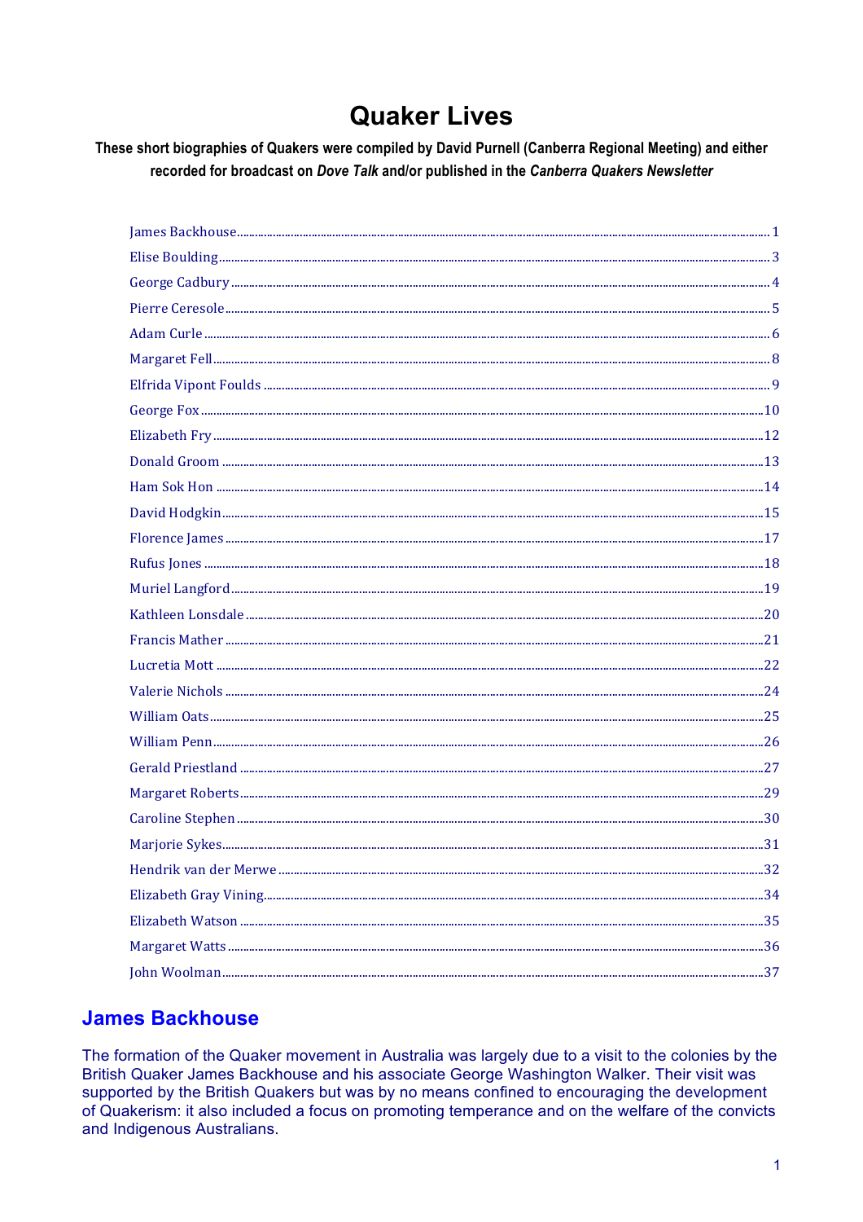# Quaker Lives

**These short biographies of Quakers were compiled by David Purnell (Canberra Regional Meeting) and either recorded for broadcast on *Dove Talk* and/or published in the *Canberra Quakers Newsletter***

James Backhouse ........ 1
Elise Boulding ........ 3
George Cadbury ........ 4
Pierre Ceresole ........ 5
Adam Curle ........ 6
Margaret Fell ........ 8
Elfrida Vipont Foulds ........ 9
George Fox ........ 10
Elizabeth Fry ........ 12
Donald Groom ........ 13
Ham Sok Hon ........ 14
David Hodgkin ........ 15
Florence James ........ 17
Rufus Jones ........ 18
Muriel Langford ........ 19
Kathleen Lonsdale ........ 20
Francis Mather ........ 21
Lucretia Mott ........ 22
Valerie Nichols ........ 24
William Oats ........ 25
William Penn ........ 26
Gerald Priestland ........ 27
Margaret Roberts ........ 29
Caroline Stephen ........ 30
Marjorie Sykes ........ 31
Hendrik van der Merwe ........ 32
Elizabeth Gray Vining ........ 34
Elizabeth Watson ........ 35
Margaret Watts ........ 36
John Woolman ........ 37

## James Backhouse

The formation of the Quaker movement in Australia was largely due to a visit to the colonies by the British Quaker James Backhouse and his associate George Washington Walker. Their visit was supported by the British Quakers but was by no means confined to encouraging the development of Quakerism: it also included a focus on promoting temperance and on the welfare of the convicts and Indigenous Australians.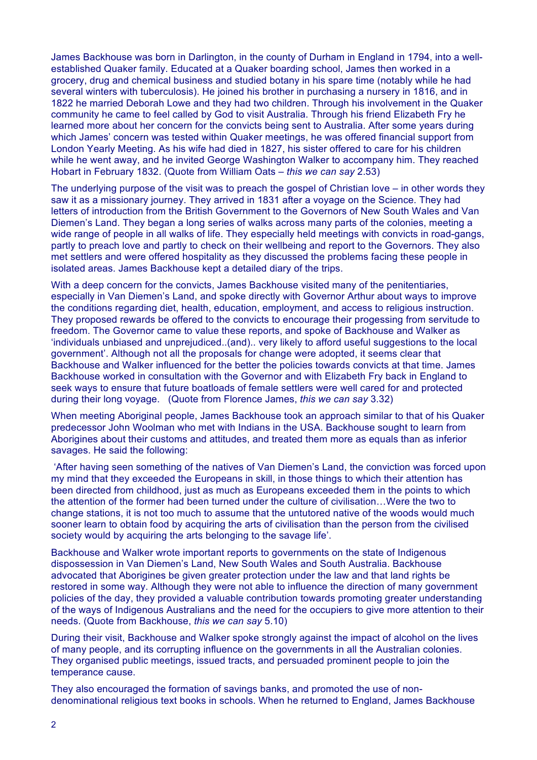James Backhouse was born in Darlington, in the county of Durham in England in 1794, into a well-established Quaker family. Educated at a Quaker boarding school, James then worked in a grocery, drug and chemical business and studied botany in his spare time (notably while he had several winters with tuberculosis). He joined his brother in purchasing a nursery in 1816, and in 1822 he married Deborah Lowe and they had two children. Through his involvement in the Quaker community he came to feel called by God to visit Australia. Through his friend Elizabeth Fry he learned more about her concern for the convicts being sent to Australia. After some years during which James' concern was tested within Quaker meetings, he was offered financial support from London Yearly Meeting. As his wife had died in 1827, his sister offered to care for his children while he went away, and he invited George Washington Walker to accompany him. They reached Hobart in February 1832. (Quote from William Oats – *this we can say* 2.53)

The underlying purpose of the visit was to preach the gospel of Christian love – in other words they saw it as a missionary journey. They arrived in 1831 after a voyage on the Science. They had letters of introduction from the British Government to the Governors of New South Wales and Van Diemen's Land. They began a long series of walks across many parts of the colonies, meeting a wide range of people in all walks of life. They especially held meetings with convicts in road-gangs, partly to preach love and partly to check on their wellbeing and report to the Governors. They also met settlers and were offered hospitality as they discussed the problems facing these people in isolated areas. James Backhouse kept a detailed diary of the trips.

With a deep concern for the convicts, James Backhouse visited many of the penitentiaries, especially in Van Diemen's Land, and spoke directly with Governor Arthur about ways to improve the conditions regarding diet, health, education, employment, and access to religious instruction. They proposed rewards be offered to the convicts to encourage their progessing from servitude to freedom. The Governor came to value these reports, and spoke of Backhouse and Walker as 'individuals unbiased and unprejudiced..(and).. very likely to afford useful suggestions to the local government'. Although not all the proposals for change were adopted, it seems clear that Backhouse and Walker influenced for the better the policies towards convicts at that time. James Backhouse worked in consultation with the Governor and with Elizabeth Fry back in England to seek ways to ensure that future boatloads of female settlers were well cared for and protected during their long voyage. (Quote from Florence James, *this we can say* 3.32)

When meeting Aboriginal people, James Backhouse took an approach similar to that of his Quaker predecessor John Woolman who met with Indians in the USA. Backhouse sought to learn from Aborigines about their customs and attitudes, and treated them more as equals than as inferior savages. He said the following:

'After having seen something of the natives of Van Diemen's Land, the conviction was forced upon my mind that they exceeded the Europeans in skill, in those things to which their attention has been directed from childhood, just as much as Europeans exceeded them in the points to which the attention of the former had been turned under the culture of civilisation…Were the two to change stations, it is not too much to assume that the untutored native of the woods would much sooner learn to obtain food by acquiring the arts of civilisation than the person from the civilised society would by acquiring the arts belonging to the savage life'.

Backhouse and Walker wrote important reports to governments on the state of Indigenous dispossession in Van Diemen's Land, New South Wales and South Australia. Backhouse advocated that Aborigines be given greater protection under the law and that land rights be restored in some way. Although they were not able to influence the direction of many government policies of the day, they provided a valuable contribution towards promoting greater understanding of the ways of Indigenous Australians and the need for the occupiers to give more attention to their needs. (Quote from Backhouse, *this we can say* 5.10)

During their visit, Backhouse and Walker spoke strongly against the impact of alcohol on the lives of many people, and its corrupting influence on the governments in all the Australian colonies. They organised public meetings, issued tracts, and persuaded prominent people to join the temperance cause.

They also encouraged the formation of savings banks, and promoted the use of non-denominational religious text books in schools. When he returned to England, James Backhouse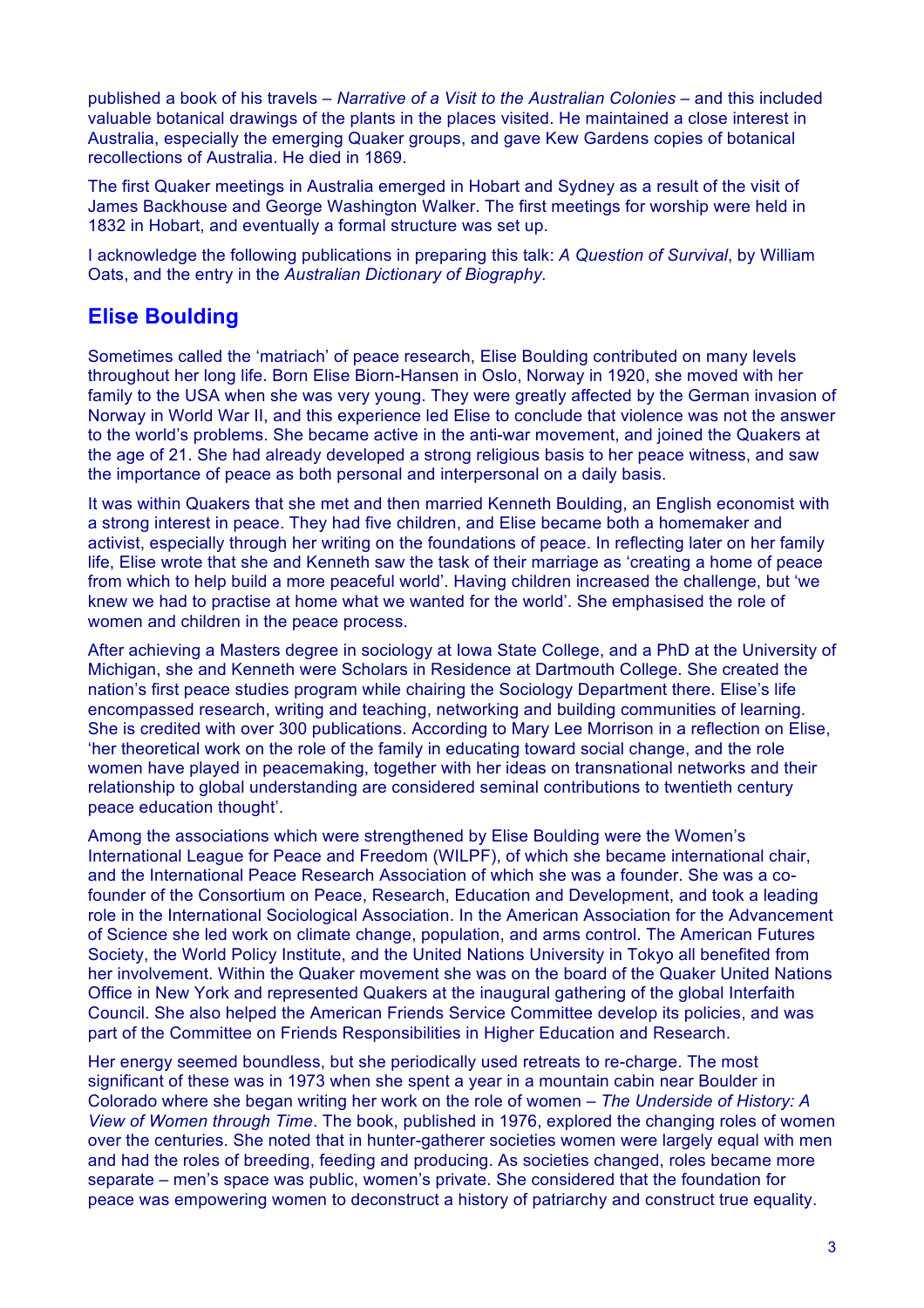published a book of his travels – *Narrative of a Visit to the Australian Colonies* – and this included valuable botanical drawings of the plants in the places visited. He maintained a close interest in Australia, especially the emerging Quaker groups, and gave Kew Gardens copies of botanical recollections of Australia. He died in 1869.

The first Quaker meetings in Australia emerged in Hobart and Sydney as a result of the visit of James Backhouse and George Washington Walker. The first meetings for worship were held in 1832 in Hobart, and eventually a formal structure was set up.

I acknowledge the following publications in preparing this talk: *A Question of Survival*, by William Oats, and the entry in the *Australian Dictionary of Biography.*

## Elise Boulding

Sometimes called the 'matriach' of peace research, Elise Boulding contributed on many levels throughout her long life. Born Elise Biorn-Hansen in Oslo, Norway in 1920, she moved with her family to the USA when she was very young. They were greatly affected by the German invasion of Norway in World War II, and this experience led Elise to conclude that violence was not the answer to the world's problems. She became active in the anti-war movement, and joined the Quakers at the age of 21. She had already developed a strong religious basis to her peace witness, and saw the importance of peace as both personal and interpersonal on a daily basis.

It was within Quakers that she met and then married Kenneth Boulding, an English economist with a strong interest in peace. They had five children, and Elise became both a homemaker and activist, especially through her writing on the foundations of peace. In reflecting later on her family life, Elise wrote that she and Kenneth saw the task of their marriage as 'creating a home of peace from which to help build a more peaceful world'. Having children increased the challenge, but 'we knew we had to practise at home what we wanted for the world'. She emphasised the role of women and children in the peace process.

After achieving a Masters degree in sociology at Iowa State College, and a PhD at the University of Michigan, she and Kenneth were Scholars in Residence at Dartmouth College. She created the nation's first peace studies program while chairing the Sociology Department there. Elise's life encompassed research, writing and teaching, networking and building communities of learning. She is credited with over 300 publications. According to Mary Lee Morrison in a reflection on Elise, 'her theoretical work on the role of the family in educating toward social change, and the role women have played in peacemaking, together with her ideas on transnational networks and their relationship to global understanding are considered seminal contributions to twentieth century peace education thought'.

Among the associations which were strengthened by Elise Boulding were the Women's International League for Peace and Freedom (WILPF), of which she became international chair, and the International Peace Research Association of which she was a founder. She was a co-founder of the Consortium on Peace, Research, Education and Development, and took a leading role in the International Sociological Association. In the American Association for the Advancement of Science she led work on climate change, population, and arms control. The American Futures Society, the World Policy Institute, and the United Nations University in Tokyo all benefited from her involvement. Within the Quaker movement she was on the board of the Quaker United Nations Office in New York and represented Quakers at the inaugural gathering of the global Interfaith Council. She also helped the American Friends Service Committee develop its policies, and was part of the Committee on Friends Responsibilities in Higher Education and Research.

Her energy seemed boundless, but she periodically used retreats to re-charge. The most significant of these was in 1973 when she spent a year in a mountain cabin near Boulder in Colorado where she began writing her work on the role of women – *The Underside of History: A View of Women through Time*. The book, published in 1976, explored the changing roles of women over the centuries. She noted that in hunter-gatherer societies women were largely equal with men and had the roles of breeding, feeding and producing. As societies changed, roles became more separate – men's space was public, women's private. She considered that the foundation for peace was empowering women to deconstruct a history of patriarchy and construct true equality.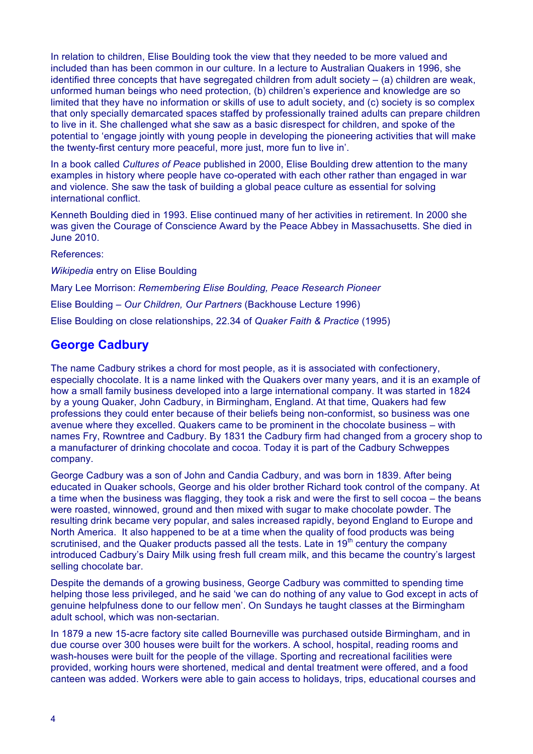In relation to children, Elise Boulding took the view that they needed to be more valued and included than has been common in our culture. In a lecture to Australian Quakers in 1996, she identified three concepts that have segregated children from adult society – (a) children are weak, unformed human beings who need protection, (b) children's experience and knowledge are so limited that they have no information or skills of use to adult society, and (c) society is so complex that only specially demarcated spaces staffed by professionally trained adults can prepare children to live in it. She challenged what she saw as a basic disrespect for children, and spoke of the potential to 'engage jointly with young people in developing the pioneering activities that will make the twenty-first century more peaceful, more just, more fun to live in'.

In a book called *Cultures of Peace* published in 2000, Elise Boulding drew attention to the many examples in history where people have co-operated with each other rather than engaged in war and violence. She saw the task of building a global peace culture as essential for solving international conflict.

Kenneth Boulding died in 1993. Elise continued many of her activities in retirement. In 2000 she was given the Courage of Conscience Award by the Peace Abbey in Massachusetts. She died in June 2010.

References:

*Wikipedia* entry on Elise Boulding

Mary Lee Morrison: *Remembering Elise Boulding, Peace Research Pioneer*

Elise Boulding – *Our Children, Our Partners* (Backhouse Lecture 1996)

Elise Boulding on close relationships, 22.34 of *Quaker Faith & Practice* (1995)

## George Cadbury

The name Cadbury strikes a chord for most people, as it is associated with confectionery, especially chocolate. It is a name linked with the Quakers over many years, and it is an example of how a small family business developed into a large international company. It was started in 1824 by a young Quaker, John Cadbury, in Birmingham, England. At that time, Quakers had few professions they could enter because of their beliefs being non-conformist, so business was one avenue where they excelled. Quakers came to be prominent in the chocolate business – with names Fry, Rowntree and Cadbury. By 1831 the Cadbury firm had changed from a grocery shop to a manufacturer of drinking chocolate and cocoa. Today it is part of the Cadbury Schweppes company.

George Cadbury was a son of John and Candia Cadbury, and was born in 1839. After being educated in Quaker schools, George and his older brother Richard took control of the company. At a time when the business was flagging, they took a risk and were the first to sell cocoa – the beans were roasted, winnowed, ground and then mixed with sugar to make chocolate powder. The resulting drink became very popular, and sales increased rapidly, beyond England to Europe and North America. It also happened to be at a time when the quality of food products was being scrutinised, and the Quaker products passed all the tests. Late in 19th century the company introduced Cadbury's Dairy Milk using fresh full cream milk, and this became the country's largest selling chocolate bar.

Despite the demands of a growing business, George Cadbury was committed to spending time helping those less privileged, and he said 'we can do nothing of any value to God except in acts of genuine helpfulness done to our fellow men'. On Sundays he taught classes at the Birmingham adult school, which was non-sectarian.

In 1879 a new 15-acre factory site called Bourneville was purchased outside Birmingham, and in due course over 300 houses were built for the workers. A school, hospital, reading rooms and wash-houses were built for the people of the village. Sporting and recreational facilities were provided, working hours were shortened, medical and dental treatment were offered, and a food canteen was added. Workers were able to gain access to holidays, trips, educational courses and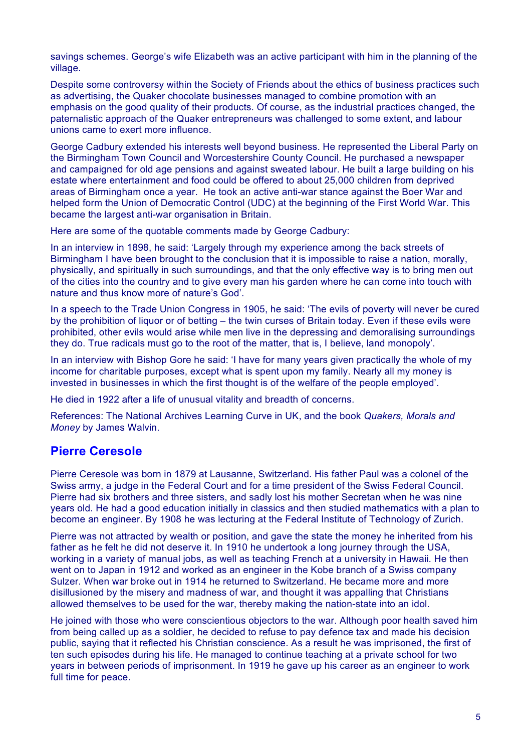savings schemes. George's wife Elizabeth was an active participant with him in the planning of the village.

Despite some controversy within the Society of Friends about the ethics of business practices such as advertising, the Quaker chocolate businesses managed to combine promotion with an emphasis on the good quality of their products. Of course, as the industrial practices changed, the paternalistic approach of the Quaker entrepreneurs was challenged to some extent, and labour unions came to exert more influence.

George Cadbury extended his interests well beyond business. He represented the Liberal Party on the Birmingham Town Council and Worcestershire County Council. He purchased a newspaper and campaigned for old age pensions and against sweated labour. He built a large building on his estate where entertainment and food could be offered to about 25,000 children from deprived areas of Birmingham once a year. He took an active anti-war stance against the Boer War and helped form the Union of Democratic Control (UDC) at the beginning of the First World War. This became the largest anti-war organisation in Britain.

Here are some of the quotable comments made by George Cadbury:

In an interview in 1898, he said: 'Largely through my experience among the back streets of Birmingham I have been brought to the conclusion that it is impossible to raise a nation, morally, physically, and spiritually in such surroundings, and that the only effective way is to bring men out of the cities into the country and to give every man his garden where he can come into touch with nature and thus know more of nature's God'.

In a speech to the Trade Union Congress in 1905, he said: 'The evils of poverty will never be cured by the prohibition of liquor or of betting – the twin curses of Britain today. Even if these evils were prohibited, other evils would arise while men live in the depressing and demoralising surroundings they do. True radicals must go to the root of the matter, that is, I believe, land monopoly'.

In an interview with Bishop Gore he said: 'I have for many years given practically the whole of my income for charitable purposes, except what is spent upon my family. Nearly all my money is invested in businesses in which the first thought is of the welfare of the people employed'.

He died in 1922 after a life of unusual vitality and breadth of concerns.

References: The National Archives Learning Curve in UK, and the book *Quakers, Morals and Money* by James Walvin.

## Pierre Ceresole

Pierre Ceresole was born in 1879 at Lausanne, Switzerland. His father Paul was a colonel of the Swiss army, a judge in the Federal Court and for a time president of the Swiss Federal Council. Pierre had six brothers and three sisters, and sadly lost his mother Secretan when he was nine years old. He had a good education initially in classics and then studied mathematics with a plan to become an engineer. By 1908 he was lecturing at the Federal Institute of Technology of Zurich.

Pierre was not attracted by wealth or position, and gave the state the money he inherited from his father as he felt he did not deserve it. In 1910 he undertook a long journey through the USA, working in a variety of manual jobs, as well as teaching French at a university in Hawaii. He then went on to Japan in 1912 and worked as an engineer in the Kobe branch of a Swiss company Sulzer. When war broke out in 1914 he returned to Switzerland. He became more and more disillusioned by the misery and madness of war, and thought it was appalling that Christians allowed themselves to be used for the war, thereby making the nation-state into an idol.

He joined with those who were conscientious objectors to the war. Although poor health saved him from being called up as a soldier, he decided to refuse to pay defence tax and made his decision public, saying that it reflected his Christian conscience. As a result he was imprisoned, the first of ten such episodes during his life. He managed to continue teaching at a private school for two years in between periods of imprisonment. In 1919 he gave up his career as an engineer to work full time for peace.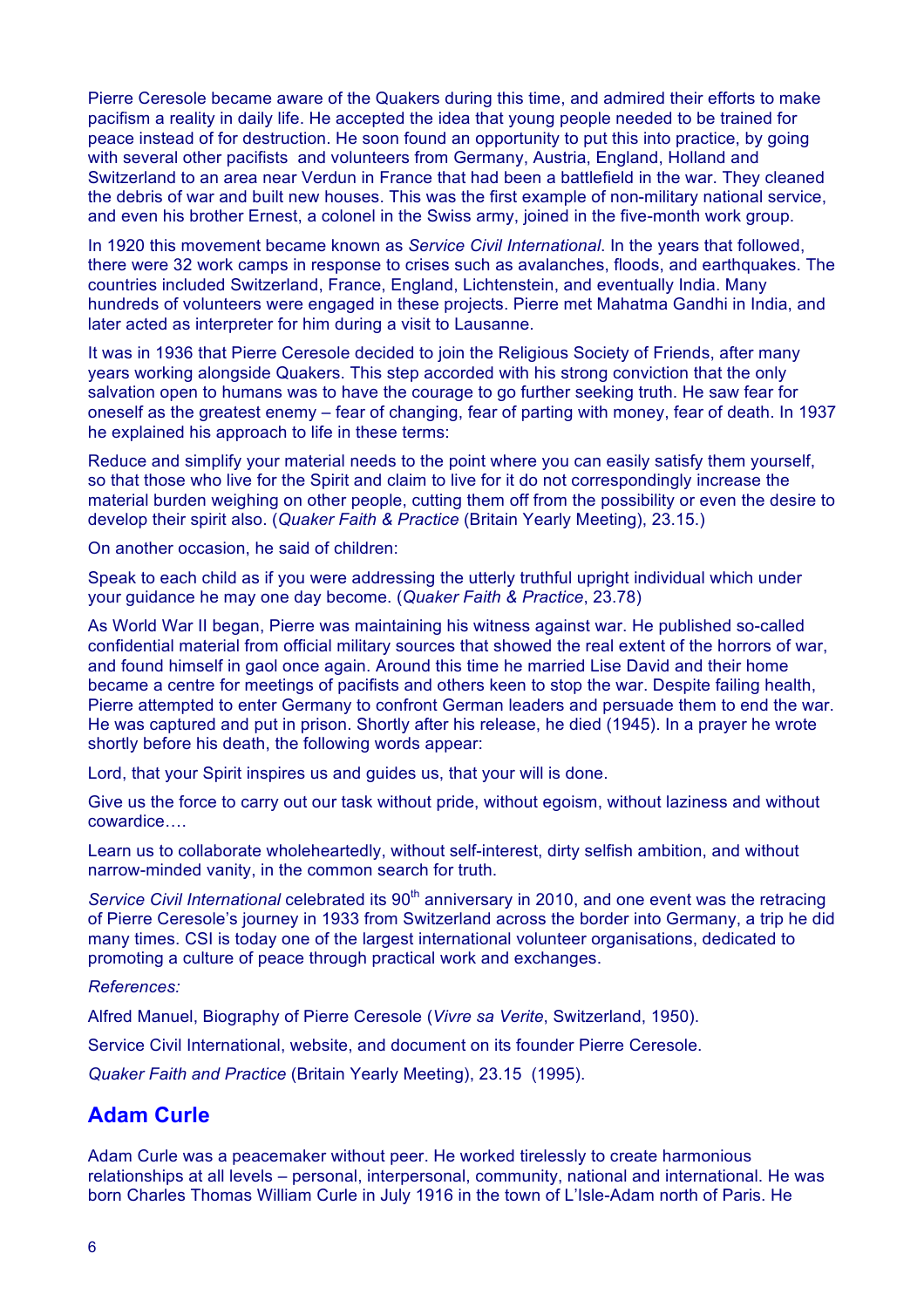Pierre Ceresole became aware of the Quakers during this time, and admired their efforts to make pacifism a reality in daily life. He accepted the idea that young people needed to be trained for peace instead of for destruction. He soon found an opportunity to put this into practice, by going with several other pacifists and volunteers from Germany, Austria, England, Holland and Switzerland to an area near Verdun in France that had been a battlefield in the war. They cleaned the debris of war and built new houses. This was the first example of non-military national service, and even his brother Ernest, a colonel in the Swiss army, joined in the five-month work group.

In 1920 this movement became known as *Service Civil International*. In the years that followed, there were 32 work camps in response to crises such as avalanches, floods, and earthquakes. The countries included Switzerland, France, England, Lichtenstein, and eventually India. Many hundreds of volunteers were engaged in these projects. Pierre met Mahatma Gandhi in India, and later acted as interpreter for him during a visit to Lausanne.

It was in 1936 that Pierre Ceresole decided to join the Religious Society of Friends, after many years working alongside Quakers. This step accorded with his strong conviction that the only salvation open to humans was to have the courage to go further seeking truth. He saw fear for oneself as the greatest enemy – fear of changing, fear of parting with money, fear of death. In 1937 he explained his approach to life in these terms:

Reduce and simplify your material needs to the point where you can easily satisfy them yourself, so that those who live for the Spirit and claim to live for it do not correspondingly increase the material burden weighing on other people, cutting them off from the possibility or even the desire to develop their spirit also. (*Quaker Faith & Practice* (Britain Yearly Meeting), 23.15.)

On another occasion, he said of children:

Speak to each child as if you were addressing the utterly truthful upright individual which under your guidance he may one day become. (*Quaker Faith & Practice*, 23.78)

As World War II began, Pierre was maintaining his witness against war. He published so-called confidential material from official military sources that showed the real extent of the horrors of war, and found himself in gaol once again. Around this time he married Lise David and their home became a centre for meetings of pacifists and others keen to stop the war. Despite failing health, Pierre attempted to enter Germany to confront German leaders and persuade them to end the war. He was captured and put in prison. Shortly after his release, he died (1945). In a prayer he wrote shortly before his death, the following words appear:

Lord, that your Spirit inspires us and guides us, that your will is done.

Give us the force to carry out our task without pride, without egoism, without laziness and without cowardice….

Learn us to collaborate wholeheartedly, without self-interest, dirty selfish ambition, and without narrow-minded vanity, in the common search for truth.

*Service Civil International* celebrated its 90th anniversary in 2010, and one event was the retracing of Pierre Ceresole's journey in 1933 from Switzerland across the border into Germany, a trip he did many times. CSI is today one of the largest international volunteer organisations, dedicated to promoting a culture of peace through practical work and exchanges.

*References:*

Alfred Manuel, Biography of Pierre Ceresole (*Vivre sa Verite*, Switzerland, 1950).

Service Civil International, website, and document on its founder Pierre Ceresole.

*Quaker Faith and Practice* (Britain Yearly Meeting), 23.15 (1995).

## Adam Curle

Adam Curle was a peacemaker without peer. He worked tirelessly to create harmonious relationships at all levels – personal, interpersonal, community, national and international. He was born Charles Thomas William Curle in July 1916 in the town of L'Isle-Adam north of Paris. He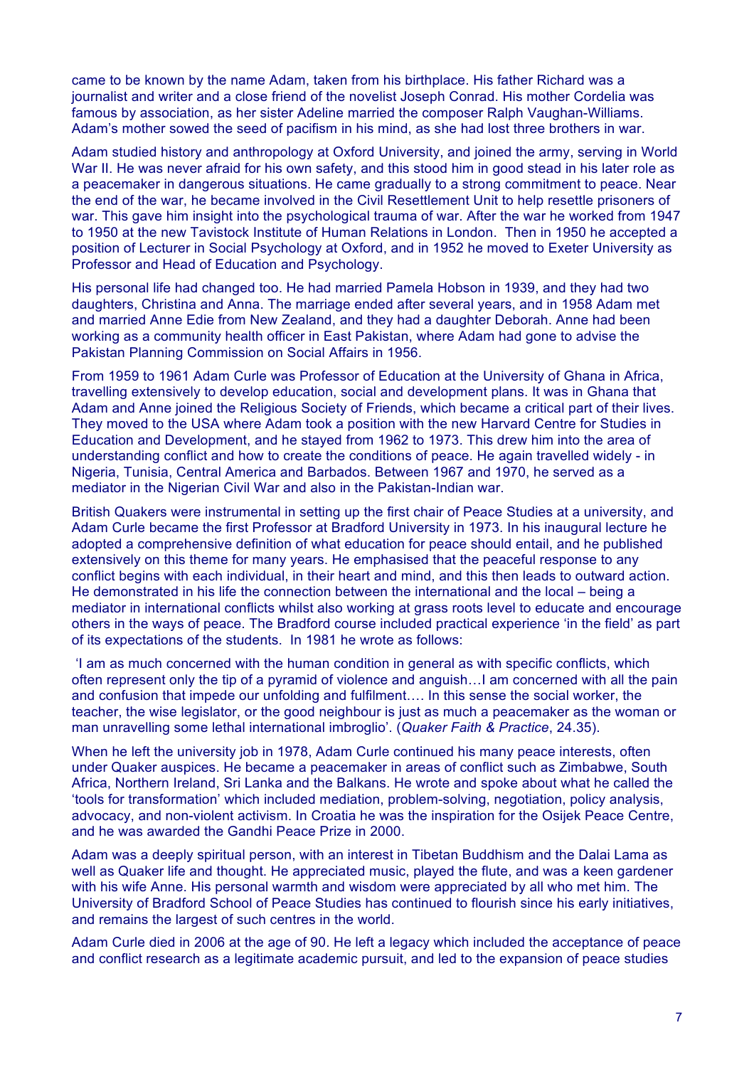came to be known by the name Adam, taken from his birthplace. His father Richard was a journalist and writer and a close friend of the novelist Joseph Conrad. His mother Cordelia was famous by association, as her sister Adeline married the composer Ralph Vaughan-Williams. Adam's mother sowed the seed of pacifism in his mind, as she had lost three brothers in war.

Adam studied history and anthropology at Oxford University, and joined the army, serving in World War II. He was never afraid for his own safety, and this stood him in good stead in his later role as a peacemaker in dangerous situations. He came gradually to a strong commitment to peace. Near the end of the war, he became involved in the Civil Resettlement Unit to help resettle prisoners of war. This gave him insight into the psychological trauma of war. After the war he worked from 1947 to 1950 at the new Tavistock Institute of Human Relations in London. Then in 1950 he accepted a position of Lecturer in Social Psychology at Oxford, and in 1952 he moved to Exeter University as Professor and Head of Education and Psychology.

His personal life had changed too. He had married Pamela Hobson in 1939, and they had two daughters, Christina and Anna. The marriage ended after several years, and in 1958 Adam met and married Anne Edie from New Zealand, and they had a daughter Deborah. Anne had been working as a community health officer in East Pakistan, where Adam had gone to advise the Pakistan Planning Commission on Social Affairs in 1956.

From 1959 to 1961 Adam Curle was Professor of Education at the University of Ghana in Africa, travelling extensively to develop education, social and development plans. It was in Ghana that Adam and Anne joined the Religious Society of Friends, which became a critical part of their lives. They moved to the USA where Adam took a position with the new Harvard Centre for Studies in Education and Development, and he stayed from 1962 to 1973. This drew him into the area of understanding conflict and how to create the conditions of peace. He again travelled widely - in Nigeria, Tunisia, Central America and Barbados. Between 1967 and 1970, he served as a mediator in the Nigerian Civil War and also in the Pakistan-Indian war.

British Quakers were instrumental in setting up the first chair of Peace Studies at a university, and Adam Curle became the first Professor at Bradford University in 1973. In his inaugural lecture he adopted a comprehensive definition of what education for peace should entail, and he published extensively on this theme for many years. He emphasised that the peaceful response to any conflict begins with each individual, in their heart and mind, and this then leads to outward action. He demonstrated in his life the connection between the international and the local – being a mediator in international conflicts whilst also working at grass roots level to educate and encourage others in the ways of peace. The Bradford course included practical experience 'in the field' as part of its expectations of the students. In 1981 he wrote as follows:

'I am as much concerned with the human condition in general as with specific conflicts, which often represent only the tip of a pyramid of violence and anguish…I am concerned with all the pain and confusion that impede our unfolding and fulfilment…. In this sense the social worker, the teacher, the wise legislator, or the good neighbour is just as much a peacemaker as the woman or man unravelling some lethal international imbroglio'. (*Quaker Faith & Practice*, 24.35).

When he left the university job in 1978, Adam Curle continued his many peace interests, often under Quaker auspices. He became a peacemaker in areas of conflict such as Zimbabwe, South Africa, Northern Ireland, Sri Lanka and the Balkans. He wrote and spoke about what he called the 'tools for transformation' which included mediation, problem-solving, negotiation, policy analysis, advocacy, and non-violent activism. In Croatia he was the inspiration for the Osijek Peace Centre, and he was awarded the Gandhi Peace Prize in 2000.

Adam was a deeply spiritual person, with an interest in Tibetan Buddhism and the Dalai Lama as well as Quaker life and thought. He appreciated music, played the flute, and was a keen gardener with his wife Anne. His personal warmth and wisdom were appreciated by all who met him. The University of Bradford School of Peace Studies has continued to flourish since his early initiatives, and remains the largest of such centres in the world.

Adam Curle died in 2006 at the age of 90. He left a legacy which included the acceptance of peace and conflict research as a legitimate academic pursuit, and led to the expansion of peace studies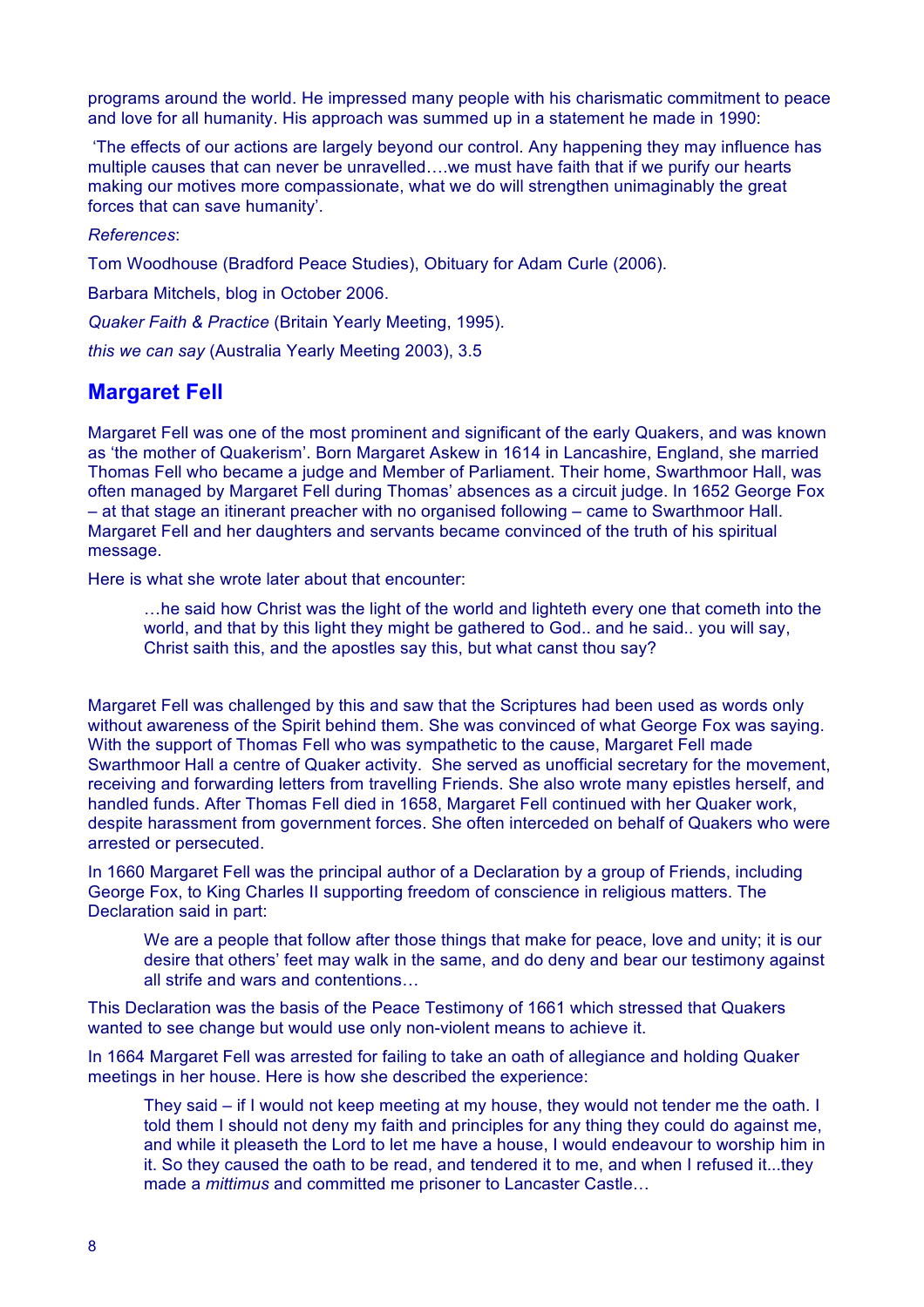programs around the world. He impressed many people with his charismatic commitment to peace and love for all humanity. His approach was summed up in a statement he made in 1990:

'The effects of our actions are largely beyond our control. Any happening they may influence has multiple causes that can never be unravelled….we must have faith that if we purify our hearts making our motives more compassionate, what we do will strengthen unimaginably the great forces that can save humanity'.

*References*:

Tom Woodhouse (Bradford Peace Studies), Obituary for Adam Curle (2006).

Barbara Mitchels, blog in October 2006.

*Quaker Faith & Practice* (Britain Yearly Meeting, 1995).

*this we can say* (Australia Yearly Meeting 2003), 3.5

## Margaret Fell

Margaret Fell was one of the most prominent and significant of the early Quakers, and was known as 'the mother of Quakerism'. Born Margaret Askew in 1614 in Lancashire, England, she married Thomas Fell who became a judge and Member of Parliament. Their home, Swarthmoor Hall, was often managed by Margaret Fell during Thomas' absences as a circuit judge. In 1652 George Fox – at that stage an itinerant preacher with no organised following – came to Swarthmoor Hall. Margaret Fell and her daughters and servants became convinced of the truth of his spiritual message.

Here is what she wrote later about that encounter:

> …he said how Christ was the light of the world and lighteth every one that cometh into the world, and that by this light they might be gathered to God.. and he said.. you will say, Christ saith this, and the apostles say this, but what canst thou say?

Margaret Fell was challenged by this and saw that the Scriptures had been used as words only without awareness of the Spirit behind them. She was convinced of what George Fox was saying. With the support of Thomas Fell who was sympathetic to the cause, Margaret Fell made Swarthmoor Hall a centre of Quaker activity. She served as unofficial secretary for the movement, receiving and forwarding letters from travelling Friends. She also wrote many epistles herself, and handled funds. After Thomas Fell died in 1658, Margaret Fell continued with her Quaker work, despite harassment from government forces. She often interceded on behalf of Quakers who were arrested or persecuted.

In 1660 Margaret Fell was the principal author of a Declaration by a group of Friends, including George Fox, to King Charles II supporting freedom of conscience in religious matters. The Declaration said in part:

> We are a people that follow after those things that make for peace, love and unity; it is our desire that others' feet may walk in the same, and do deny and bear our testimony against all strife and wars and contentions…

This Declaration was the basis of the Peace Testimony of 1661 which stressed that Quakers wanted to see change but would use only non-violent means to achieve it.

In 1664 Margaret Fell was arrested for failing to take an oath of allegiance and holding Quaker meetings in her house. Here is how she described the experience:

> They said – if I would not keep meeting at my house, they would not tender me the oath. I told them I should not deny my faith and principles for any thing they could do against me, and while it pleaseth the Lord to let me have a house, I would endeavour to worship him in it. So they caused the oath to be read, and tendered it to me, and when I refused it...they made a *mittimus* and committed me prisoner to Lancaster Castle…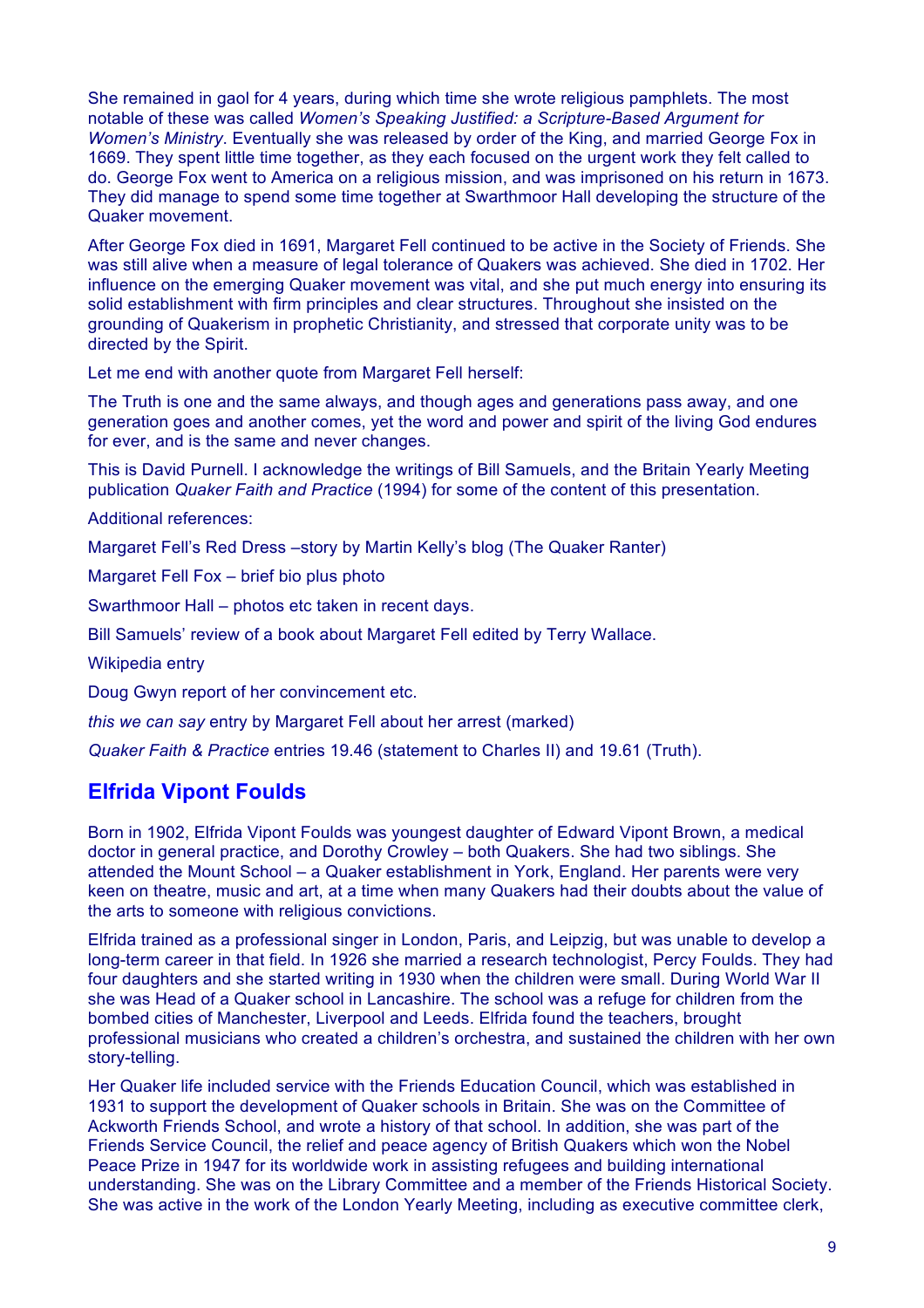She remained in gaol for 4 years, during which time she wrote religious pamphlets. The most notable of these was called *Women's Speaking Justified: a Scripture-Based Argument for Women's Ministry*. Eventually she was released by order of the King, and married George Fox in 1669. They spent little time together, as they each focused on the urgent work they felt called to do. George Fox went to America on a religious mission, and was imprisoned on his return in 1673. They did manage to spend some time together at Swarthmoor Hall developing the structure of the Quaker movement.

After George Fox died in 1691, Margaret Fell continued to be active in the Society of Friends. She was still alive when a measure of legal tolerance of Quakers was achieved. She died in 1702. Her influence on the emerging Quaker movement was vital, and she put much energy into ensuring its solid establishment with firm principles and clear structures. Throughout she insisted on the grounding of Quakerism in prophetic Christianity, and stressed that corporate unity was to be directed by the Spirit.

Let me end with another quote from Margaret Fell herself:

The Truth is one and the same always, and though ages and generations pass away, and one generation goes and another comes, yet the word and power and spirit of the living God endures for ever, and is the same and never changes.

This is David Purnell. I acknowledge the writings of Bill Samuels, and the Britain Yearly Meeting publication *Quaker Faith and Practice* (1994) for some of the content of this presentation.

Additional references:

Margaret Fell's Red Dress –story by Martin Kelly's blog (The Quaker Ranter)

Margaret Fell Fox – brief bio plus photo

Swarthmoor Hall – photos etc taken in recent days.

Bill Samuels' review of a book about Margaret Fell edited by Terry Wallace.

Wikipedia entry

Doug Gwyn report of her convincement etc.

*this we can say* entry by Margaret Fell about her arrest (marked)

*Quaker Faith & Practice* entries 19.46 (statement to Charles II) and 19.61 (Truth).

## Elfrida Vipont Foulds

Born in 1902, Elfrida Vipont Foulds was youngest daughter of Edward Vipont Brown, a medical doctor in general practice, and Dorothy Crowley – both Quakers. She had two siblings. She attended the Mount School – a Quaker establishment in York, England. Her parents were very keen on theatre, music and art, at a time when many Quakers had their doubts about the value of the arts to someone with religious convictions.

Elfrida trained as a professional singer in London, Paris, and Leipzig, but was unable to develop a long-term career in that field. In 1926 she married a research technologist, Percy Foulds. They had four daughters and she started writing in 1930 when the children were small. During World War II she was Head of a Quaker school in Lancashire. The school was a refuge for children from the bombed cities of Manchester, Liverpool and Leeds. Elfrida found the teachers, brought professional musicians who created a children's orchestra, and sustained the children with her own story-telling.

Her Quaker life included service with the Friends Education Council, which was established in 1931 to support the development of Quaker schools in Britain. She was on the Committee of Ackworth Friends School, and wrote a history of that school. In addition, she was part of the Friends Service Council, the relief and peace agency of British Quakers which won the Nobel Peace Prize in 1947 for its worldwide work in assisting refugees and building international understanding. She was on the Library Committee and a member of the Friends Historical Society. She was active in the work of the London Yearly Meeting, including as executive committee clerk,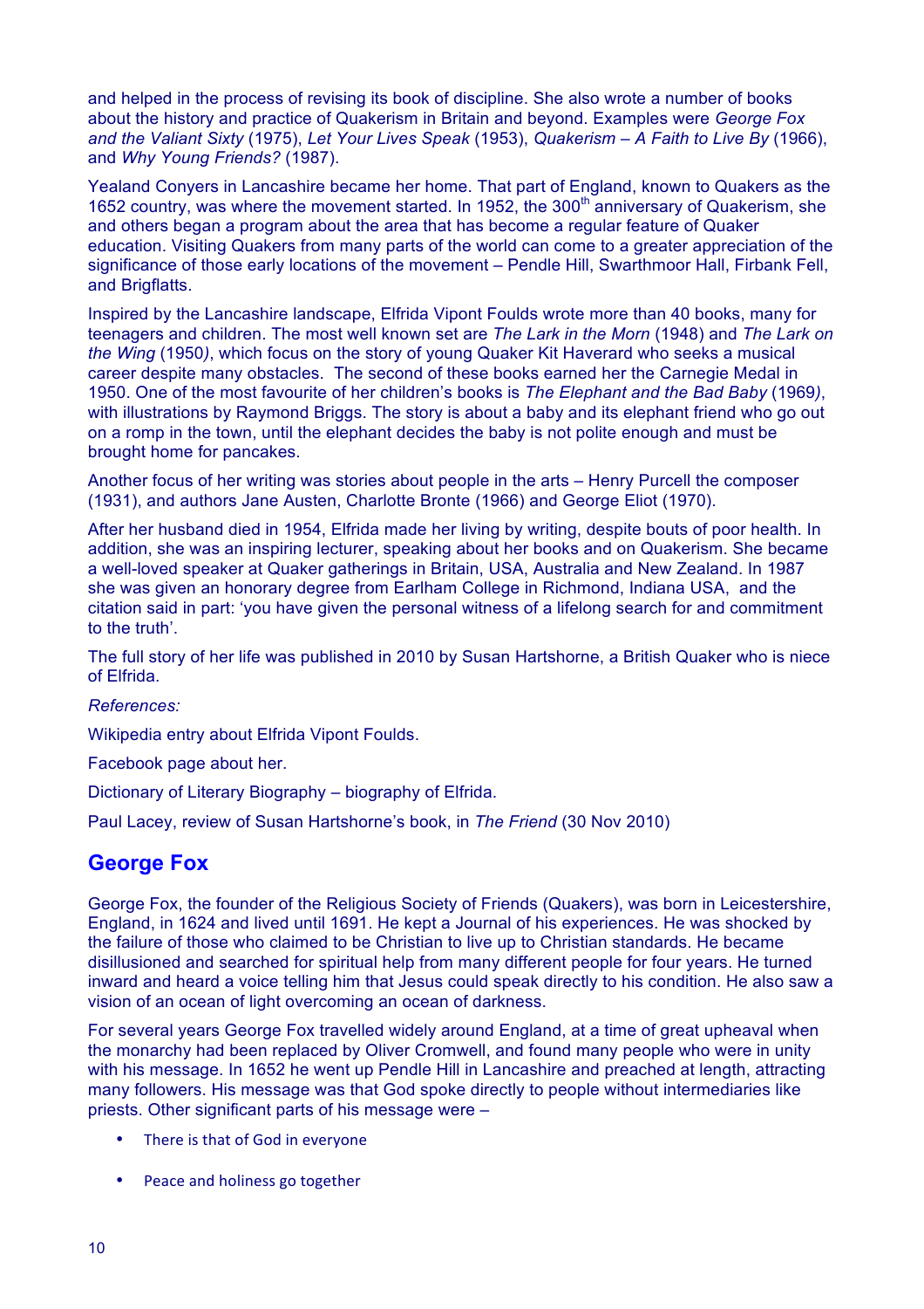and helped in the process of revising its book of discipline. She also wrote a number of books about the history and practice of Quakerism in Britain and beyond. Examples were *George Fox and the Valiant Sixty* (1975), *Let Your Lives Speak* (1953), *Quakerism – A Faith to Live By* (1966), and *Why Young Friends?* (1987).

Yealand Conyers in Lancashire became her home. That part of England, known to Quakers as the 1652 country, was where the movement started. In 1952, the 300th anniversary of Quakerism, she and others began a program about the area that has become a regular feature of Quaker education. Visiting Quakers from many parts of the world can come to a greater appreciation of the significance of those early locations of the movement – Pendle Hill, Swarthmoor Hall, Firbank Fell, and Brigflatts.

Inspired by the Lancashire landscape, Elfrida Vipont Foulds wrote more than 40 books, many for teenagers and children. The most well known set are *The Lark in the Morn* (1948) and *The Lark on the Wing* (1950), which focus on the story of young Quaker Kit Haverard who seeks a musical career despite many obstacles. The second of these books earned her the Carnegie Medal in 1950. One of the most favourite of her children's books is *The Elephant and the Bad Baby* (1969), with illustrations by Raymond Briggs. The story is about a baby and its elephant friend who go out on a romp in the town, until the elephant decides the baby is not polite enough and must be brought home for pancakes.

Another focus of her writing was stories about people in the arts – Henry Purcell the composer (1931), and authors Jane Austen, Charlotte Bronte (1966) and George Eliot (1970).

After her husband died in 1954, Elfrida made her living by writing, despite bouts of poor health. In addition, she was an inspiring lecturer, speaking about her books and on Quakerism. She became a well-loved speaker at Quaker gatherings in Britain, USA, Australia and New Zealand. In 1987 she was given an honorary degree from Earlham College in Richmond, Indiana USA, and the citation said in part: 'you have given the personal witness of a lifelong search for and commitment to the truth'.

The full story of her life was published in 2010 by Susan Hartshorne, a British Quaker who is niece of Elfrida.

*References:*

Wikipedia entry about Elfrida Vipont Foulds.

Facebook page about her.

Dictionary of Literary Biography – biography of Elfrida.

Paul Lacey, review of Susan Hartshorne's book, in *The Friend* (30 Nov 2010)

## George Fox

George Fox, the founder of the Religious Society of Friends (Quakers), was born in Leicestershire, England, in 1624 and lived until 1691. He kept a Journal of his experiences. He was shocked by the failure of those who claimed to be Christian to live up to Christian standards. He became disillusioned and searched for spiritual help from many different people for four years. He turned inward and heard a voice telling him that Jesus could speak directly to his condition. He also saw a vision of an ocean of light overcoming an ocean of darkness.

For several years George Fox travelled widely around England, at a time of great upheaval when the monarchy had been replaced by Oliver Cromwell, and found many people who were in unity with his message. In 1652 he went up Pendle Hill in Lancashire and preached at length, attracting many followers. His message was that God spoke directly to people without intermediaries like priests. Other significant parts of his message were –

- There is that of God in everyone
- Peace and holiness go together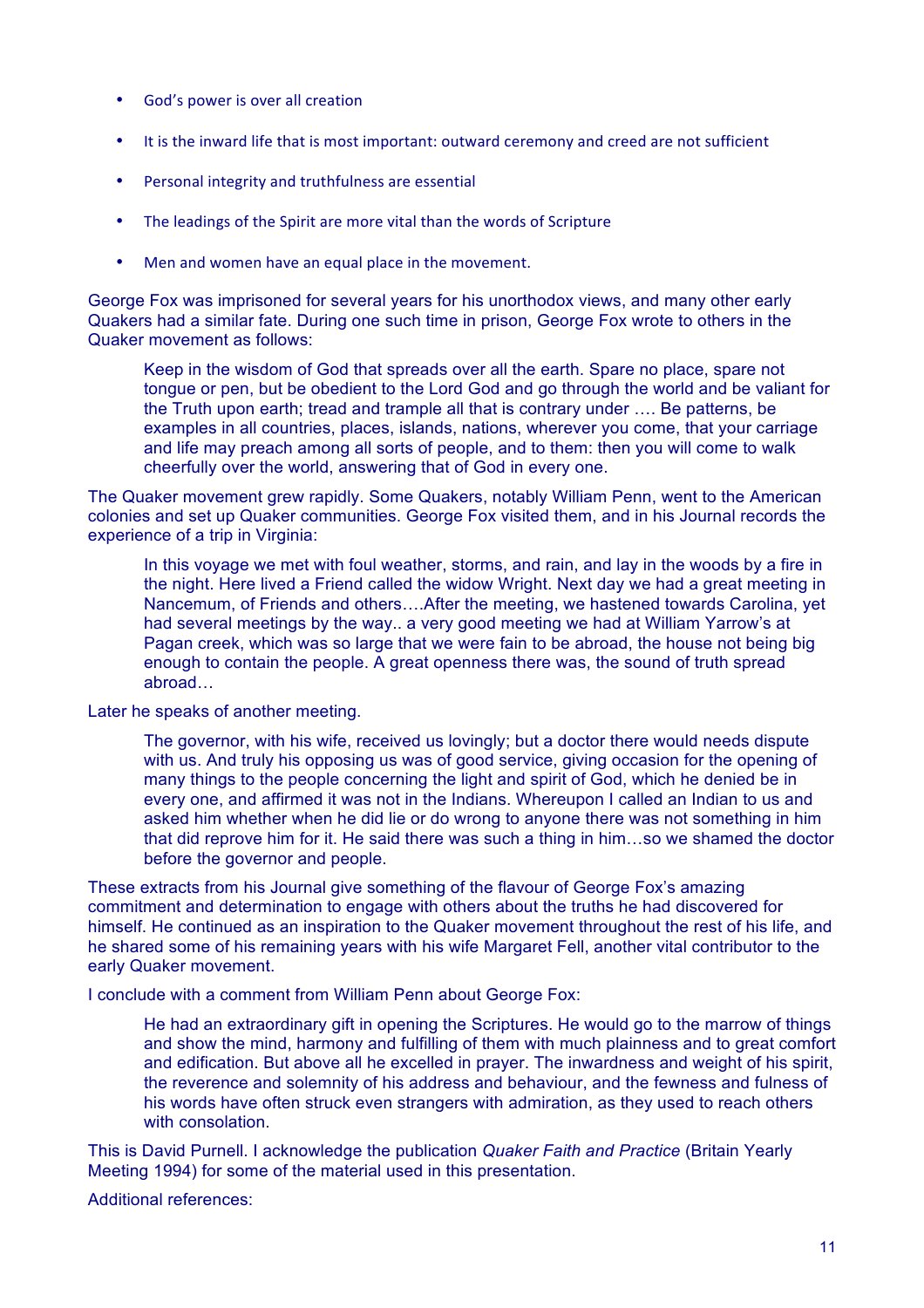- God's power is over all creation
- It is the inward life that is most important: outward ceremony and creed are not sufficient
- Personal integrity and truthfulness are essential
- The leadings of the Spirit are more vital than the words of Scripture
- Men and women have an equal place in the movement.

George Fox was imprisoned for several years for his unorthodox views, and many other early Quakers had a similar fate. During one such time in prison, George Fox wrote to others in the Quaker movement as follows:

> Keep in the wisdom of God that spreads over all the earth. Spare no place, spare not tongue or pen, but be obedient to the Lord God and go through the world and be valiant for the Truth upon earth; tread and trample all that is contrary under …. Be patterns, be examples in all countries, places, islands, nations, wherever you come, that your carriage and life may preach among all sorts of people, and to them: then you will come to walk cheerfully over the world, answering that of God in every one.

The Quaker movement grew rapidly. Some Quakers, notably William Penn, went to the American colonies and set up Quaker communities. George Fox visited them, and in his Journal records the experience of a trip in Virginia:

> In this voyage we met with foul weather, storms, and rain, and lay in the woods by a fire in the night. Here lived a Friend called the widow Wright. Next day we had a great meeting in Nancemum, of Friends and others….After the meeting, we hastened towards Carolina, yet had several meetings by the way.. a very good meeting we had at William Yarrow's at Pagan creek, which was so large that we were fain to be abroad, the house not being big enough to contain the people. A great openness there was, the sound of truth spread abroad…

Later he speaks of another meeting.

> The governor, with his wife, received us lovingly; but a doctor there would needs dispute with us. And truly his opposing us was of good service, giving occasion for the opening of many things to the people concerning the light and spirit of God, which he denied be in every one, and affirmed it was not in the Indians. Whereupon I called an Indian to us and asked him whether when he did lie or do wrong to anyone there was not something in him that did reprove him for it. He said there was such a thing in him…so we shamed the doctor before the governor and people.

These extracts from his Journal give something of the flavour of George Fox's amazing commitment and determination to engage with others about the truths he had discovered for himself. He continued as an inspiration to the Quaker movement throughout the rest of his life, and he shared some of his remaining years with his wife Margaret Fell, another vital contributor to the early Quaker movement.

I conclude with a comment from William Penn about George Fox:

> He had an extraordinary gift in opening the Scriptures. He would go to the marrow of things and show the mind, harmony and fulfilling of them with much plainness and to great comfort and edification. But above all he excelled in prayer. The inwardness and weight of his spirit, the reverence and solemnity of his address and behaviour, and the fewness and fulness of his words have often struck even strangers with admiration, as they used to reach others with consolation.

This is David Purnell. I acknowledge the publication *Quaker Faith and Practice* (Britain Yearly Meeting 1994) for some of the material used in this presentation.

Additional references: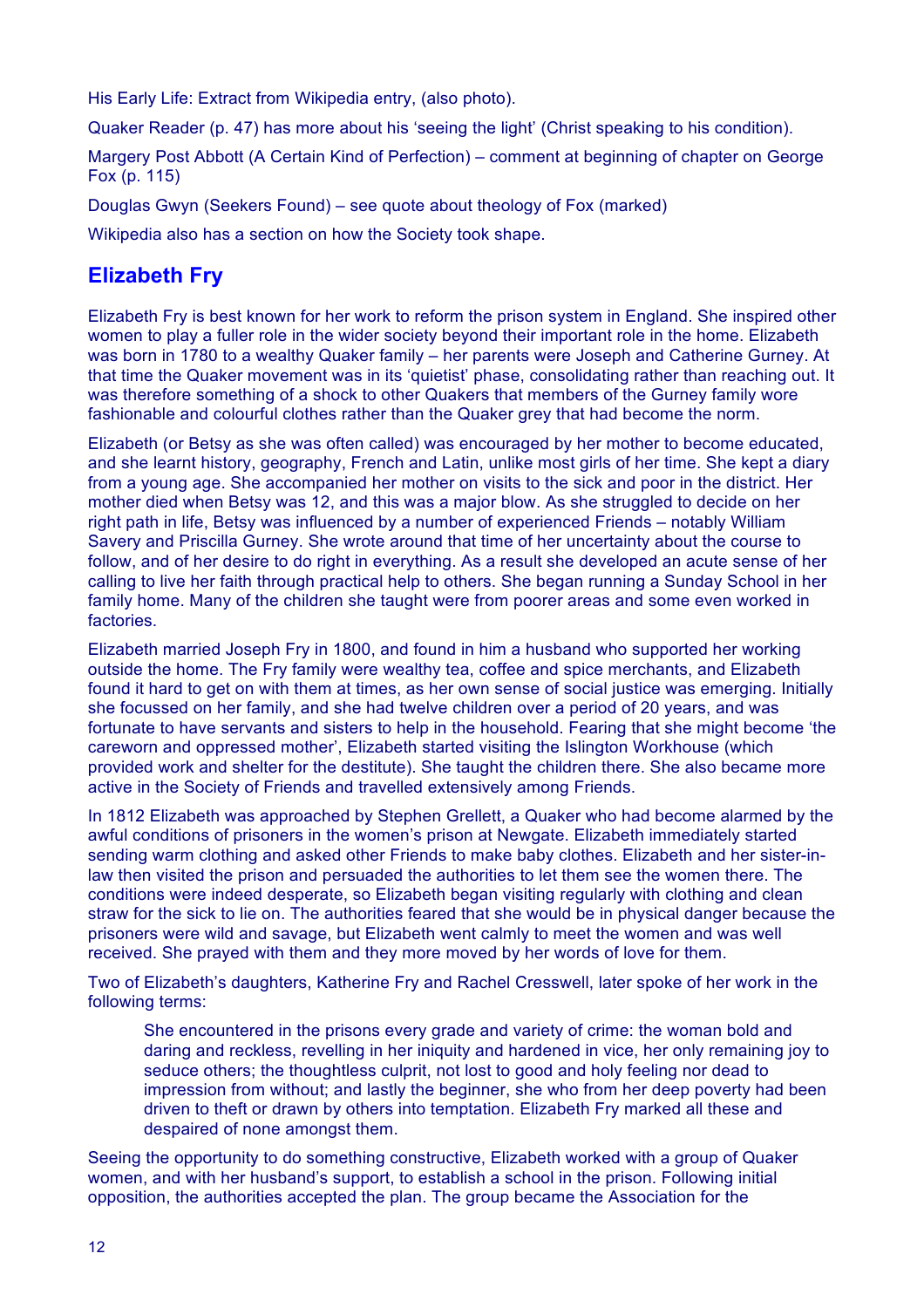His Early Life: Extract from Wikipedia entry, (also photo).

Quaker Reader (p. 47) has more about his 'seeing the light' (Christ speaking to his condition).

Margery Post Abbott (A Certain Kind of Perfection) – comment at beginning of chapter on George Fox (p. 115)

Douglas Gwyn (Seekers Found) – see quote about theology of Fox (marked)

Wikipedia also has a section on how the Society took shape.

## Elizabeth Fry

Elizabeth Fry is best known for her work to reform the prison system in England. She inspired other women to play a fuller role in the wider society beyond their important role in the home. Elizabeth was born in 1780 to a wealthy Quaker family – her parents were Joseph and Catherine Gurney. At that time the Quaker movement was in its 'quietist' phase, consolidating rather than reaching out. It was therefore something of a shock to other Quakers that members of the Gurney family wore fashionable and colourful clothes rather than the Quaker grey that had become the norm.

Elizabeth (or Betsy as she was often called) was encouraged by her mother to become educated, and she learnt history, geography, French and Latin, unlike most girls of her time. She kept a diary from a young age. She accompanied her mother on visits to the sick and poor in the district. Her mother died when Betsy was 12, and this was a major blow. As she struggled to decide on her right path in life, Betsy was influenced by a number of experienced Friends – notably William Savery and Priscilla Gurney. She wrote around that time of her uncertainty about the course to follow, and of her desire to do right in everything. As a result she developed an acute sense of her calling to live her faith through practical help to others. She began running a Sunday School in her family home. Many of the children she taught were from poorer areas and some even worked in factories.

Elizabeth married Joseph Fry in 1800, and found in him a husband who supported her working outside the home. The Fry family were wealthy tea, coffee and spice merchants, and Elizabeth found it hard to get on with them at times, as her own sense of social justice was emerging. Initially she focussed on her family, and she had twelve children over a period of 20 years, and was fortunate to have servants and sisters to help in the household. Fearing that she might become 'the careworn and oppressed mother', Elizabeth started visiting the Islington Workhouse (which provided work and shelter for the destitute). She taught the children there. She also became more active in the Society of Friends and travelled extensively among Friends.

In 1812 Elizabeth was approached by Stephen Grellett, a Quaker who had become alarmed by the awful conditions of prisoners in the women's prison at Newgate. Elizabeth immediately started sending warm clothing and asked other Friends to make baby clothes. Elizabeth and her sister-in-law then visited the prison and persuaded the authorities to let them see the women there. The conditions were indeed desperate, so Elizabeth began visiting regularly with clothing and clean straw for the sick to lie on. The authorities feared that she would be in physical danger because the prisoners were wild and savage, but Elizabeth went calmly to meet the women and was well received. She prayed with them and they more moved by her words of love for them.

Two of Elizabeth's daughters, Katherine Fry and Rachel Cresswell, later spoke of her work in the following terms:

> She encountered in the prisons every grade and variety of crime: the woman bold and daring and reckless, revelling in her iniquity and hardened in vice, her only remaining joy to seduce others; the thoughtless culprit, not lost to good and holy feeling nor dead to impression from without; and lastly the beginner, she who from her deep poverty had been driven to theft or drawn by others into temptation. Elizabeth Fry marked all these and despaired of none amongst them.

Seeing the opportunity to do something constructive, Elizabeth worked with a group of Quaker women, and with her husband's support, to establish a school in the prison. Following initial opposition, the authorities accepted the plan. The group became the Association for the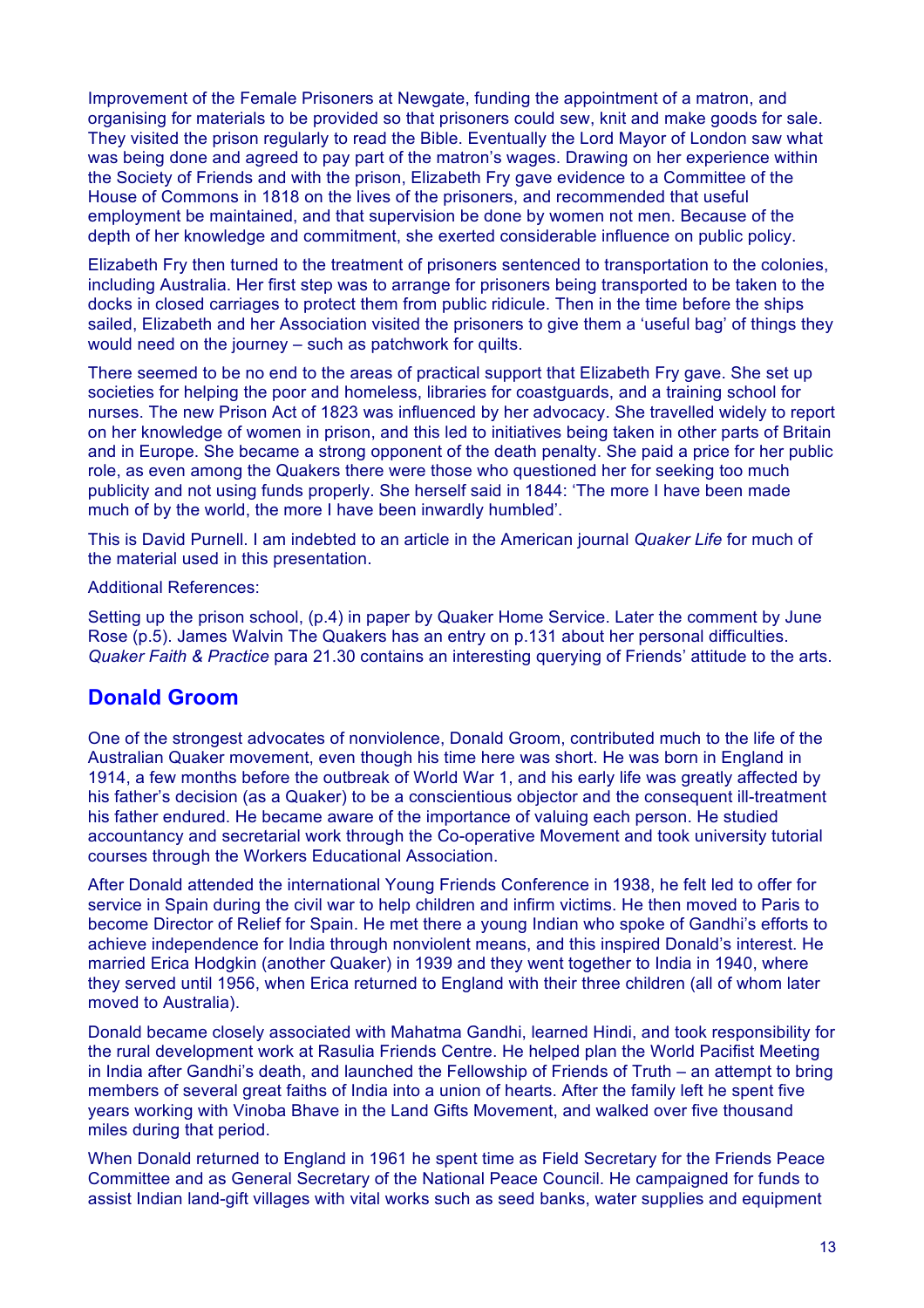Improvement of the Female Prisoners at Newgate, funding the appointment of a matron, and organising for materials to be provided so that prisoners could sew, knit and make goods for sale. They visited the prison regularly to read the Bible. Eventually the Lord Mayor of London saw what was being done and agreed to pay part of the matron's wages. Drawing on her experience within the Society of Friends and with the prison, Elizabeth Fry gave evidence to a Committee of the House of Commons in 1818 on the lives of the prisoners, and recommended that useful employment be maintained, and that supervision be done by women not men. Because of the depth of her knowledge and commitment, she exerted considerable influence on public policy.

Elizabeth Fry then turned to the treatment of prisoners sentenced to transportation to the colonies, including Australia. Her first step was to arrange for prisoners being transported to be taken to the docks in closed carriages to protect them from public ridicule. Then in the time before the ships sailed, Elizabeth and her Association visited the prisoners to give them a 'useful bag' of things they would need on the journey – such as patchwork for quilts.

There seemed to be no end to the areas of practical support that Elizabeth Fry gave. She set up societies for helping the poor and homeless, libraries for coastguards, and a training school for nurses. The new Prison Act of 1823 was influenced by her advocacy. She travelled widely to report on her knowledge of women in prison, and this led to initiatives being taken in other parts of Britain and in Europe. She became a strong opponent of the death penalty. She paid a price for her public role, as even among the Quakers there were those who questioned her for seeking too much publicity and not using funds properly. She herself said in 1844: 'The more I have been made much of by the world, the more I have been inwardly humbled'.

This is David Purnell. I am indebted to an article in the American journal *Quaker Life* for much of the material used in this presentation.

Additional References:

Setting up the prison school, (p.4) in paper by Quaker Home Service. Later the comment by June Rose (p.5). James Walvin The Quakers has an entry on p.131 about her personal difficulties. *Quaker Faith & Practice* para 21.30 contains an interesting querying of Friends' attitude to the arts.

## Donald Groom

One of the strongest advocates of nonviolence, Donald Groom, contributed much to the life of the Australian Quaker movement, even though his time here was short. He was born in England in 1914, a few months before the outbreak of World War 1, and his early life was greatly affected by his father's decision (as a Quaker) to be a conscientious objector and the consequent ill-treatment his father endured. He became aware of the importance of valuing each person. He studied accountancy and secretarial work through the Co-operative Movement and took university tutorial courses through the Workers Educational Association.

After Donald attended the international Young Friends Conference in 1938, he felt led to offer for service in Spain during the civil war to help children and infirm victims. He then moved to Paris to become Director of Relief for Spain. He met there a young Indian who spoke of Gandhi's efforts to achieve independence for India through nonviolent means, and this inspired Donald's interest. He married Erica Hodgkin (another Quaker) in 1939 and they went together to India in 1940, where they served until 1956, when Erica returned to England with their three children (all of whom later moved to Australia).

Donald became closely associated with Mahatma Gandhi, learned Hindi, and took responsibility for the rural development work at Rasulia Friends Centre. He helped plan the World Pacifist Meeting in India after Gandhi's death, and launched the Fellowship of Friends of Truth – an attempt to bring members of several great faiths of India into a union of hearts. After the family left he spent five years working with Vinoba Bhave in the Land Gifts Movement, and walked over five thousand miles during that period.

When Donald returned to England in 1961 he spent time as Field Secretary for the Friends Peace Committee and as General Secretary of the National Peace Council. He campaigned for funds to assist Indian land-gift villages with vital works such as seed banks, water supplies and equipment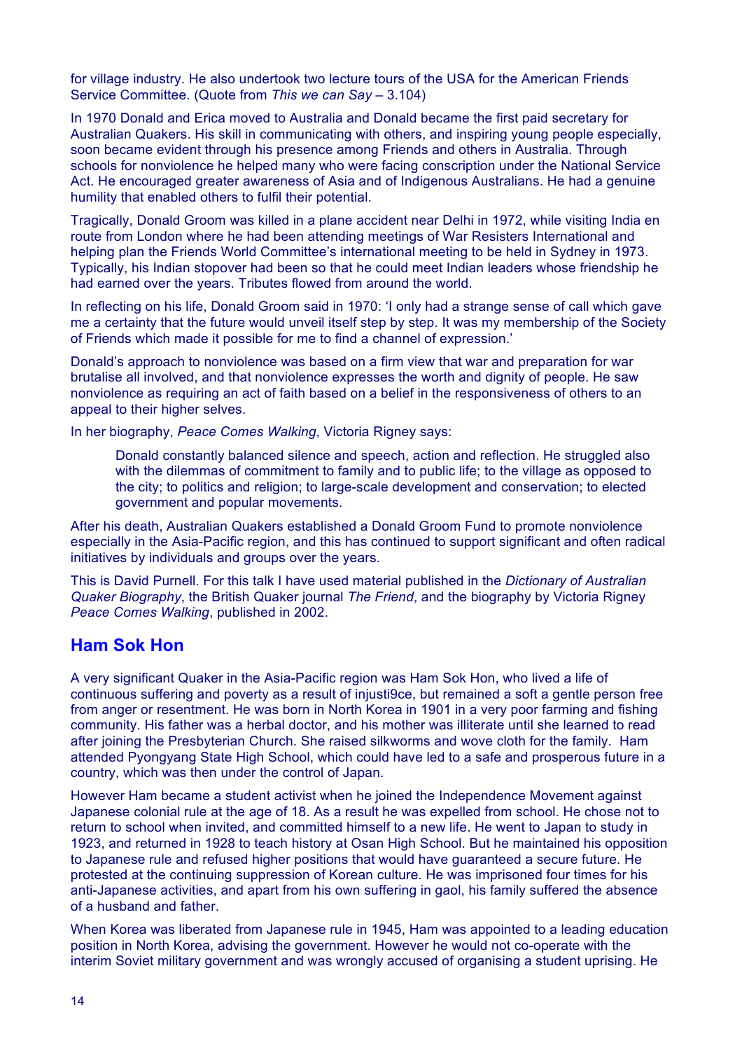for village industry. He also undertook two lecture tours of the USA for the American Friends Service Committee. (Quote from *This we can Say* – 3.104)

In 1970 Donald and Erica moved to Australia and Donald became the first paid secretary for Australian Quakers. His skill in communicating with others, and inspiring young people especially, soon became evident through his presence among Friends and others in Australia. Through schools for nonviolence he helped many who were facing conscription under the National Service Act. He encouraged greater awareness of Asia and of Indigenous Australians. He had a genuine humility that enabled others to fulfil their potential.

Tragically, Donald Groom was killed in a plane accident near Delhi in 1972, while visiting India en route from London where he had been attending meetings of War Resisters International and helping plan the Friends World Committee's international meeting to be held in Sydney in 1973. Typically, his Indian stopover had been so that he could meet Indian leaders whose friendship he had earned over the years. Tributes flowed from around the world.

In reflecting on his life, Donald Groom said in 1970: 'I only had a strange sense of call which gave me a certainty that the future would unveil itself step by step. It was my membership of the Society of Friends which made it possible for me to find a channel of expression.'

Donald's approach to nonviolence was based on a firm view that war and preparation for war brutalise all involved, and that nonviolence expresses the worth and dignity of people. He saw nonviolence as requiring an act of faith based on a belief in the responsiveness of others to an appeal to their higher selves.

In her biography, *Peace Comes Walking*, Victoria Rigney says:

> Donald constantly balanced silence and speech, action and reflection. He struggled also with the dilemmas of commitment to family and to public life; to the village as opposed to the city; to politics and religion; to large-scale development and conservation; to elected government and popular movements.

After his death, Australian Quakers established a Donald Groom Fund to promote nonviolence especially in the Asia-Pacific region, and this has continued to support significant and often radical initiatives by individuals and groups over the years.

This is David Purnell. For this talk I have used material published in the *Dictionary of Australian Quaker Biography*, the British Quaker journal *The Friend*, and the biography by Victoria Rigney *Peace Comes Walking*, published in 2002.

## Ham Sok Hon

A very significant Quaker in the Asia-Pacific region was Ham Sok Hon, who lived a life of continuous suffering and poverty as a result of injusti9ce, but remained a soft a gentle person free from anger or resentment. He was born in North Korea in 1901 in a very poor farming and fishing community. His father was a herbal doctor, and his mother was illiterate until she learned to read after joining the Presbyterian Church. She raised silkworms and wove cloth for the family. Ham attended Pyongyang State High School, which could have led to a safe and prosperous future in a country, which was then under the control of Japan.

However Ham became a student activist when he joined the Independence Movement against Japanese colonial rule at the age of 18. As a result he was expelled from school. He chose not to return to school when invited, and committed himself to a new life. He went to Japan to study in 1923, and returned in 1928 to teach history at Osan High School. But he maintained his opposition to Japanese rule and refused higher positions that would have guaranteed a secure future. He protested at the continuing suppression of Korean culture. He was imprisoned four times for his anti-Japanese activities, and apart from his own suffering in gaol, his family suffered the absence of a husband and father.

When Korea was liberated from Japanese rule in 1945, Ham was appointed to a leading education position in North Korea, advising the government. However he would not co-operate with the interim Soviet military government and was wrongly accused of organising a student uprising. He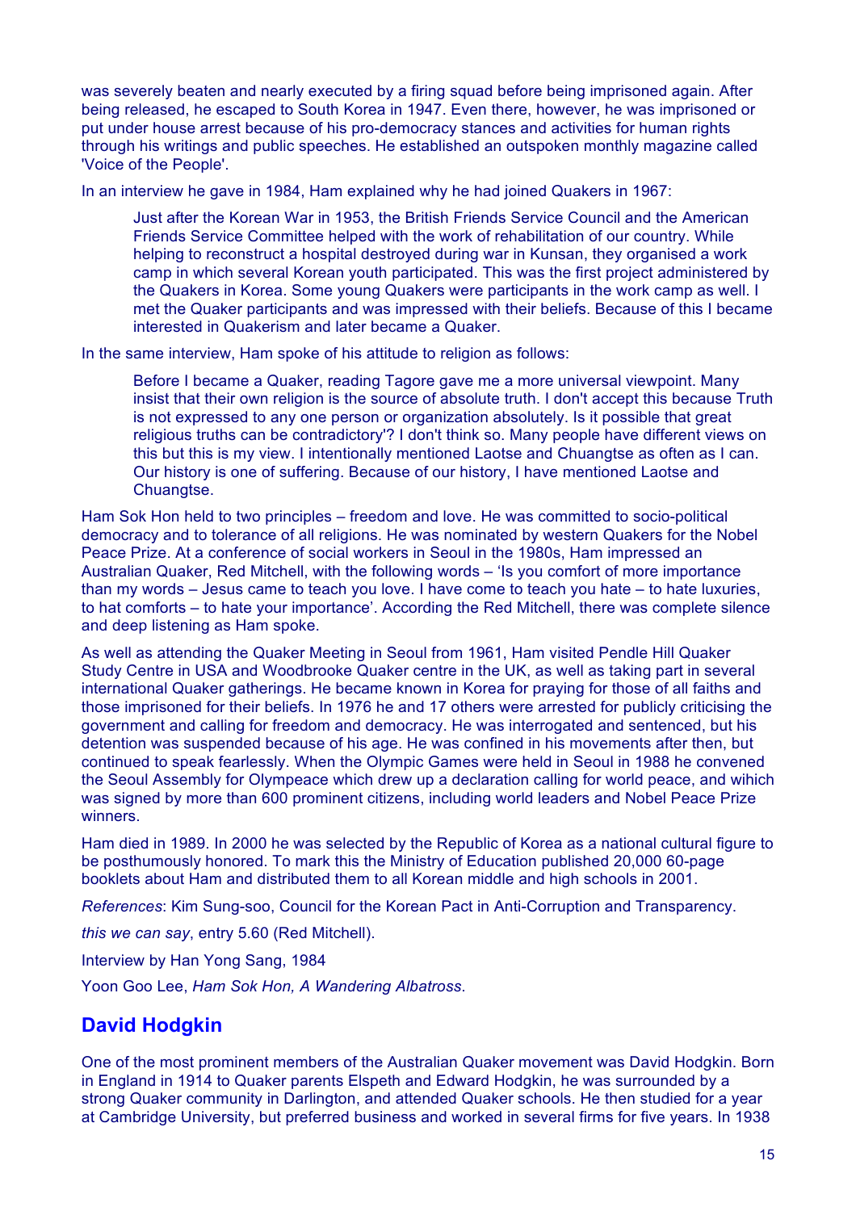was severely beaten and nearly executed by a firing squad before being imprisoned again. After being released, he escaped to South Korea in 1947. Even there, however, he was imprisoned or put under house arrest because of his pro-democracy stances and activities for human rights through his writings and public speeches. He established an outspoken monthly magazine called 'Voice of the People'.

In an interview he gave in 1984, Ham explained why he had joined Quakers in 1967:

> Just after the Korean War in 1953, the British Friends Service Council and the American Friends Service Committee helped with the work of rehabilitation of our country. While helping to reconstruct a hospital destroyed during war in Kunsan, they organised a work camp in which several Korean youth participated. This was the first project administered by the Quakers in Korea. Some young Quakers were participants in the work camp as well. I met the Quaker participants and was impressed with their beliefs. Because of this I became interested in Quakerism and later became a Quaker.

In the same interview, Ham spoke of his attitude to religion as follows:

> Before I became a Quaker, reading Tagore gave me a more universal viewpoint. Many insist that their own religion is the source of absolute truth. I don't accept this because Truth is not expressed to any one person or organization absolutely. Is it possible that great religious truths can be contradictory'? I don't think so. Many people have different views on this but this is my view. I intentionally mentioned Laotse and Chuangtse as often as I can. Our history is one of suffering. Because of our history, I have mentioned Laotse and Chuangtse.

Ham Sok Hon held to two principles – freedom and love. He was committed to socio-political democracy and to tolerance of all religions. He was nominated by western Quakers for the Nobel Peace Prize. At a conference of social workers in Seoul in the 1980s, Ham impressed an Australian Quaker, Red Mitchell, with the following words – 'Is you comfort of more importance than my words – Jesus came to teach you love. I have come to teach you hate – to hate luxuries, to hat comforts – to hate your importance'. According the Red Mitchell, there was complete silence and deep listening as Ham spoke.

As well as attending the Quaker Meeting in Seoul from 1961, Ham visited Pendle Hill Quaker Study Centre in USA and Woodbrooke Quaker centre in the UK, as well as taking part in several international Quaker gatherings. He became known in Korea for praying for those of all faiths and those imprisoned for their beliefs. In 1976 he and 17 others were arrested for publicly criticising the government and calling for freedom and democracy. He was interrogated and sentenced, but his detention was suspended because of his age. He was confined in his movements after then, but continued to speak fearlessly. When the Olympic Games were held in Seoul in 1988 he convened the Seoul Assembly for Olympeace which drew up a declaration calling for world peace, and which was signed by more than 600 prominent citizens, including world leaders and Nobel Peace Prize winners.

Ham died in 1989. In 2000 he was selected by the Republic of Korea as a national cultural figure to be posthumously honored. To mark this the Ministry of Education published 20,000 60-page booklets about Ham and distributed them to all Korean middle and high schools in 2001.

*References*: Kim Sung-soo, Council for the Korean Pact in Anti-Corruption and Transparency.

*this we can say*, entry 5.60 (Red Mitchell).

Interview by Han Yong Sang, 1984

Yoon Goo Lee, *Ham Sok Hon, A Wandering Albatross*.

## David Hodgkin

One of the most prominent members of the Australian Quaker movement was David Hodgkin. Born in England in 1914 to Quaker parents Elspeth and Edward Hodgkin, he was surrounded by a strong Quaker community in Darlington, and attended Quaker schools. He then studied for a year at Cambridge University, but preferred business and worked in several firms for five years. In 1938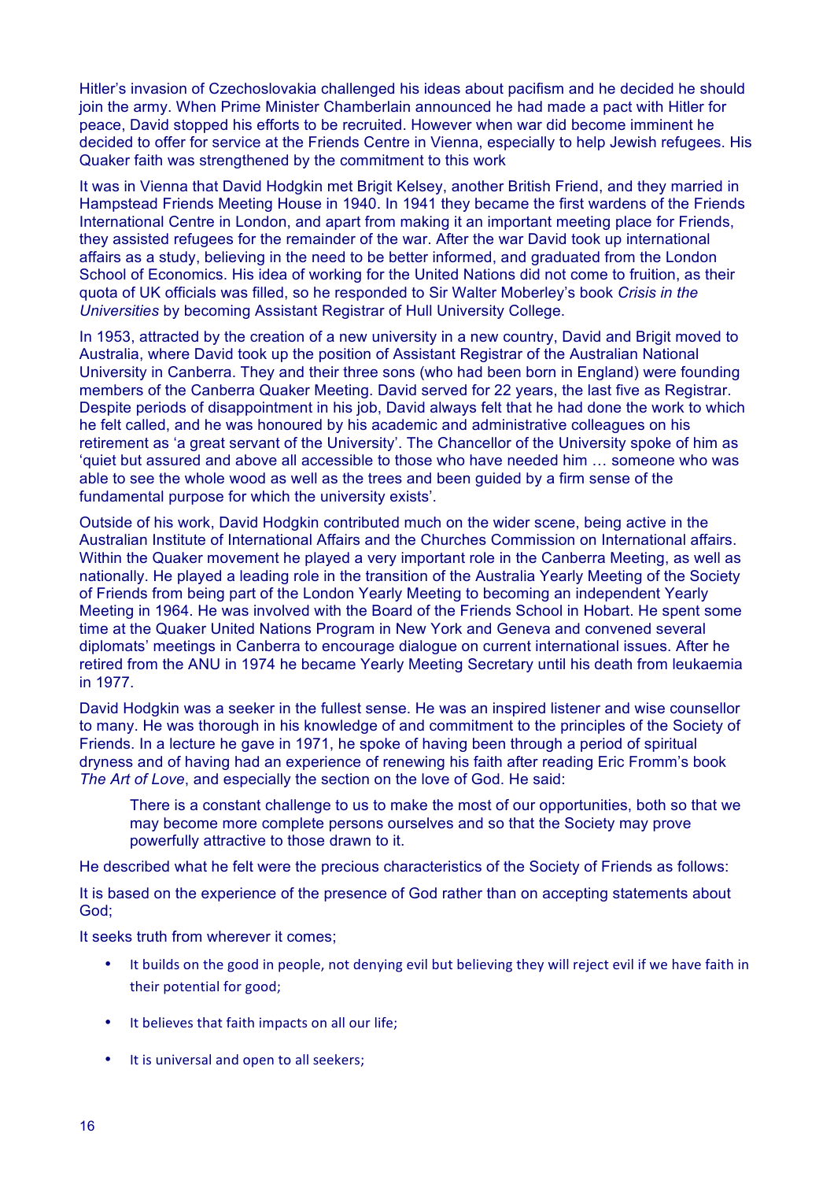Hitler's invasion of Czechoslovakia challenged his ideas about pacifism and he decided he should join the army. When Prime Minister Chamberlain announced he had made a pact with Hitler for peace, David stopped his efforts to be recruited. However when war did become imminent he decided to offer for service at the Friends Centre in Vienna, especially to help Jewish refugees. His Quaker faith was strengthened by the commitment to this work

It was in Vienna that David Hodgkin met Brigit Kelsey, another British Friend, and they married in Hampstead Friends Meeting House in 1940. In 1941 they became the first wardens of the Friends International Centre in London, and apart from making it an important meeting place for Friends, they assisted refugees for the remainder of the war. After the war David took up international affairs as a study, believing in the need to be better informed, and graduated from the London School of Economics. His idea of working for the United Nations did not come to fruition, as their quota of UK officials was filled, so he responded to Sir Walter Moberley's book *Crisis in the Universities* by becoming Assistant Registrar of Hull University College.

In 1953, attracted by the creation of a new university in a new country, David and Brigit moved to Australia, where David took up the position of Assistant Registrar of the Australian National University in Canberra. They and their three sons (who had been born in England) were founding members of the Canberra Quaker Meeting. David served for 22 years, the last five as Registrar. Despite periods of disappointment in his job, David always felt that he had done the work to which he felt called, and he was honoured by his academic and administrative colleagues on his retirement as 'a great servant of the University'. The Chancellor of the University spoke of him as 'quiet but assured and above all accessible to those who have needed him … someone who was able to see the whole wood as well as the trees and been guided by a firm sense of the fundamental purpose for which the university exists'.

Outside of his work, David Hodgkin contributed much on the wider scene, being active in the Australian Institute of International Affairs and the Churches Commission on International affairs. Within the Quaker movement he played a very important role in the Canberra Meeting, as well as nationally. He played a leading role in the transition of the Australia Yearly Meeting of the Society of Friends from being part of the London Yearly Meeting to becoming an independent Yearly Meeting in 1964. He was involved with the Board of the Friends School in Hobart. He spent some time at the Quaker United Nations Program in New York and Geneva and convened several diplomats' meetings in Canberra to encourage dialogue on current international issues. After he retired from the ANU in 1974 he became Yearly Meeting Secretary until his death from leukaemia in 1977.

David Hodgkin was a seeker in the fullest sense. He was an inspired listener and wise counsellor to many. He was thorough in his knowledge of and commitment to the principles of the Society of Friends. In a lecture he gave in 1971, he spoke of having been through a period of spiritual dryness and of having had an experience of renewing his faith after reading Eric Fromm's book *The Art of Love*, and especially the section on the love of God. He said:

> There is a constant challenge to us to make the most of our opportunities, both so that we may become more complete persons ourselves and so that the Society may prove powerfully attractive to those drawn to it.

He described what he felt were the precious characteristics of the Society of Friends as follows:

It is based on the experience of the presence of God rather than on accepting statements about God;

It seeks truth from wherever it comes;

- It builds on the good in people, not denying evil but believing they will reject evil if we have faith in their potential for good;
- It believes that faith impacts on all our life;
- It is universal and open to all seekers;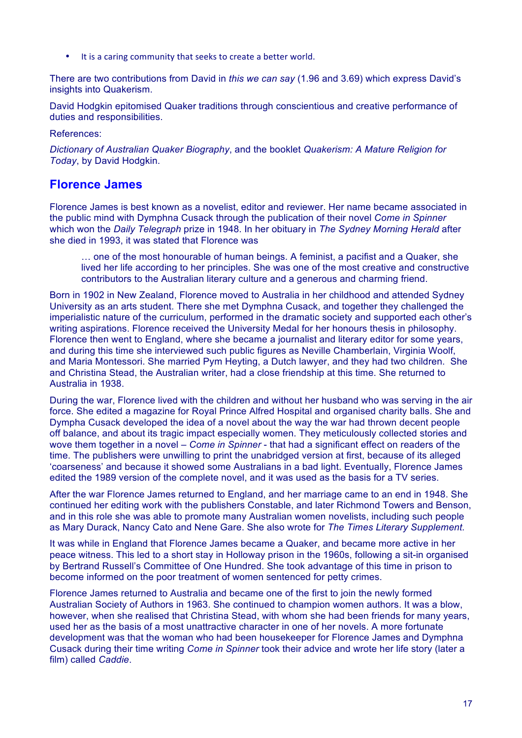- It is a caring community that seeks to create a better world.

There are two contributions from David in *this we can say* (1.96 and 3.69) which express David's insights into Quakerism.

David Hodgkin epitomised Quaker traditions through conscientious and creative performance of duties and responsibilities.

References:

*Dictionary of Australian Quaker Biography*, and the booklet *Quakerism: A Mature Religion for Today*, by David Hodgkin.

## Florence James

Florence James is best known as a novelist, editor and reviewer. Her name became associated in the public mind with Dymphna Cusack through the publication of their novel *Come in Spinner* which won the *Daily Telegraph* prize in 1948. In her obituary in *The Sydney Morning Herald* after she died in 1993, it was stated that Florence was

> … one of the most honourable of human beings. A feminist, a pacifist and a Quaker, she lived her life according to her principles. She was one of the most creative and constructive contributors to the Australian literary culture and a generous and charming friend.

Born in 1902 in New Zealand, Florence moved to Australia in her childhood and attended Sydney University as an arts student. There she met Dymphna Cusack, and together they challenged the imperialistic nature of the curriculum, performed in the dramatic society and supported each other's writing aspirations. Florence received the University Medal for her honours thesis in philosophy. Florence then went to England, where she became a journalist and literary editor for some years, and during this time she interviewed such public figures as Neville Chamberlain, Virginia Woolf, and Maria Montessori. She married Pym Heyting, a Dutch lawyer, and they had two children. She and Christina Stead, the Australian writer, had a close friendship at this time. She returned to Australia in 1938.

During the war, Florence lived with the children and without her husband who was serving in the air force. She edited a magazine for Royal Prince Alfred Hospital and organised charity balls. She and Dympha Cusack developed the idea of a novel about the way the war had thrown decent people off balance, and about its tragic impact especially women. They meticulously collected stories and wove them together in a novel – *Come in Spinner* - that had a significant effect on readers of the time. The publishers were unwilling to print the unabridged version at first, because of its alleged 'coarseness' and because it showed some Australians in a bad light. Eventually, Florence James edited the 1989 version of the complete novel, and it was used as the basis for a TV series.

After the war Florence James returned to England, and her marriage came to an end in 1948. She continued her editing work with the publishers Constable, and later Richmond Towers and Benson, and in this role she was able to promote many Australian women novelists, including such people as Mary Durack, Nancy Cato and Nene Gare. She also wrote for *The Times Literary Supplement.*

It was while in England that Florence James became a Quaker, and became more active in her peace witness. This led to a short stay in Holloway prison in the 1960s, following a sit-in organised by Bertrand Russell's Committee of One Hundred. She took advantage of this time in prison to become informed on the poor treatment of women sentenced for petty crimes.

Florence James returned to Australia and became one of the first to join the newly formed Australian Society of Authors in 1963. She continued to champion women authors. It was a blow, however, when she realised that Christina Stead, with whom she had been friends for many years, used her as the basis of a most unattractive character in one of her novels. A more fortunate development was that the woman who had been housekeeper for Florence James and Dymphna Cusack during their time writing *Come in Spinner* took their advice and wrote her life story (later a film) called *Caddie*.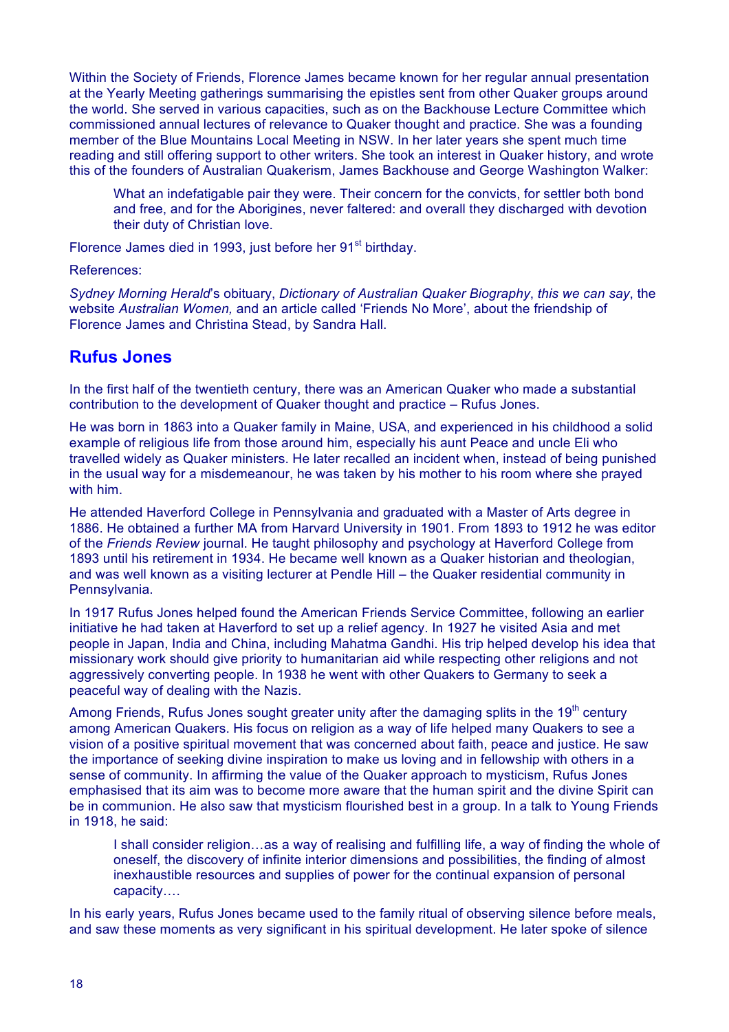Within the Society of Friends, Florence James became known for her regular annual presentation at the Yearly Meeting gatherings summarising the epistles sent from other Quaker groups around the world. She served in various capacities, such as on the Backhouse Lecture Committee which commissioned annual lectures of relevance to Quaker thought and practice. She was a founding member of the Blue Mountains Local Meeting in NSW. In her later years she spent much time reading and still offering support to other writers. She took an interest in Quaker history, and wrote this of the founders of Australian Quakerism, James Backhouse and George Washington Walker:

> What an indefatigable pair they were. Their concern for the convicts, for settler both bond and free, and for the Aborigines, never faltered: and overall they discharged with devotion their duty of Christian love.

Florence James died in 1993, just before her 91st birthday.

References:

*Sydney Morning Herald*'s obituary, *Dictionary of Australian Quaker Biography*, *this we can say*, the website *Australian Women,* and an article called 'Friends No More', about the friendship of Florence James and Christina Stead, by Sandra Hall.

## Rufus Jones

In the first half of the twentieth century, there was an American Quaker who made a substantial contribution to the development of Quaker thought and practice – Rufus Jones.

He was born in 1863 into a Quaker family in Maine, USA, and experienced in his childhood a solid example of religious life from those around him, especially his aunt Peace and uncle Eli who travelled widely as Quaker ministers. He later recalled an incident when, instead of being punished in the usual way for a misdemeanour, he was taken by his mother to his room where she prayed with him.

He attended Haverford College in Pennsylvania and graduated with a Master of Arts degree in 1886. He obtained a further MA from Harvard University in 1901. From 1893 to 1912 he was editor of the *Friends Review* journal. He taught philosophy and psychology at Haverford College from 1893 until his retirement in 1934. He became well known as a Quaker historian and theologian, and was well known as a visiting lecturer at Pendle Hill – the Quaker residential community in Pennsylvania.

In 1917 Rufus Jones helped found the American Friends Service Committee, following an earlier initiative he had taken at Haverford to set up a relief agency. In 1927 he visited Asia and met people in Japan, India and China, including Mahatma Gandhi. His trip helped develop his idea that missionary work should give priority to humanitarian aid while respecting other religions and not aggressively converting people. In 1938 he went with other Quakers to Germany to seek a peaceful way of dealing with the Nazis.

Among Friends, Rufus Jones sought greater unity after the damaging splits in the 19th century among American Quakers. His focus on religion as a way of life helped many Quakers to see a vision of a positive spiritual movement that was concerned about faith, peace and justice. He saw the importance of seeking divine inspiration to make us loving and in fellowship with others in a sense of community. In affirming the value of the Quaker approach to mysticism, Rufus Jones emphasised that its aim was to become more aware that the human spirit and the divine Spirit can be in communion. He also saw that mysticism flourished best in a group. In a talk to Young Friends in 1918, he said:

> I shall consider religion…as a way of realising and fulfilling life, a way of finding the whole of oneself, the discovery of infinite interior dimensions and possibilities, the finding of almost inexhaustible resources and supplies of power for the continual expansion of personal capacity….

In his early years, Rufus Jones became used to the family ritual of observing silence before meals, and saw these moments as very significant in his spiritual development. He later spoke of silence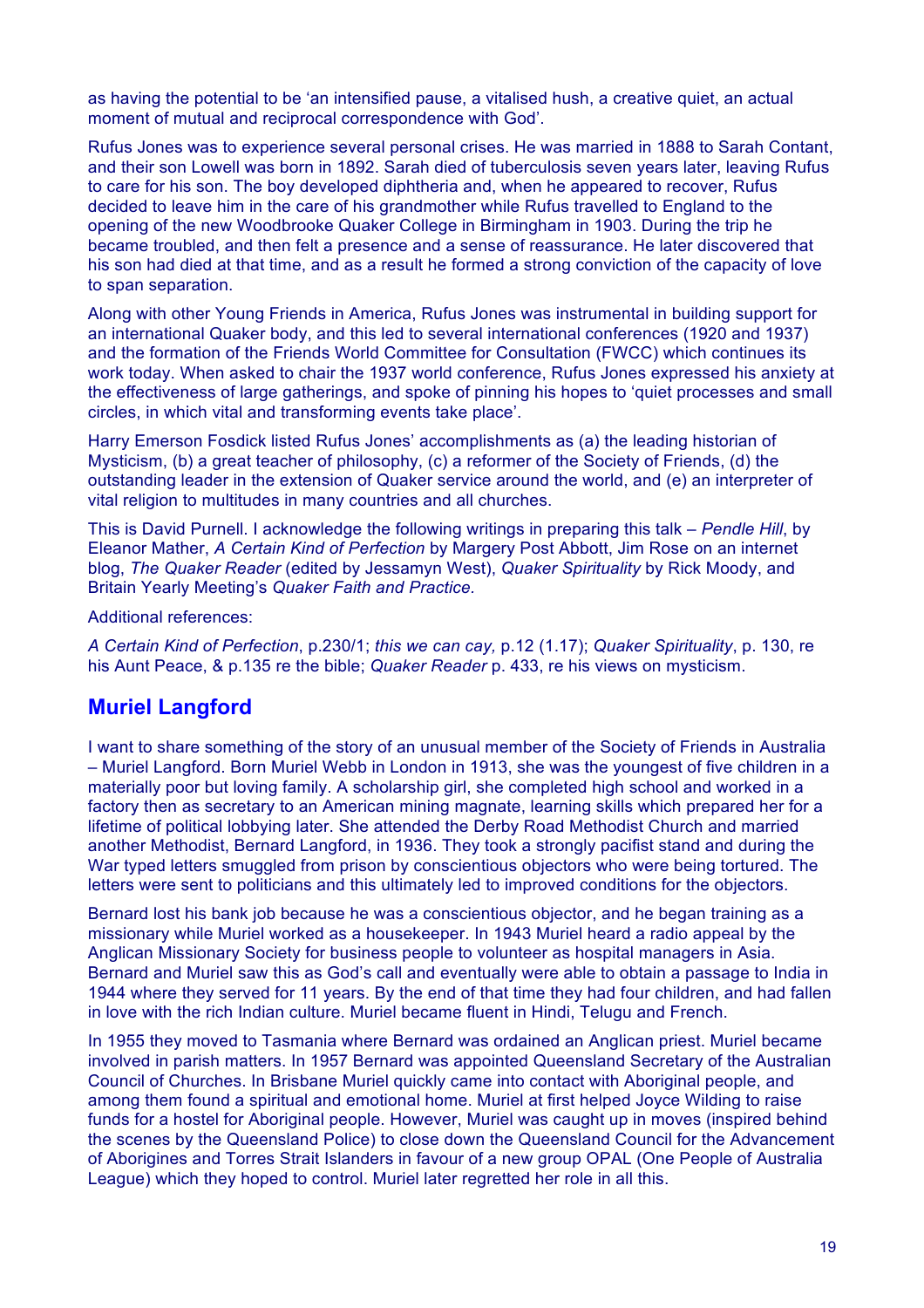as having the potential to be 'an intensified pause, a vitalised hush, a creative quiet, an actual moment of mutual and reciprocal correspondence with God'.

Rufus Jones was to experience several personal crises. He was married in 1888 to Sarah Contant, and their son Lowell was born in 1892. Sarah died of tuberculosis seven years later, leaving Rufus to care for his son. The boy developed diphtheria and, when he appeared to recover, Rufus decided to leave him in the care of his grandmother while Rufus travelled to England to the opening of the new Woodbrooke Quaker College in Birmingham in 1903. During the trip he became troubled, and then felt a presence and a sense of reassurance. He later discovered that his son had died at that time, and as a result he formed a strong conviction of the capacity of love to span separation.

Along with other Young Friends in America, Rufus Jones was instrumental in building support for an international Quaker body, and this led to several international conferences (1920 and 1937) and the formation of the Friends World Committee for Consultation (FWCC) which continues its work today. When asked to chair the 1937 world conference, Rufus Jones expressed his anxiety at the effectiveness of large gatherings, and spoke of pinning his hopes to 'quiet processes and small circles, in which vital and transforming events take place'.

Harry Emerson Fosdick listed Rufus Jones' accomplishments as (a) the leading historian of Mysticism, (b) a great teacher of philosophy, (c) a reformer of the Society of Friends, (d) the outstanding leader in the extension of Quaker service around the world, and (e) an interpreter of vital religion to multitudes in many countries and all churches.

This is David Purnell. I acknowledge the following writings in preparing this talk – *Pendle Hill*, by Eleanor Mather, *A Certain Kind of Perfection* by Margery Post Abbott, Jim Rose on an internet blog, *The Quaker Reader* (edited by Jessamyn West), *Quaker Spirituality* by Rick Moody, and Britain Yearly Meeting's *Quaker Faith and Practice.*

Additional references:

*A Certain Kind of Perfection*, p.230/1; *this we can cay,* p.12 (1.17); *Quaker Spirituality*, p. 130, re his Aunt Peace, & p.135 re the bible; *Quaker Reader* p. 433, re his views on mysticism.

## Muriel Langford

I want to share something of the story of an unusual member of the Society of Friends in Australia – Muriel Langford. Born Muriel Webb in London in 1913, she was the youngest of five children in a materially poor but loving family. A scholarship girl, she completed high school and worked in a factory then as secretary to an American mining magnate, learning skills which prepared her for a lifetime of political lobbying later. She attended the Derby Road Methodist Church and married another Methodist, Bernard Langford, in 1936. They took a strongly pacifist stand and during the War typed letters smuggled from prison by conscientious objectors who were being tortured. The letters were sent to politicians and this ultimately led to improved conditions for the objectors.

Bernard lost his bank job because he was a conscientious objector, and he began training as a missionary while Muriel worked as a housekeeper. In 1943 Muriel heard a radio appeal by the Anglican Missionary Society for business people to volunteer as hospital managers in Asia. Bernard and Muriel saw this as God's call and eventually were able to obtain a passage to India in 1944 where they served for 11 years. By the end of that time they had four children, and had fallen in love with the rich Indian culture. Muriel became fluent in Hindi, Telugu and French.

In 1955 they moved to Tasmania where Bernard was ordained an Anglican priest. Muriel became involved in parish matters. In 1957 Bernard was appointed Queensland Secretary of the Australian Council of Churches. In Brisbane Muriel quickly came into contact with Aboriginal people, and among them found a spiritual and emotional home. Muriel at first helped Joyce Wilding to raise funds for a hostel for Aboriginal people. However, Muriel was caught up in moves (inspired behind the scenes by the Queensland Police) to close down the Queensland Council for the Advancement of Aborigines and Torres Strait Islanders in favour of a new group OPAL (One People of Australia League) which they hoped to control. Muriel later regretted her role in all this.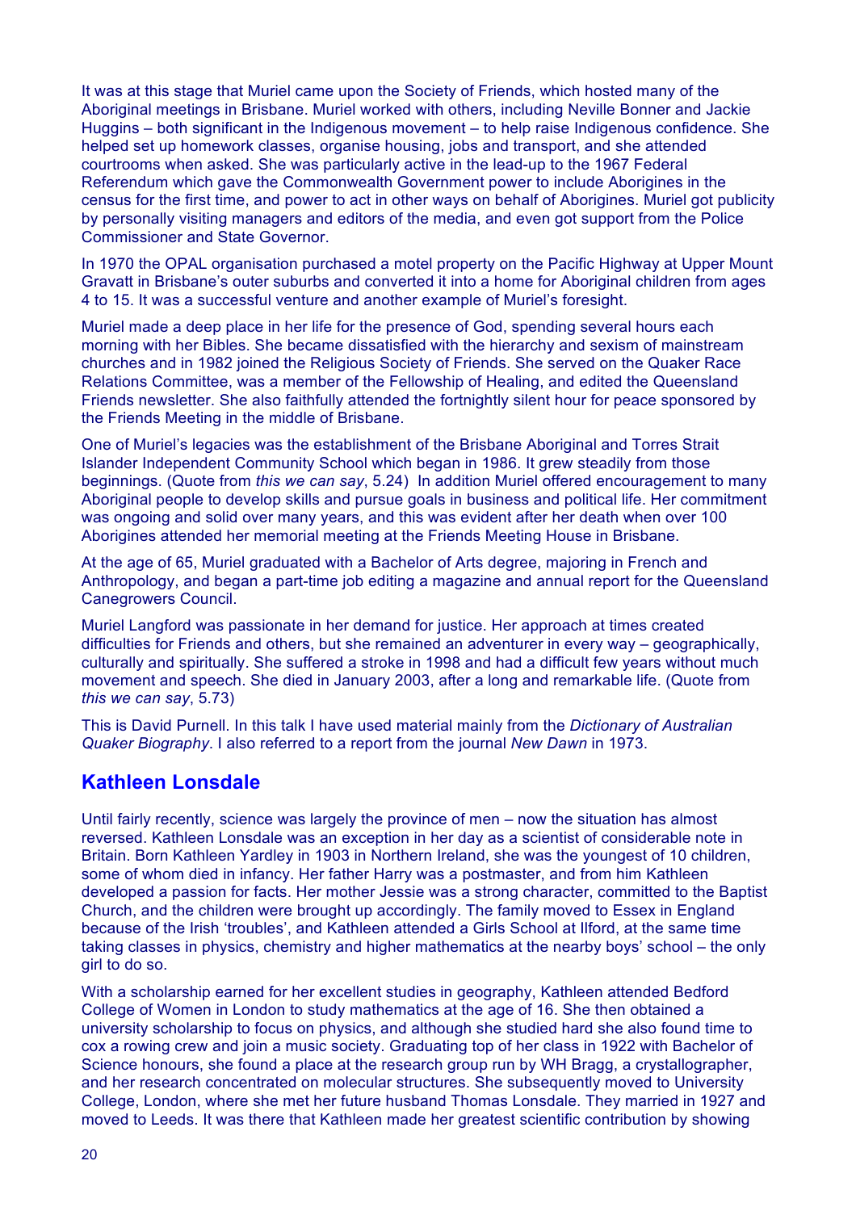It was at this stage that Muriel came upon the Society of Friends, which hosted many of the Aboriginal meetings in Brisbane. Muriel worked with others, including Neville Bonner and Jackie Huggins – both significant in the Indigenous movement – to help raise Indigenous confidence. She helped set up homework classes, organise housing, jobs and transport, and she attended courtrooms when asked. She was particularly active in the lead-up to the 1967 Federal Referendum which gave the Commonwealth Government power to include Aborigines in the census for the first time, and power to act in other ways on behalf of Aborigines. Muriel got publicity by personally visiting managers and editors of the media, and even got support from the Police Commissioner and State Governor.

In 1970 the OPAL organisation purchased a motel property on the Pacific Highway at Upper Mount Gravatt in Brisbane's outer suburbs and converted it into a home for Aboriginal children from ages 4 to 15. It was a successful venture and another example of Muriel's foresight.

Muriel made a deep place in her life for the presence of God, spending several hours each morning with her Bibles. She became dissatisfied with the hierarchy and sexism of mainstream churches and in 1982 joined the Religious Society of Friends. She served on the Quaker Race Relations Committee, was a member of the Fellowship of Healing, and edited the Queensland Friends newsletter. She also faithfully attended the fortnightly silent hour for peace sponsored by the Friends Meeting in the middle of Brisbane.

One of Muriel's legacies was the establishment of the Brisbane Aboriginal and Torres Strait Islander Independent Community School which began in 1986. It grew steadily from those beginnings. (Quote from *this we can say*, 5.24) In addition Muriel offered encouragement to many Aboriginal people to develop skills and pursue goals in business and political life. Her commitment was ongoing and solid over many years, and this was evident after her death when over 100 Aborigines attended her memorial meeting at the Friends Meeting House in Brisbane.

At the age of 65, Muriel graduated with a Bachelor of Arts degree, majoring in French and Anthropology, and began a part-time job editing a magazine and annual report for the Queensland Canegrowers Council.

Muriel Langford was passionate in her demand for justice. Her approach at times created difficulties for Friends and others, but she remained an adventurer in every way – geographically, culturally and spiritually. She suffered a stroke in 1998 and had a difficult few years without much movement and speech. She died in January 2003, after a long and remarkable life. (Quote from *this we can say*, 5.73)

This is David Purnell. In this talk I have used material mainly from the *Dictionary of Australian Quaker Biography*. I also referred to a report from the journal *New Dawn* in 1973.

## Kathleen Lonsdale

Until fairly recently, science was largely the province of men – now the situation has almost reversed. Kathleen Lonsdale was an exception in her day as a scientist of considerable note in Britain. Born Kathleen Yardley in 1903 in Northern Ireland, she was the youngest of 10 children, some of whom died in infancy. Her father Harry was a postmaster, and from him Kathleen developed a passion for facts. Her mother Jessie was a strong character, committed to the Baptist Church, and the children were brought up accordingly. The family moved to Essex in England because of the Irish 'troubles', and Kathleen attended a Girls School at Ilford, at the same time taking classes in physics, chemistry and higher mathematics at the nearby boys' school – the only girl to do so.

With a scholarship earned for her excellent studies in geography, Kathleen attended Bedford College of Women in London to study mathematics at the age of 16. She then obtained a university scholarship to focus on physics, and although she studied hard she also found time to cox a rowing crew and join a music society. Graduating top of her class in 1922 with Bachelor of Science honours, she found a place at the research group run by WH Bragg, a crystallographer, and her research concentrated on molecular structures. She subsequently moved to University College, London, where she met her future husband Thomas Lonsdale. They married in 1927 and moved to Leeds. It was there that Kathleen made her greatest scientific contribution by showing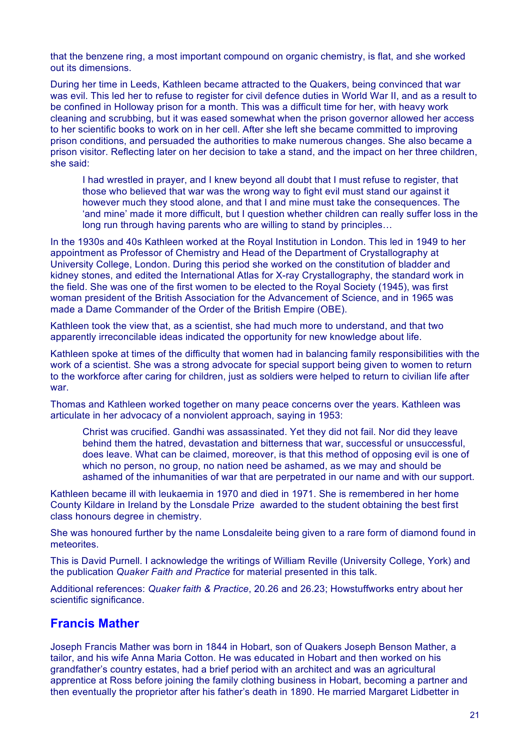that the benzene ring, a most important compound on organic chemistry, is flat, and she worked out its dimensions.

During her time in Leeds, Kathleen became attracted to the Quakers, being convinced that war was evil. This led her to refuse to register for civil defence duties in World War II, and as a result to be confined in Holloway prison for a month. This was a difficult time for her, with heavy work cleaning and scrubbing, but it was eased somewhat when the prison governor allowed her access to her scientific books to work on in her cell. After she left she became committed to improving prison conditions, and persuaded the authorities to make numerous changes. She also became a prison visitor. Reflecting later on her decision to take a stand, and the impact on her three children, she said:

> I had wrestled in prayer, and I knew beyond all doubt that I must refuse to register, that those who believed that war was the wrong way to fight evil must stand our against it however much they stood alone, and that I and mine must take the consequences. The 'and mine' made it more difficult, but I question whether children can really suffer loss in the long run through having parents who are willing to stand by principles…

In the 1930s and 40s Kathleen worked at the Royal Institution in London. This led in 1949 to her appointment as Professor of Chemistry and Head of the Department of Crystallography at University College, London. During this period she worked on the constitution of bladder and kidney stones, and edited the International Atlas for X-ray Crystallography, the standard work in the field. She was one of the first women to be elected to the Royal Society (1945), was first woman president of the British Association for the Advancement of Science, and in 1965 was made a Dame Commander of the Order of the British Empire (OBE).

Kathleen took the view that, as a scientist, she had much more to understand, and that two apparently irreconcilable ideas indicated the opportunity for new knowledge about life.

Kathleen spoke at times of the difficulty that women had in balancing family responsibilities with the work of a scientist. She was a strong advocate for special support being given to women to return to the workforce after caring for children, just as soldiers were helped to return to civilian life after war.

Thomas and Kathleen worked together on many peace concerns over the years. Kathleen was articulate in her advocacy of a nonviolent approach, saying in 1953:

> Christ was crucified. Gandhi was assassinated. Yet they did not fail. Nor did they leave behind them the hatred, devastation and bitterness that war, successful or unsuccessful, does leave. What can be claimed, moreover, is that this method of opposing evil is one of which no person, no group, no nation need be ashamed, as we may and should be ashamed of the inhumanities of war that are perpetrated in our name and with our support.

Kathleen became ill with leukaemia in 1970 and died in 1971. She is remembered in her home County Kildare in Ireland by the Lonsdale Prize awarded to the student obtaining the best first class honours degree in chemistry.

She was honoured further by the name Lonsdaleite being given to a rare form of diamond found in meteorites.

This is David Purnell. I acknowledge the writings of William Reville (University College, York) and the publication *Quaker Faith and Practice* for material presented in this talk.

Additional references: *Quaker faith & Practice*, 20.26 and 26.23; Howstuffworks entry about her scientific significance.

## Francis Mather

Joseph Francis Mather was born in 1844 in Hobart, son of Quakers Joseph Benson Mather, a tailor, and his wife Anna Maria Cotton. He was educated in Hobart and then worked on his grandfather's country estates, had a brief period with an architect and was an agricultural apprentice at Ross before joining the family clothing business in Hobart, becoming a partner and then eventually the proprietor after his father's death in 1890. He married Margaret Lidbetter in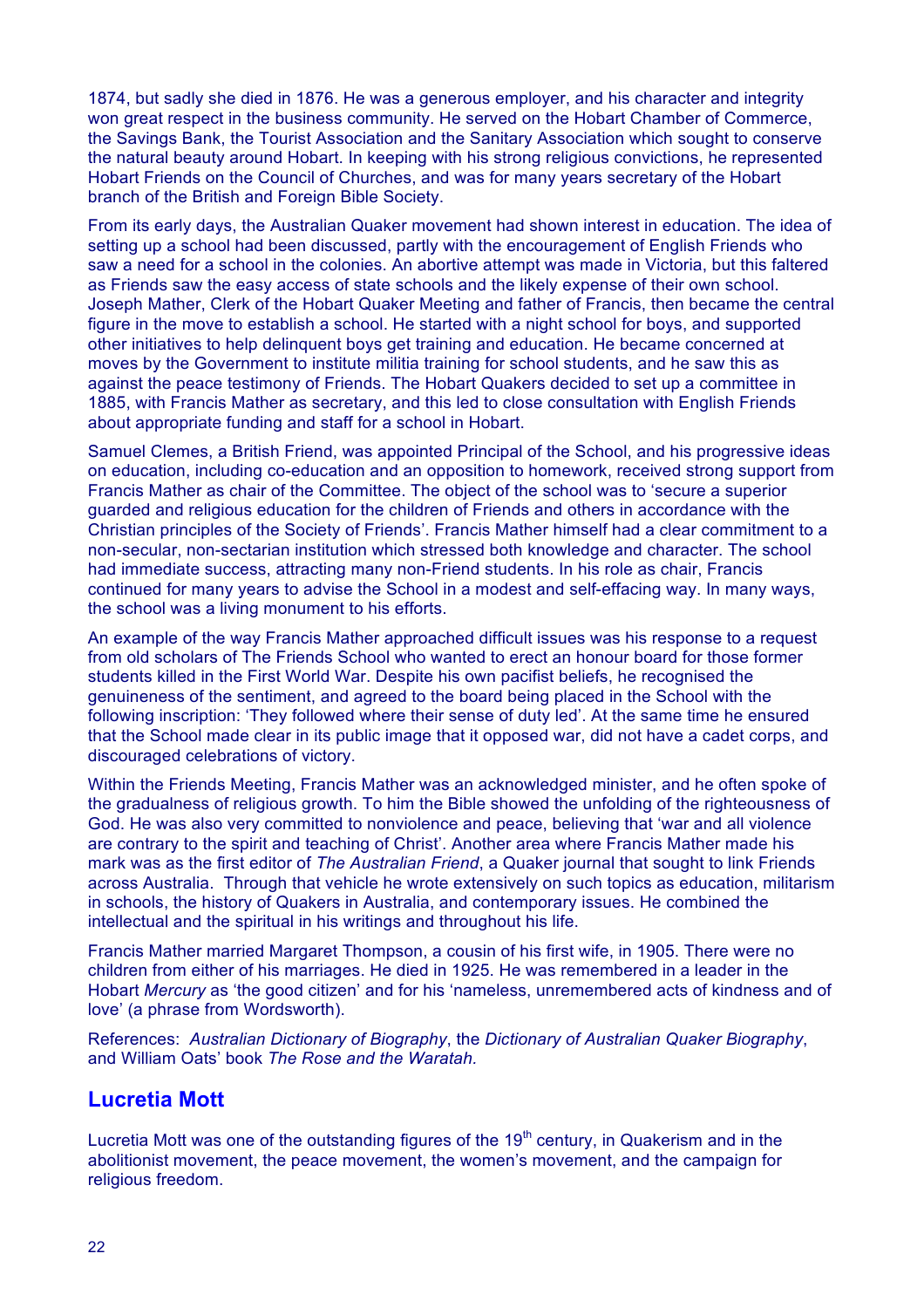1874, but sadly she died in 1876. He was a generous employer, and his character and integrity won great respect in the business community. He served on the Hobart Chamber of Commerce, the Savings Bank, the Tourist Association and the Sanitary Association which sought to conserve the natural beauty around Hobart. In keeping with his strong religious convictions, he represented Hobart Friends on the Council of Churches, and was for many years secretary of the Hobart branch of the British and Foreign Bible Society.

From its early days, the Australian Quaker movement had shown interest in education. The idea of setting up a school had been discussed, partly with the encouragement of English Friends who saw a need for a school in the colonies. An abortive attempt was made in Victoria, but this faltered as Friends saw the easy access of state schools and the likely expense of their own school. Joseph Mather, Clerk of the Hobart Quaker Meeting and father of Francis, then became the central figure in the move to establish a school. He started with a night school for boys, and supported other initiatives to help delinquent boys get training and education. He became concerned at moves by the Government to institute militia training for school students, and he saw this as against the peace testimony of Friends. The Hobart Quakers decided to set up a committee in 1885, with Francis Mather as secretary, and this led to close consultation with English Friends about appropriate funding and staff for a school in Hobart.

Samuel Clemes, a British Friend, was appointed Principal of the School, and his progressive ideas on education, including co-education and an opposition to homework, received strong support from Francis Mather as chair of the Committee. The object of the school was to 'secure a superior guarded and religious education for the children of Friends and others in accordance with the Christian principles of the Society of Friends'. Francis Mather himself had a clear commitment to a non-secular, non-sectarian institution which stressed both knowledge and character. The school had immediate success, attracting many non-Friend students. In his role as chair, Francis continued for many years to advise the School in a modest and self-effacing way. In many ways, the school was a living monument to his efforts.

An example of the way Francis Mather approached difficult issues was his response to a request from old scholars of The Friends School who wanted to erect an honour board for those former students killed in the First World War. Despite his own pacifist beliefs, he recognised the genuineness of the sentiment, and agreed to the board being placed in the School with the following inscription: 'They followed where their sense of duty led'. At the same time he ensured that the School made clear in its public image that it opposed war, did not have a cadet corps, and discouraged celebrations of victory.

Within the Friends Meeting, Francis Mather was an acknowledged minister, and he often spoke of the gradualness of religious growth. To him the Bible showed the unfolding of the righteousness of God. He was also very committed to nonviolence and peace, believing that 'war and all violence are contrary to the spirit and teaching of Christ'. Another area where Francis Mather made his mark was as the first editor of *The Australian Friend*, a Quaker journal that sought to link Friends across Australia. Through that vehicle he wrote extensively on such topics as education, militarism in schools, the history of Quakers in Australia, and contemporary issues. He combined the intellectual and the spiritual in his writings and throughout his life.

Francis Mather married Margaret Thompson, a cousin of his first wife, in 1905. There were no children from either of his marriages. He died in 1925. He was remembered in a leader in the Hobart *Mercury* as 'the good citizen' and for his 'nameless, unremembered acts of kindness and of love' (a phrase from Wordsworth).

References: *Australian Dictionary of Biography*, the *Dictionary of Australian Quaker Biography*, and William Oats' book *The Rose and the Waratah.*

## Lucretia Mott

Lucretia Mott was one of the outstanding figures of the 19th century, in Quakerism and in the abolitionist movement, the peace movement, the women's movement, and the campaign for religious freedom.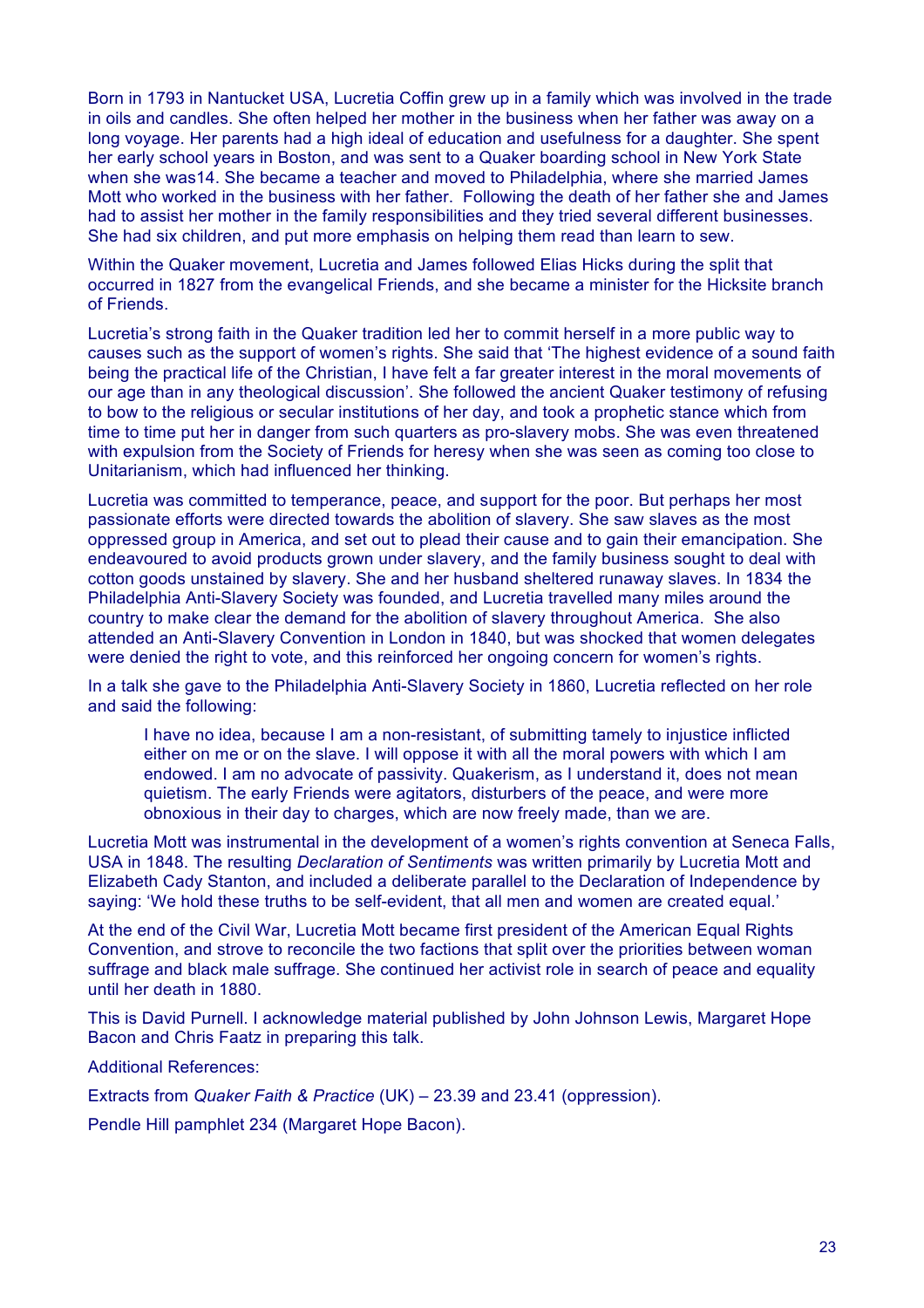Born in 1793 in Nantucket USA, Lucretia Coffin grew up in a family which was involved in the trade in oils and candles. She often helped her mother in the business when her father was away on a long voyage. Her parents had a high ideal of education and usefulness for a daughter. She spent her early school years in Boston, and was sent to a Quaker boarding school in New York State when she was14. She became a teacher and moved to Philadelphia, where she married James Mott who worked in the business with her father.  Following the death of her father she and James had to assist her mother in the family responsibilities and they tried several different businesses. She had six children, and put more emphasis on helping them read than learn to sew.

Within the Quaker movement, Lucretia and James followed Elias Hicks during the split that occurred in 1827 from the evangelical Friends, and she became a minister for the Hicksite branch of Friends.

Lucretia's strong faith in the Quaker tradition led her to commit herself in a more public way to causes such as the support of women's rights. She said that 'The highest evidence of a sound faith being the practical life of the Christian, I have felt a far greater interest in the moral movements of our age than in any theological discussion'. She followed the ancient Quaker testimony of refusing to bow to the religious or secular institutions of her day, and took a prophetic stance which from time to time put her in danger from such quarters as pro-slavery mobs. She was even threatened with expulsion from the Society of Friends for heresy when she was seen as coming too close to Unitarianism, which had influenced her thinking.

Lucretia was committed to temperance, peace, and support for the poor. But perhaps her most passionate efforts were directed towards the abolition of slavery. She saw slaves as the most oppressed group in America, and set out to plead their cause and to gain their emancipation. She endeavoured to avoid products grown under slavery, and the family business sought to deal with cotton goods unstained by slavery. She and her husband sheltered runaway slaves. In 1834 the Philadelphia Anti-Slavery Society was founded, and Lucretia travelled many miles around the country to make clear the demand for the abolition of slavery throughout America.  She also attended an Anti-Slavery Convention in London in 1840, but was shocked that women delegates were denied the right to vote, and this reinforced her ongoing concern for women's rights.

In a talk she gave to the Philadelphia Anti-Slavery Society in 1860, Lucretia reflected on her role and said the following:

> I have no idea, because I am a non-resistant, of submitting tamely to injustice inflicted either on me or on the slave. I will oppose it with all the moral powers with which I am endowed. I am no advocate of passivity. Quakerism, as I understand it, does not mean quietism. The early Friends were agitators, disturbers of the peace, and were more obnoxious in their day to charges, which are now freely made, than we are.

Lucretia Mott was instrumental in the development of a women's rights convention at Seneca Falls, USA in 1848. The resulting *Declaration of Sentiments* was written primarily by Lucretia Mott and Elizabeth Cady Stanton, and included a deliberate parallel to the Declaration of Independence by saying: 'We hold these truths to be self-evident, that all men and women are created equal.'

At the end of the Civil War, Lucretia Mott became first president of the American Equal Rights Convention, and strove to reconcile the two factions that split over the priorities between woman suffrage and black male suffrage. She continued her activist role in search of peace and equality until her death in 1880.

This is David Purnell. I acknowledge material published by John Johnson Lewis, Margaret Hope Bacon and Chris Faatz in preparing this talk.

Additional References:

Extracts from *Quaker Faith & Practice* (UK) – 23.39 and 23.41 (oppression).

Pendle Hill pamphlet 234 (Margaret Hope Bacon).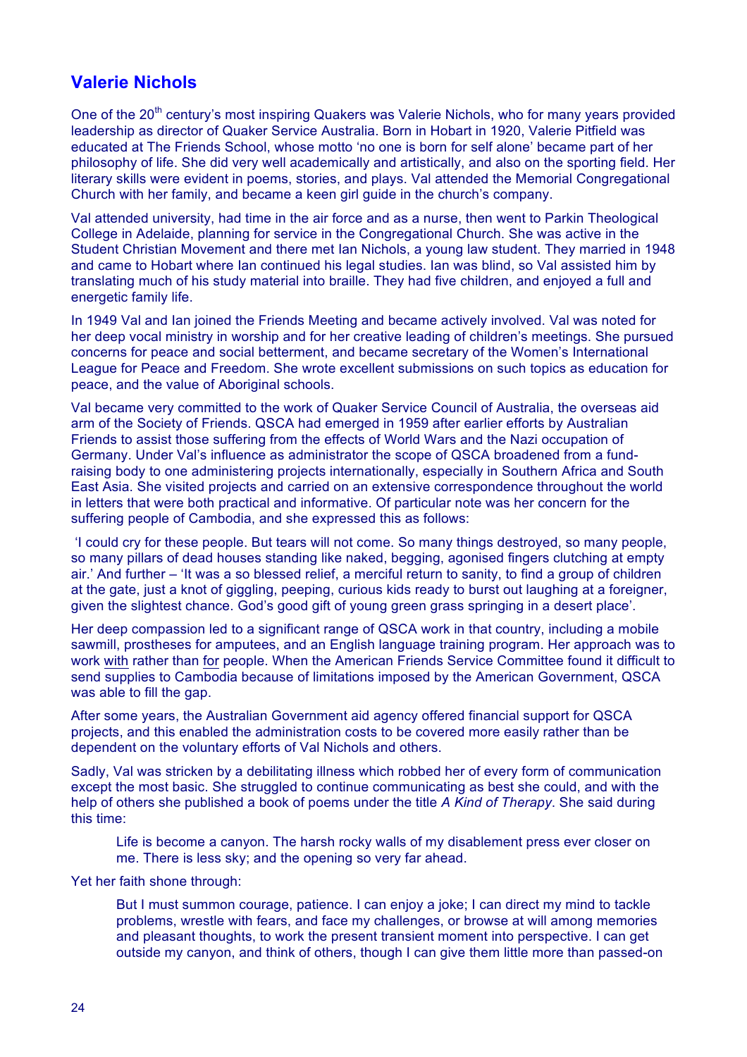## Valerie Nichols

One of the 20th century's most inspiring Quakers was Valerie Nichols, who for many years provided leadership as director of Quaker Service Australia. Born in Hobart in 1920, Valerie Pitfield was educated at The Friends School, whose motto 'no one is born for self alone' became part of her philosophy of life. She did very well academically and artistically, and also on the sporting field. Her literary skills were evident in poems, stories, and plays. Val attended the Memorial Congregational Church with her family, and became a keen girl guide in the church's company.

Val attended university, had time in the air force and as a nurse, then went to Parkin Theological College in Adelaide, planning for service in the Congregational Church. She was active in the Student Christian Movement and there met Ian Nichols, a young law student. They married in 1948 and came to Hobart where Ian continued his legal studies. Ian was blind, so Val assisted him by translating much of his study material into braille. They had five children, and enjoyed a full and energetic family life.

In 1949 Val and Ian joined the Friends Meeting and became actively involved. Val was noted for her deep vocal ministry in worship and for her creative leading of children's meetings. She pursued concerns for peace and social betterment, and became secretary of the Women's International League for Peace and Freedom. She wrote excellent submissions on such topics as education for peace, and the value of Aboriginal schools.

Val became very committed to the work of Quaker Service Council of Australia, the overseas aid arm of the Society of Friends. QSCA had emerged in 1959 after earlier efforts by Australian Friends to assist those suffering from the effects of World Wars and the Nazi occupation of Germany. Under Val's influence as administrator the scope of QSCA broadened from a fund-raising body to one administering projects internationally, especially in Southern Africa and South East Asia. She visited projects and carried on an extensive correspondence throughout the world in letters that were both practical and informative. Of particular note was her concern for the suffering people of Cambodia, and she expressed this as follows:

'I could cry for these people. But tears will not come. So many things destroyed, so many people, so many pillars of dead houses standing like naked, begging, agonised fingers clutching at empty air.' And further – 'It was a so blessed relief, a merciful return to sanity, to find a group of children at the gate, just a knot of giggling, peeping, curious kids ready to burst out laughing at a foreigner, given the slightest chance. God's good gift of young green grass springing in a desert place'.

Her deep compassion led to a significant range of QSCA work in that country, including a mobile sawmill, prostheses for amputees, and an English language training program. Her approach was to work <u>with</u> rather than <u>for</u> people. When the American Friends Service Committee found it difficult to send supplies to Cambodia because of limitations imposed by the American Government, QSCA was able to fill the gap.

After some years, the Australian Government aid agency offered financial support for QSCA projects, and this enabled the administration costs to be covered more easily rather than be dependent on the voluntary efforts of Val Nichols and others.

Sadly, Val was stricken by a debilitating illness which robbed her of every form of communication except the most basic. She struggled to continue communicating as best she could, and with the help of others she published a book of poems under the title *A Kind of Therapy*. She said during this time:

> Life is become a canyon. The harsh rocky walls of my disablement press ever closer on me. There is less sky; and the opening so very far ahead.

Yet her faith shone through:

> But I must summon courage, patience. I can enjoy a joke; I can direct my mind to tackle problems, wrestle with fears, and face my challenges, or browse at will among memories and pleasant thoughts, to work the present transient moment into perspective. I can get outside my canyon, and think of others, though I can give them little more than passed-on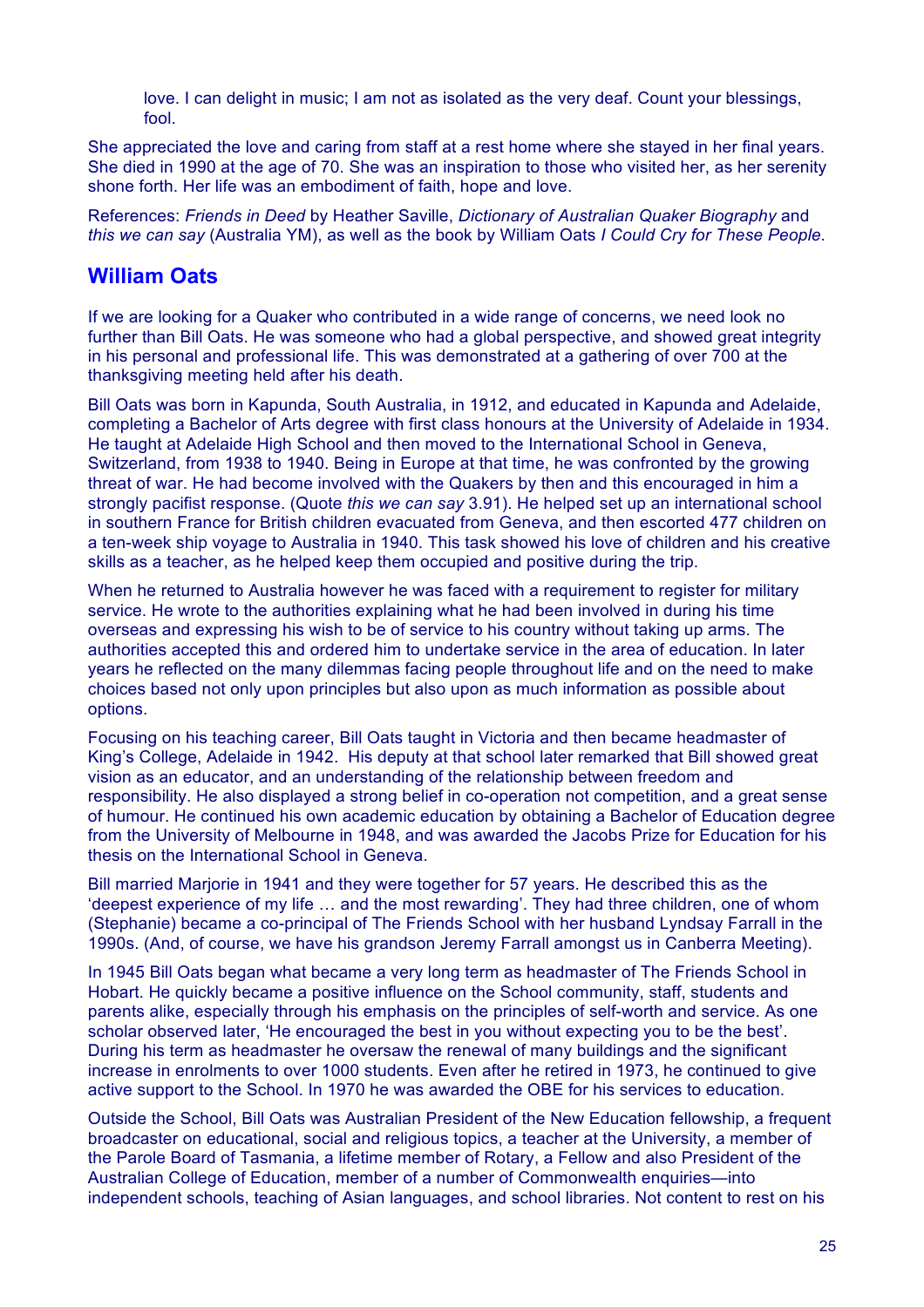love. I can delight in music; I am not as isolated as the very deaf. Count your blessings, fool.

She appreciated the love and caring from staff at a rest home where she stayed in her final years. She died in 1990 at the age of 70. She was an inspiration to those who visited her, as her serenity shone forth. Her life was an embodiment of faith, hope and love.

References: *Friends in Deed* by Heather Saville, *Dictionary of Australian Quaker Biography* and *this we can say* (Australia YM), as well as the book by William Oats *I Could Cry for These People*.

## William Oats

If we are looking for a Quaker who contributed in a wide range of concerns, we need look no further than Bill Oats. He was someone who had a global perspective, and showed great integrity in his personal and professional life. This was demonstrated at a gathering of over 700 at the thanksgiving meeting held after his death.

Bill Oats was born in Kapunda, South Australia, in 1912, and educated in Kapunda and Adelaide, completing a Bachelor of Arts degree with first class honours at the University of Adelaide in 1934. He taught at Adelaide High School and then moved to the International School in Geneva, Switzerland, from 1938 to 1940. Being in Europe at that time, he was confronted by the growing threat of war. He had become involved with the Quakers by then and this encouraged in him a strongly pacifist response. (Quote *this we can say* 3.91). He helped set up an international school in southern France for British children evacuated from Geneva, and then escorted 477 children on a ten-week ship voyage to Australia in 1940. This task showed his love of children and his creative skills as a teacher, as he helped keep them occupied and positive during the trip.

When he returned to Australia however he was faced with a requirement to register for military service. He wrote to the authorities explaining what he had been involved in during his time overseas and expressing his wish to be of service to his country without taking up arms. The authorities accepted this and ordered him to undertake service in the area of education. In later years he reflected on the many dilemmas facing people throughout life and on the need to make choices based not only upon principles but also upon as much information as possible about options.

Focusing on his teaching career, Bill Oats taught in Victoria and then became headmaster of King's College, Adelaide in 1942. His deputy at that school later remarked that Bill showed great vision as an educator, and an understanding of the relationship between freedom and responsibility. He also displayed a strong belief in co-operation not competition, and a great sense of humour. He continued his own academic education by obtaining a Bachelor of Education degree from the University of Melbourne in 1948, and was awarded the Jacobs Prize for Education for his thesis on the International School in Geneva.

Bill married Marjorie in 1941 and they were together for 57 years. He described this as the 'deepest experience of my life … and the most rewarding'. They had three children, one of whom (Stephanie) became a co-principal of The Friends School with her husband Lyndsay Farrall in the 1990s. (And, of course, we have his grandson Jeremy Farrall amongst us in Canberra Meeting).

In 1945 Bill Oats began what became a very long term as headmaster of The Friends School in Hobart. He quickly became a positive influence on the School community, staff, students and parents alike, especially through his emphasis on the principles of self-worth and service. As one scholar observed later, 'He encouraged the best in you without expecting you to be the best'. During his term as headmaster he oversaw the renewal of many buildings and the significant increase in enrolments to over 1000 students. Even after he retired in 1973, he continued to give active support to the School. In 1970 he was awarded the OBE for his services to education.

Outside the School, Bill Oats was Australian President of the New Education fellowship, a frequent broadcaster on educational, social and religious topics, a teacher at the University, a member of the Parole Board of Tasmania, a lifetime member of Rotary, a Fellow and also President of the Australian College of Education, member of a number of Commonwealth enquiries—into independent schools, teaching of Asian languages, and school libraries. Not content to rest on his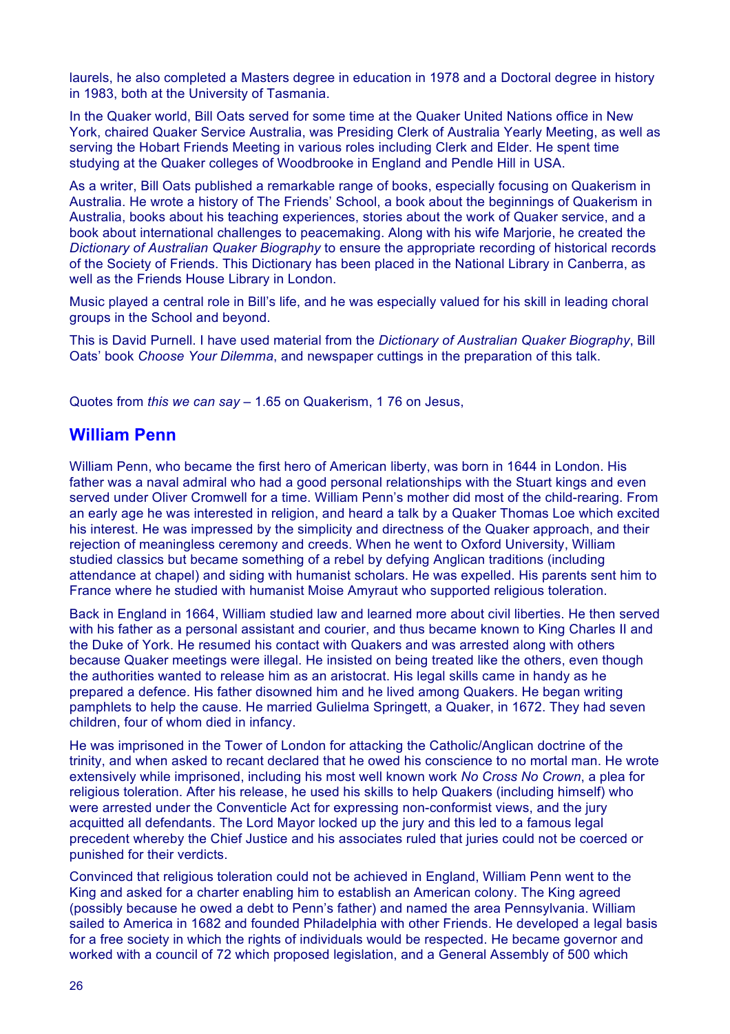laurels, he also completed a Masters degree in education in 1978 and a Doctoral degree in history in 1983, both at the University of Tasmania.

In the Quaker world, Bill Oats served for some time at the Quaker United Nations office in New York, chaired Quaker Service Australia, was Presiding Clerk of Australia Yearly Meeting, as well as serving the Hobart Friends Meeting in various roles including Clerk and Elder. He spent time studying at the Quaker colleges of Woodbrooke in England and Pendle Hill in USA.

As a writer, Bill Oats published a remarkable range of books, especially focusing on Quakerism in Australia. He wrote a history of The Friends' School, a book about the beginnings of Quakerism in Australia, books about his teaching experiences, stories about the work of Quaker service, and a book about international challenges to peacemaking. Along with his wife Marjorie, he created the *Dictionary of Australian Quaker Biography* to ensure the appropriate recording of historical records of the Society of Friends. This Dictionary has been placed in the National Library in Canberra, as well as the Friends House Library in London.

Music played a central role in Bill's life, and he was especially valued for his skill in leading choral groups in the School and beyond.

This is David Purnell. I have used material from the *Dictionary of Australian Quaker Biography*, Bill Oats' book *Choose Your Dilemma*, and newspaper cuttings in the preparation of this talk.

Quotes from *this we can say* – 1.65 on Quakerism, 1 76 on Jesus,

## William Penn

William Penn, who became the first hero of American liberty, was born in 1644 in London. His father was a naval admiral who had a good personal relationships with the Stuart kings and even served under Oliver Cromwell for a time. William Penn's mother did most of the child-rearing. From an early age he was interested in religion, and heard a talk by a Quaker Thomas Loe which excited his interest. He was impressed by the simplicity and directness of the Quaker approach, and their rejection of meaningless ceremony and creeds. When he went to Oxford University, William studied classics but became something of a rebel by defying Anglican traditions (including attendance at chapel) and siding with humanist scholars. He was expelled. His parents sent him to France where he studied with humanist Moise Amyraut who supported religious toleration.

Back in England in 1664, William studied law and learned more about civil liberties. He then served with his father as a personal assistant and courier, and thus became known to King Charles II and the Duke of York. He resumed his contact with Quakers and was arrested along with others because Quaker meetings were illegal. He insisted on being treated like the others, even though the authorities wanted to release him as an aristocrat. His legal skills came in handy as he prepared a defence. His father disowned him and he lived among Quakers. He began writing pamphlets to help the cause. He married Gulielma Springett, a Quaker, in 1672. They had seven children, four of whom died in infancy.

He was imprisoned in the Tower of London for attacking the Catholic/Anglican doctrine of the trinity, and when asked to recant declared that he owed his conscience to no mortal man. He wrote extensively while imprisoned, including his most well known work *No Cross No Crown*, a plea for religious toleration. After his release, he used his skills to help Quakers (including himself) who were arrested under the Conventicle Act for expressing non-conformist views, and the jury acquitted all defendants. The Lord Mayor locked up the jury and this led to a famous legal precedent whereby the Chief Justice and his associates ruled that juries could not be coerced or punished for their verdicts.

Convinced that religious toleration could not be achieved in England, William Penn went to the King and asked for a charter enabling him to establish an American colony. The King agreed (possibly because he owed a debt to Penn's father) and named the area Pennsylvania. William sailed to America in 1682 and founded Philadelphia with other Friends. He developed a legal basis for a free society in which the rights of individuals would be respected. He became governor and worked with a council of 72 which proposed legislation, and a General Assembly of 500 which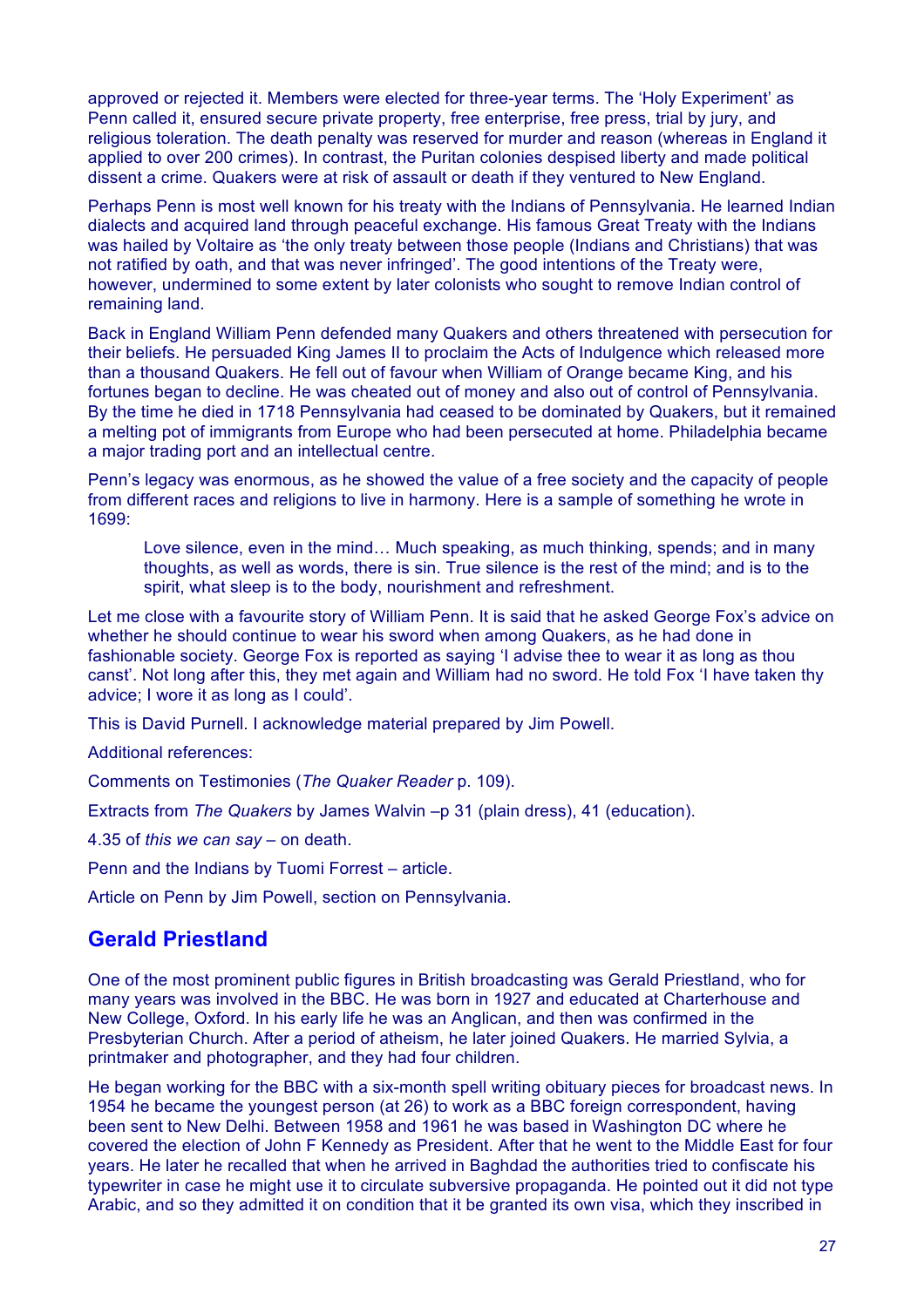approved or rejected it. Members were elected for three-year terms. The 'Holy Experiment' as Penn called it, ensured secure private property, free enterprise, free press, trial by jury, and religious toleration. The death penalty was reserved for murder and reason (whereas in England it applied to over 200 crimes). In contrast, the Puritan colonies despised liberty and made political dissent a crime. Quakers were at risk of assault or death if they ventured to New England.

Perhaps Penn is most well known for his treaty with the Indians of Pennsylvania. He learned Indian dialects and acquired land through peaceful exchange. His famous Great Treaty with the Indians was hailed by Voltaire as 'the only treaty between those people (Indians and Christians) that was not ratified by oath, and that was never infringed'. The good intentions of the Treaty were, however, undermined to some extent by later colonists who sought to remove Indian control of remaining land.

Back in England William Penn defended many Quakers and others threatened with persecution for their beliefs. He persuaded King James II to proclaim the Acts of Indulgence which released more than a thousand Quakers. He fell out of favour when William of Orange became King, and his fortunes began to decline. He was cheated out of money and also out of control of Pennsylvania. By the time he died in 1718 Pennsylvania had ceased to be dominated by Quakers, but it remained a melting pot of immigrants from Europe who had been persecuted at home. Philadelphia became a major trading port and an intellectual centre.

Penn's legacy was enormous, as he showed the value of a free society and the capacity of people from different races and religions to live in harmony. Here is a sample of something he wrote in 1699:

> Love silence, even in the mind… Much speaking, as much thinking, spends; and in many thoughts, as well as words, there is sin. True silence is the rest of the mind; and is to the spirit, what sleep is to the body, nourishment and refreshment.

Let me close with a favourite story of William Penn. It is said that he asked George Fox's advice on whether he should continue to wear his sword when among Quakers, as he had done in fashionable society. George Fox is reported as saying 'I advise thee to wear it as long as thou canst'. Not long after this, they met again and William had no sword. He told Fox 'I have taken thy advice; I wore it as long as I could'.

This is David Purnell. I acknowledge material prepared by Jim Powell.

Additional references:

Comments on Testimonies (*The Quaker Reader* p. 109).

Extracts from *The Quakers* by James Walvin –p 31 (plain dress), 41 (education).

4.35 of *this we can say* – on death.

Penn and the Indians by Tuomi Forrest – article.

Article on Penn by Jim Powell, section on Pennsylvania.

## Gerald Priestland

One of the most prominent public figures in British broadcasting was Gerald Priestland, who for many years was involved in the BBC. He was born in 1927 and educated at Charterhouse and New College, Oxford. In his early life he was an Anglican, and then was confirmed in the Presbyterian Church. After a period of atheism, he later joined Quakers. He married Sylvia, a printmaker and photographer, and they had four children.

He began working for the BBC with a six-month spell writing obituary pieces for broadcast news. In 1954 he became the youngest person (at 26) to work as a BBC foreign correspondent, having been sent to New Delhi. Between 1958 and 1961 he was based in Washington DC where he covered the election of John F Kennedy as President. After that he went to the Middle East for four years. He later he recalled that when he arrived in Baghdad the authorities tried to confiscate his typewriter in case he might use it to circulate subversive propaganda. He pointed out it did not type Arabic, and so they admitted it on condition that it be granted its own visa, which they inscribed in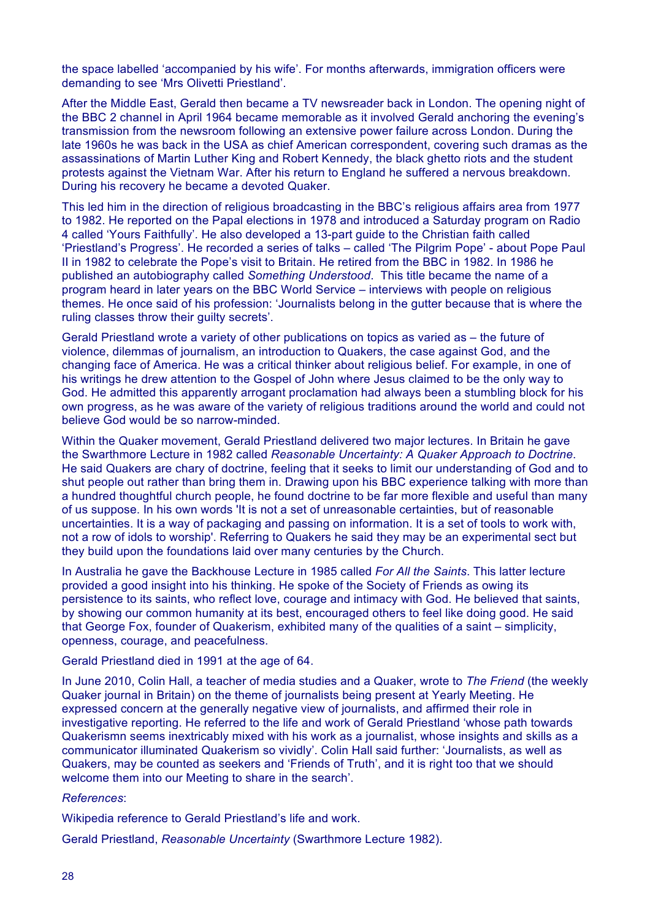the space labelled 'accompanied by his wife'. For months afterwards, immigration officers were demanding to see 'Mrs Olivetti Priestland'.

After the Middle East, Gerald then became a TV newsreader back in London. The opening night of the BBC 2 channel in April 1964 became memorable as it involved Gerald anchoring the evening's transmission from the newsroom following an extensive power failure across London. During the late 1960s he was back in the USA as chief American correspondent, covering such dramas as the assassinations of Martin Luther King and Robert Kennedy, the black ghetto riots and the student protests against the Vietnam War. After his return to England he suffered a nervous breakdown. During his recovery he became a devoted Quaker.

This led him in the direction of religious broadcasting in the BBC's religious affairs area from 1977 to 1982. He reported on the Papal elections in 1978 and introduced a Saturday program on Radio 4 called 'Yours Faithfully'. He also developed a 13-part guide to the Christian faith called 'Priestland's Progress'. He recorded a series of talks – called 'The Pilgrim Pope' - about Pope Paul II in 1982 to celebrate the Pope's visit to Britain. He retired from the BBC in 1982. In 1986 he published an autobiography called *Something Understood*. This title became the name of a program heard in later years on the BBC World Service – interviews with people on religious themes. He once said of his profession: 'Journalists belong in the gutter because that is where the ruling classes throw their guilty secrets'.

Gerald Priestland wrote a variety of other publications on topics as varied as – the future of violence, dilemmas of journalism, an introduction to Quakers, the case against God, and the changing face of America. He was a critical thinker about religious belief. For example, in one of his writings he drew attention to the Gospel of John where Jesus claimed to be the only way to God. He admitted this apparently arrogant proclamation had always been a stumbling block for his own progress, as he was aware of the variety of religious traditions around the world and could not believe God would be so narrow-minded.

Within the Quaker movement, Gerald Priestland delivered two major lectures. In Britain he gave the Swarthmore Lecture in 1982 called *Reasonable Uncertainty: A Quaker Approach to Doctrine*. He said Quakers are chary of doctrine, feeling that it seeks to limit our understanding of God and to shut people out rather than bring them in. Drawing upon his BBC experience talking with more than a hundred thoughtful church people, he found doctrine to be far more flexible and useful than many of us suppose. In his own words 'It is not a set of unreasonable certainties, but of reasonable uncertainties. It is a way of packaging and passing on information. It is a set of tools to work with, not a row of idols to worship'. Referring to Quakers he said they may be an experimental sect but they build upon the foundations laid over many centuries by the Church.

In Australia he gave the Backhouse Lecture in 1985 called *For All the Saints*. This latter lecture provided a good insight into his thinking. He spoke of the Society of Friends as owing its persistence to its saints, who reflect love, courage and intimacy with God. He believed that saints, by showing our common humanity at its best, encouraged others to feel like doing good. He said that George Fox, founder of Quakerism, exhibited many of the qualities of a saint – simplicity, openness, courage, and peacefulness.

Gerald Priestland died in 1991 at the age of 64.

In June 2010, Colin Hall, a teacher of media studies and a Quaker, wrote to *The Friend* (the weekly Quaker journal in Britain) on the theme of journalists being present at Yearly Meeting. He expressed concern at the generally negative view of journalists, and affirmed their role in investigative reporting. He referred to the life and work of Gerald Priestland 'whose path towards Quakerismn seems inextricably mixed with his work as a journalist, whose insights and skills as a communicator illuminated Quakerism so vividly'. Colin Hall said further: 'Journalists, as well as Quakers, may be counted as seekers and 'Friends of Truth', and it is right too that we should welcome them into our Meeting to share in the search'.

*References*:

Wikipedia reference to Gerald Priestland's life and work.

Gerald Priestland, *Reasonable Uncertainty* (Swarthmore Lecture 1982).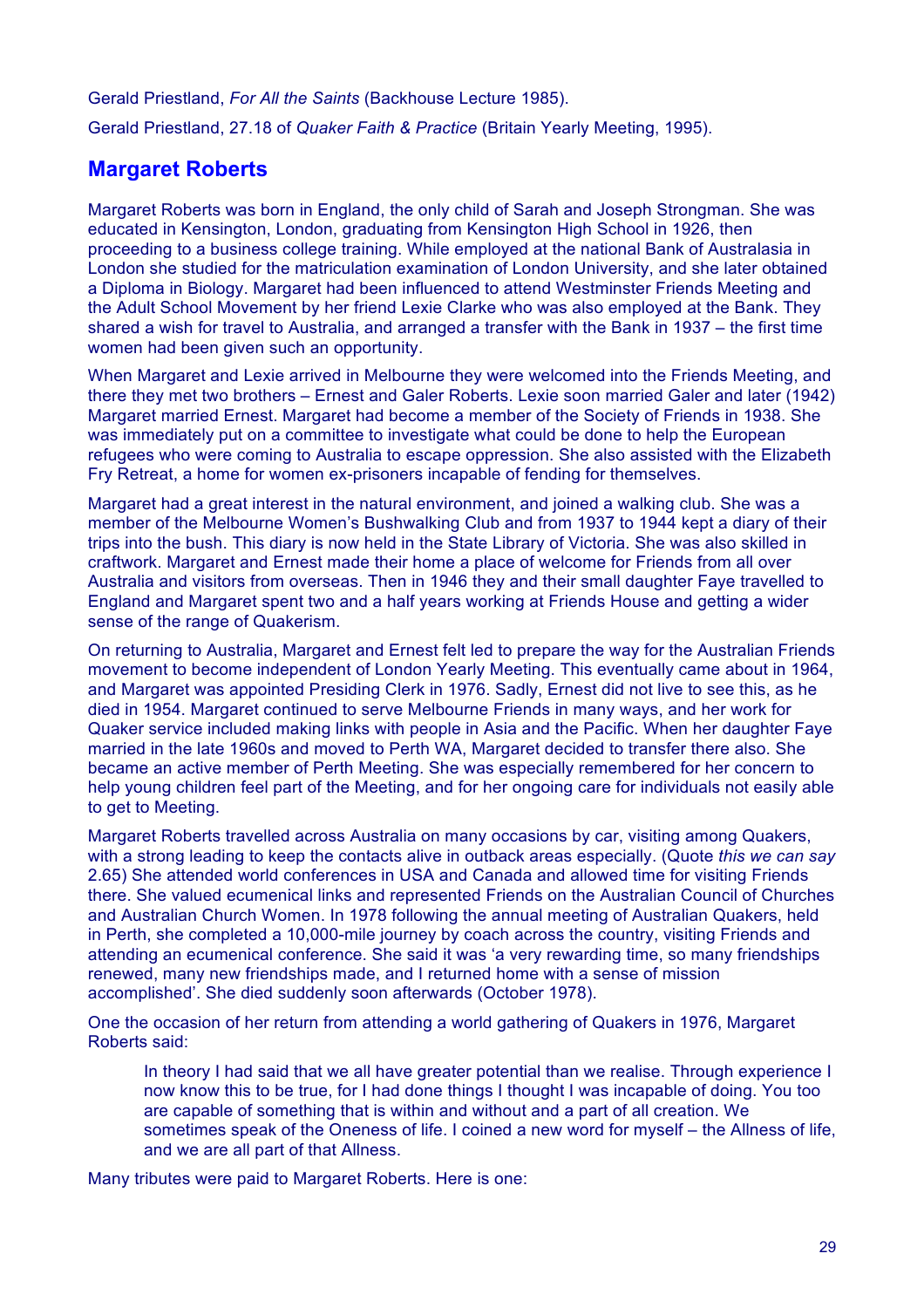Gerald Priestland, *For All the Saints* (Backhouse Lecture 1985).

Gerald Priestland, 27.18 of *Quaker Faith & Practice* (Britain Yearly Meeting, 1995).

## Margaret Roberts

Margaret Roberts was born in England, the only child of Sarah and Joseph Strongman. She was educated in Kensington, London, graduating from Kensington High School in 1926, then proceeding to a business college training. While employed at the national Bank of Australasia in London she studied for the matriculation examination of London University, and she later obtained a Diploma in Biology. Margaret had been influenced to attend Westminster Friends Meeting and the Adult School Movement by her friend Lexie Clarke who was also employed at the Bank. They shared a wish for travel to Australia, and arranged a transfer with the Bank in 1937 – the first time women had been given such an opportunity.

When Margaret and Lexie arrived in Melbourne they were welcomed into the Friends Meeting, and there they met two brothers – Ernest and Galer Roberts. Lexie soon married Galer and later (1942) Margaret married Ernest. Margaret had become a member of the Society of Friends in 1938. She was immediately put on a committee to investigate what could be done to help the European refugees who were coming to Australia to escape oppression. She also assisted with the Elizabeth Fry Retreat, a home for women ex-prisoners incapable of fending for themselves.

Margaret had a great interest in the natural environment, and joined a walking club. She was a member of the Melbourne Women's Bushwalking Club and from 1937 to 1944 kept a diary of their trips into the bush. This diary is now held in the State Library of Victoria. She was also skilled in craftwork. Margaret and Ernest made their home a place of welcome for Friends from all over Australia and visitors from overseas. Then in 1946 they and their small daughter Faye travelled to England and Margaret spent two and a half years working at Friends House and getting a wider sense of the range of Quakerism.

On returning to Australia, Margaret and Ernest felt led to prepare the way for the Australian Friends movement to become independent of London Yearly Meeting. This eventually came about in 1964, and Margaret was appointed Presiding Clerk in 1976. Sadly, Ernest did not live to see this, as he died in 1954. Margaret continued to serve Melbourne Friends in many ways, and her work for Quaker service included making links with people in Asia and the Pacific. When her daughter Faye married in the late 1960s and moved to Perth WA, Margaret decided to transfer there also. She became an active member of Perth Meeting. She was especially remembered for her concern to help young children feel part of the Meeting, and for her ongoing care for individuals not easily able to get to Meeting.

Margaret Roberts travelled across Australia on many occasions by car, visiting among Quakers, with a strong leading to keep the contacts alive in outback areas especially. (Quote *this we can say* 2.65) She attended world conferences in USA and Canada and allowed time for visiting Friends there. She valued ecumenical links and represented Friends on the Australian Council of Churches and Australian Church Women. In 1978 following the annual meeting of Australian Quakers, held in Perth, she completed a 10,000-mile journey by coach across the country, visiting Friends and attending an ecumenical conference. She said it was 'a very rewarding time, so many friendships renewed, many new friendships made, and I returned home with a sense of mission accomplished'. She died suddenly soon afterwards (October 1978).

One the occasion of her return from attending a world gathering of Quakers in 1976, Margaret Roberts said:

> In theory I had said that we all have greater potential than we realise. Through experience I now know this to be true, for I had done things I thought I was incapable of doing. You too are capable of something that is within and without and a part of all creation. We sometimes speak of the Oneness of life. I coined a new word for myself – the Allness of life, and we are all part of that Allness.

Many tributes were paid to Margaret Roberts. Here is one: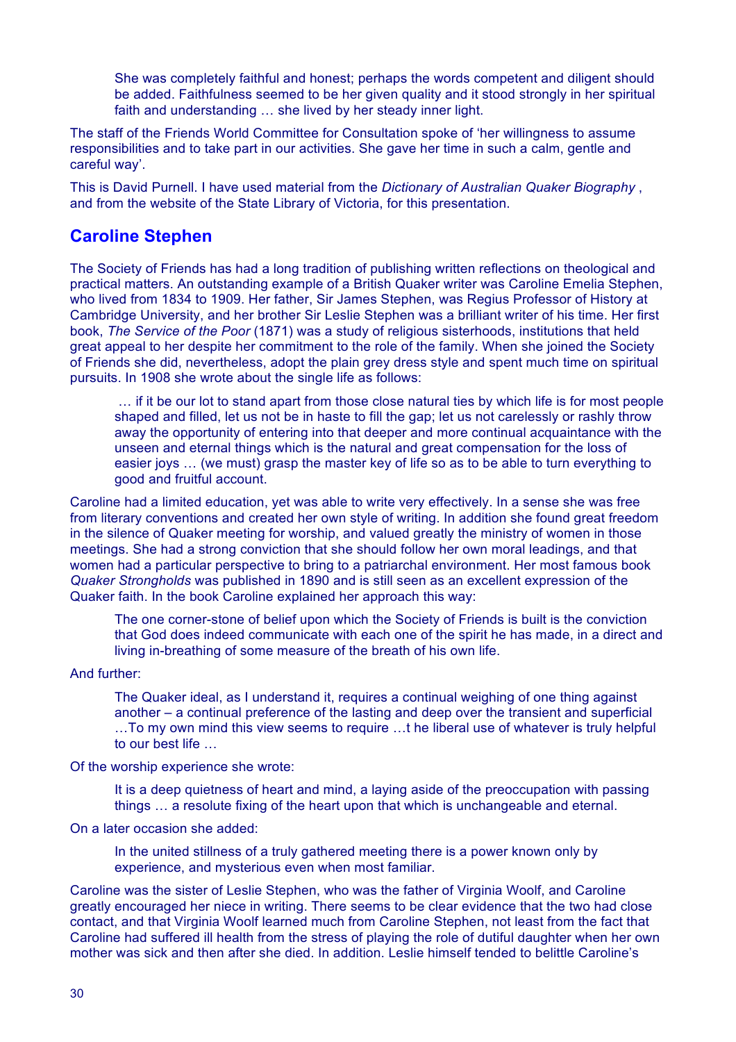> She was completely faithful and honest; perhaps the words competent and diligent should be added. Faithfulness seemed to be her given quality and it stood strongly in her spiritual faith and understanding … she lived by her steady inner light.

The staff of the Friends World Committee for Consultation spoke of 'her willingness to assume responsibilities and to take part in our activities. She gave her time in such a calm, gentle and careful way'.

This is David Purnell. I have used material from the *Dictionary of Australian Quaker Biography* , and from the website of the State Library of Victoria, for this presentation.

## Caroline Stephen

The Society of Friends has had a long tradition of publishing written reflections on theological and practical matters. An outstanding example of a British Quaker writer was Caroline Emelia Stephen, who lived from 1834 to 1909. Her father, Sir James Stephen, was Regius Professor of History at Cambridge University, and her brother Sir Leslie Stephen was a brilliant writer of his time. Her first book, *The Service of the Poor* (1871) was a study of religious sisterhoods, institutions that held great appeal to her despite her commitment to the role of the family. When she joined the Society of Friends she did, nevertheless, adopt the plain grey dress style and spent much time on spiritual pursuits. In 1908 she wrote about the single life as follows:

> … if it be our lot to stand apart from those close natural ties by which life is for most people shaped and filled, let us not be in haste to fill the gap; let us not carelessly or rashly throw away the opportunity of entering into that deeper and more continual acquaintance with the unseen and eternal things which is the natural and great compensation for the loss of easier joys … (we must) grasp the master key of life so as to be able to turn everything to good and fruitful account.

Caroline had a limited education, yet was able to write very effectively. In a sense she was free from literary conventions and created her own style of writing. In addition she found great freedom in the silence of Quaker meeting for worship, and valued greatly the ministry of women in those meetings. She had a strong conviction that she should follow her own moral leadings, and that women had a particular perspective to bring to a patriarchal environment. Her most famous book *Quaker Strongholds* was published in 1890 and is still seen as an excellent expression of the Quaker faith. In the book Caroline explained her approach this way:

> The one corner-stone of belief upon which the Society of Friends is built is the conviction that God does indeed communicate with each one of the spirit he has made, in a direct and living in-breathing of some measure of the breath of his own life.

And further:

> The Quaker ideal, as I understand it, requires a continual weighing of one thing against another – a continual preference of the lasting and deep over the transient and superficial …To my own mind this view seems to require …t he liberal use of whatever is truly helpful to our best life …

Of the worship experience she wrote:

> It is a deep quietness of heart and mind, a laying aside of the preoccupation with passing things … a resolute fixing of the heart upon that which is unchangeable and eternal.

On a later occasion she added:

> In the united stillness of a truly gathered meeting there is a power known only by experience, and mysterious even when most familiar.

Caroline was the sister of Leslie Stephen, who was the father of Virginia Woolf, and Caroline greatly encouraged her niece in writing. There seems to be clear evidence that the two had close contact, and that Virginia Woolf learned much from Caroline Stephen, not least from the fact that Caroline had suffered ill health from the stress of playing the role of dutiful daughter when her own mother was sick and then after she died. In addition. Leslie himself tended to belittle Caroline's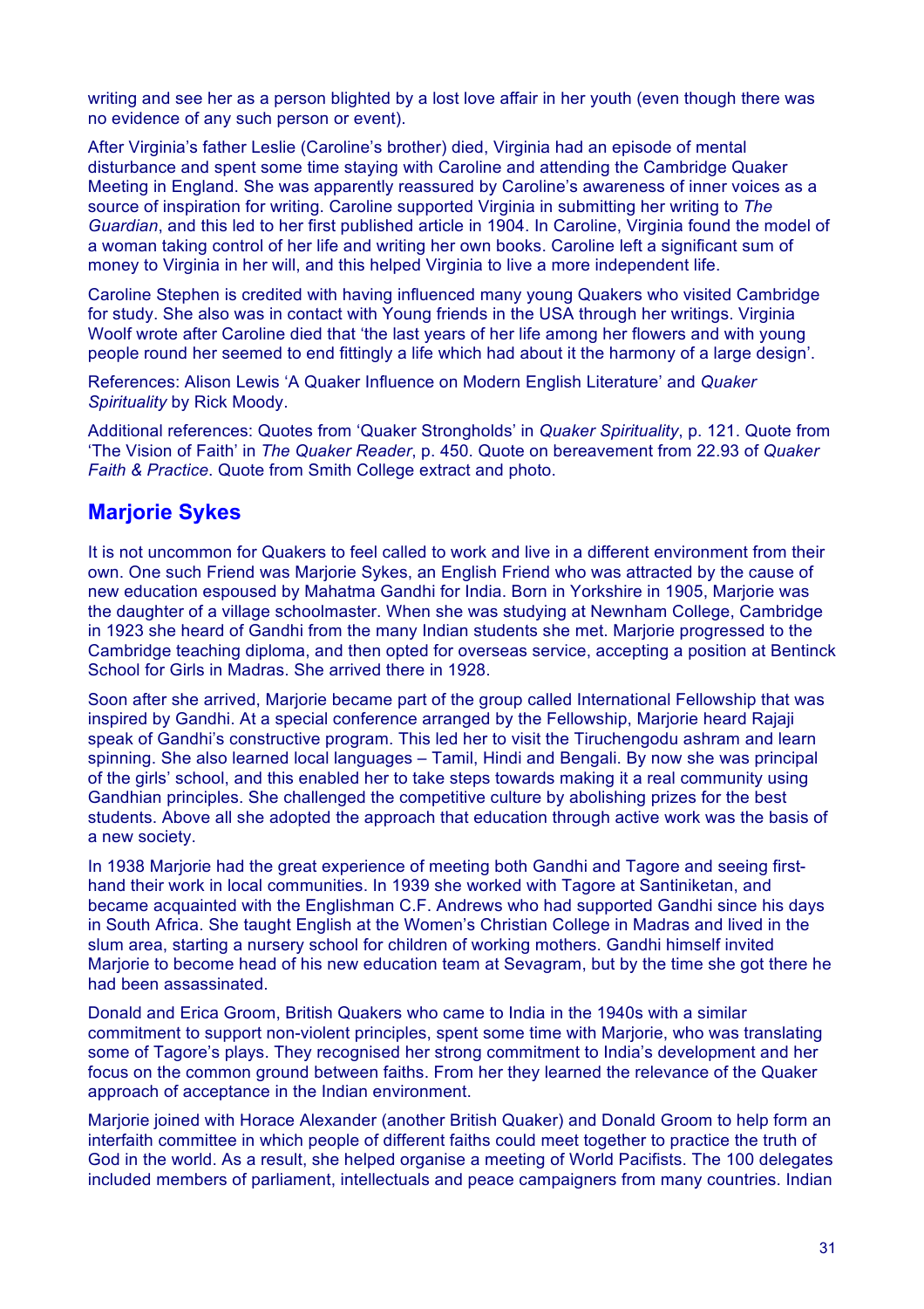writing and see her as a person blighted by a lost love affair in her youth (even though there was no evidence of any such person or event).

After Virginia's father Leslie (Caroline's brother) died, Virginia had an episode of mental disturbance and spent some time staying with Caroline and attending the Cambridge Quaker Meeting in England. She was apparently reassured by Caroline's awareness of inner voices as a source of inspiration for writing. Caroline supported Virginia in submitting her writing to *The Guardian*, and this led to her first published article in 1904. In Caroline, Virginia found the model of a woman taking control of her life and writing her own books. Caroline left a significant sum of money to Virginia in her will, and this helped Virginia to live a more independent life.

Caroline Stephen is credited with having influenced many young Quakers who visited Cambridge for study. She also was in contact with Young friends in the USA through her writings. Virginia Woolf wrote after Caroline died that 'the last years of her life among her flowers and with young people round her seemed to end fittingly a life which had about it the harmony of a large design'.

References: Alison Lewis 'A Quaker Influence on Modern English Literature' and *Quaker Spirituality* by Rick Moody.

Additional references: Quotes from 'Quaker Strongholds' in *Quaker Spirituality*, p. 121. Quote from 'The Vision of Faith' in *The Quaker Reader*, p. 450. Quote on bereavement from 22.93 of *Quaker Faith & Practice*. Quote from Smith College extract and photo.

## Marjorie Sykes

It is not uncommon for Quakers to feel called to work and live in a different environment from their own. One such Friend was Marjorie Sykes, an English Friend who was attracted by the cause of new education espoused by Mahatma Gandhi for India. Born in Yorkshire in 1905, Marjorie was the daughter of a village schoolmaster. When she was studying at Newnham College, Cambridge in 1923 she heard of Gandhi from the many Indian students she met. Marjorie progressed to the Cambridge teaching diploma, and then opted for overseas service, accepting a position at Bentinck School for Girls in Madras. She arrived there in 1928.

Soon after she arrived, Marjorie became part of the group called International Fellowship that was inspired by Gandhi. At a special conference arranged by the Fellowship, Marjorie heard Rajaji speak of Gandhi's constructive program. This led her to visit the Tiruchengodu ashram and learn spinning. She also learned local languages – Tamil, Hindi and Bengali. By now she was principal of the girls' school, and this enabled her to take steps towards making it a real community using Gandhian principles. She challenged the competitive culture by abolishing prizes for the best students. Above all she adopted the approach that education through active work was the basis of a new society.

In 1938 Marjorie had the great experience of meeting both Gandhi and Tagore and seeing first-hand their work in local communities. In 1939 she worked with Tagore at Santiniketan, and became acquainted with the Englishman C.F. Andrews who had supported Gandhi since his days in South Africa. She taught English at the Women's Christian College in Madras and lived in the slum area, starting a nursery school for children of working mothers. Gandhi himself invited Marjorie to become head of his new education team at Sevagram, but by the time she got there he had been assassinated.

Donald and Erica Groom, British Quakers who came to India in the 1940s with a similar commitment to support non-violent principles, spent some time with Marjorie, who was translating some of Tagore's plays. They recognised her strong commitment to India's development and her focus on the common ground between faiths. From her they learned the relevance of the Quaker approach of acceptance in the Indian environment.

Marjorie joined with Horace Alexander (another British Quaker) and Donald Groom to help form an interfaith committee in which people of different faiths could meet together to practice the truth of God in the world. As a result, she helped organise a meeting of World Pacifists. The 100 delegates included members of parliament, intellectuals and peace campaigners from many countries. Indian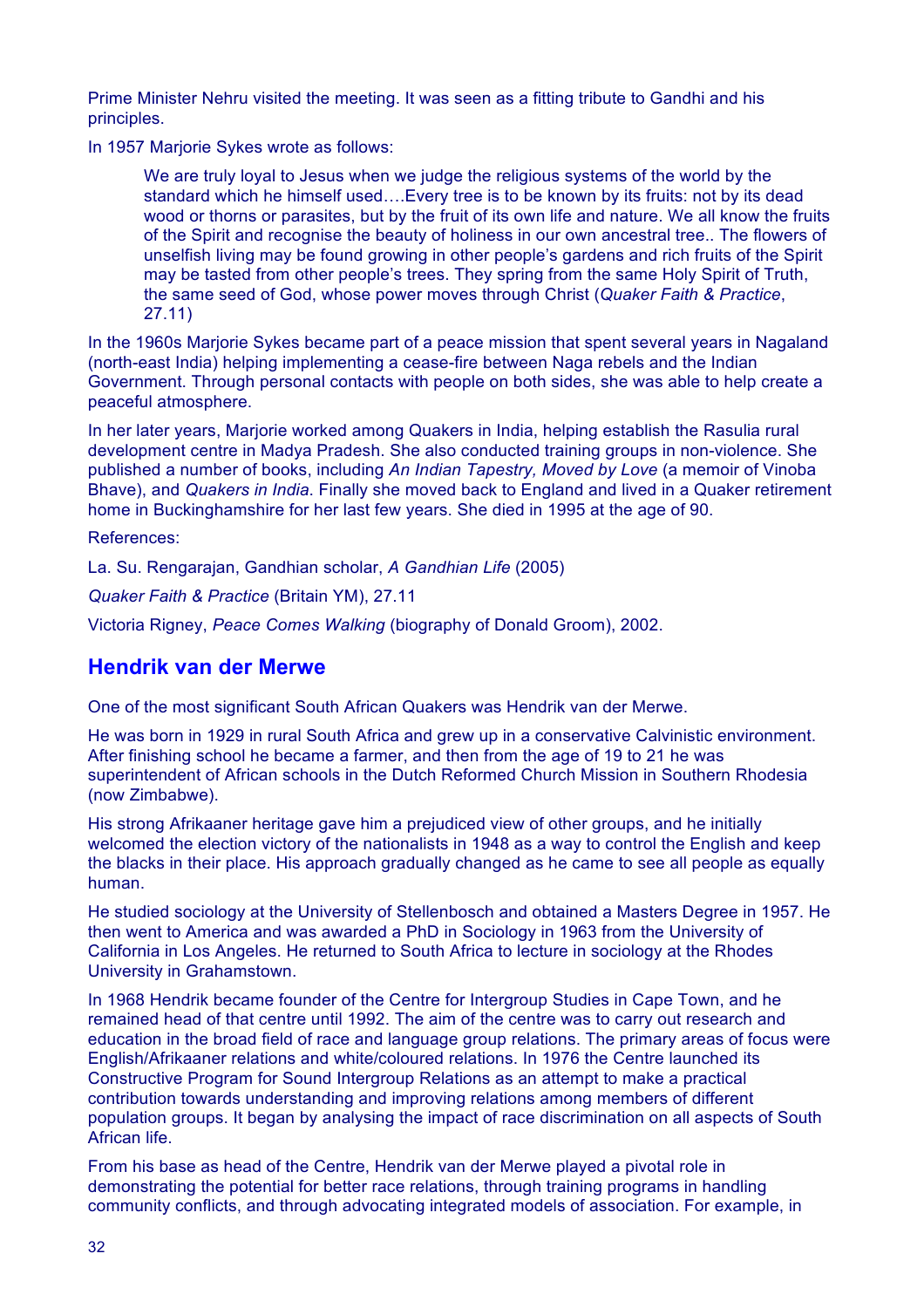Prime Minister Nehru visited the meeting. It was seen as a fitting tribute to Gandhi and his principles.

In 1957 Marjorie Sykes wrote as follows:

> We are truly loyal to Jesus when we judge the religious systems of the world by the standard which he himself used….Every tree is to be known by its fruits: not by its dead wood or thorns or parasites, but by the fruit of its own life and nature. We all know the fruits of the Spirit and recognise the beauty of holiness in our own ancestral tree.. The flowers of unselfish living may be found growing in other people's gardens and rich fruits of the Spirit may be tasted from other people's trees. They spring from the same Holy Spirit of Truth, the same seed of God, whose power moves through Christ (*Quaker Faith & Practice*, 27.11)

In the 1960s Marjorie Sykes became part of a peace mission that spent several years in Nagaland (north-east India) helping implementing a cease-fire between Naga rebels and the Indian Government. Through personal contacts with people on both sides, she was able to help create a peaceful atmosphere.

In her later years, Marjorie worked among Quakers in India, helping establish the Rasulia rural development centre in Madya Pradesh. She also conducted training groups in non-violence. She published a number of books, including *An Indian Tapestry, Moved by Love* (a memoir of Vinoba Bhave), and *Quakers in India*. Finally she moved back to England and lived in a Quaker retirement home in Buckinghamshire for her last few years. She died in 1995 at the age of 90.

References:

La. Su. Rengarajan, Gandhian scholar, *A Gandhian Life* (2005)

*Quaker Faith & Practice* (Britain YM), 27.11

Victoria Rigney, *Peace Comes Walking* (biography of Donald Groom), 2002.

## Hendrik van der Merwe

One of the most significant South African Quakers was Hendrik van der Merwe.

He was born in 1929 in rural South Africa and grew up in a conservative Calvinistic environment. After finishing school he became a farmer, and then from the age of 19 to 21 he was superintendent of African schools in the Dutch Reformed Church Mission in Southern Rhodesia (now Zimbabwe).

His strong Afrikaaner heritage gave him a prejudiced view of other groups, and he initially welcomed the election victory of the nationalists in 1948 as a way to control the English and keep the blacks in their place. His approach gradually changed as he came to see all people as equally human.

He studied sociology at the University of Stellenbosch and obtained a Masters Degree in 1957. He then went to America and was awarded a PhD in Sociology in 1963 from the University of California in Los Angeles. He returned to South Africa to lecture in sociology at the Rhodes University in Grahamstown.

In 1968 Hendrik became founder of the Centre for Intergroup Studies in Cape Town, and he remained head of that centre until 1992. The aim of the centre was to carry out research and education in the broad field of race and language group relations. The primary areas of focus were English/Afrikaaner relations and white/coloured relations. In 1976 the Centre launched its Constructive Program for Sound Intergroup Relations as an attempt to make a practical contribution towards understanding and improving relations among members of different population groups. It began by analysing the impact of race discrimination on all aspects of South African life.

From his base as head of the Centre, Hendrik van der Merwe played a pivotal role in demonstrating the potential for better race relations, through training programs in handling community conflicts, and through advocating integrated models of association. For example, in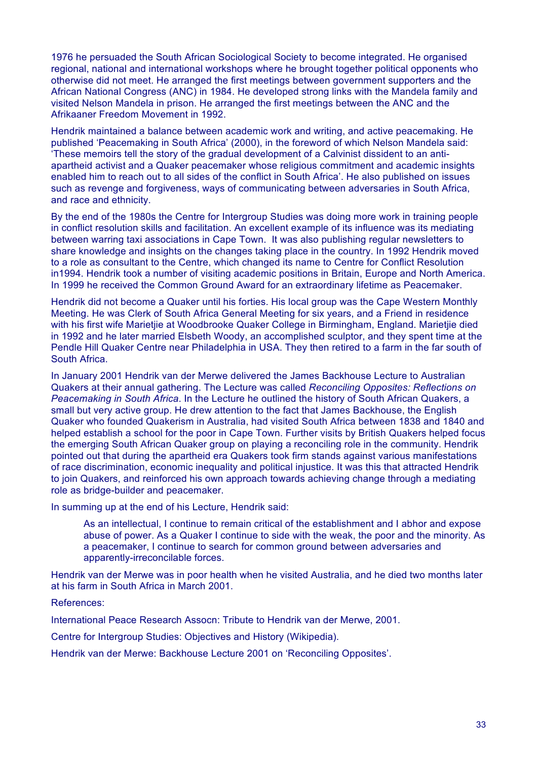1976 he persuaded the South African Sociological Society to become integrated. He organised regional, national and international workshops where he brought together political opponents who otherwise did not meet. He arranged the first meetings between government supporters and the African National Congress (ANC) in 1984. He developed strong links with the Mandela family and visited Nelson Mandela in prison. He arranged the first meetings between the ANC and the Afrikaaner Freedom Movement in 1992.

Hendrik maintained a balance between academic work and writing, and active peacemaking. He published 'Peacemaking in South Africa' (2000), in the foreword of which Nelson Mandela said: 'These memoirs tell the story of the gradual development of a Calvinist dissident to an anti-apartheid activist and a Quaker peacemaker whose religious commitment and academic insights enabled him to reach out to all sides of the conflict in South Africa'. He also published on issues such as revenge and forgiveness, ways of communicating between adversaries in South Africa, and race and ethnicity.

By the end of the 1980s the Centre for Intergroup Studies was doing more work in training people in conflict resolution skills and facilitation. An excellent example of its influence was its mediating between warring taxi associations in Cape Town. It was also publishing regular newsletters to share knowledge and insights on the changes taking place in the country. In 1992 Hendrik moved to a role as consultant to the Centre, which changed its name to Centre for Conflict Resolution in1994. Hendrik took a number of visiting academic positions in Britain, Europe and North America. In 1999 he received the Common Ground Award for an extraordinary lifetime as Peacemaker.

Hendrik did not become a Quaker until his forties. His local group was the Cape Western Monthly Meeting. He was Clerk of South Africa General Meeting for six years, and a Friend in residence with his first wife Marietjie at Woodbrooke Quaker College in Birmingham, England. Marietjie died in 1992 and he later married Elsbeth Woody, an accomplished sculptor, and they spent time at the Pendle Hill Quaker Centre near Philadelphia in USA. They then retired to a farm in the far south of South Africa.

In January 2001 Hendrik van der Merwe delivered the James Backhouse Lecture to Australian Quakers at their annual gathering. The Lecture was called *Reconciling Opposites: Reflections on Peacemaking in South Africa*. In the Lecture he outlined the history of South African Quakers, a small but very active group. He drew attention to the fact that James Backhouse, the English Quaker who founded Quakerism in Australia, had visited South Africa between 1838 and 1840 and helped establish a school for the poor in Cape Town. Further visits by British Quakers helped focus the emerging South African Quaker group on playing a reconciling role in the community. Hendrik pointed out that during the apartheid era Quakers took firm stands against various manifestations of race discrimination, economic inequality and political injustice. It was this that attracted Hendrik to join Quakers, and reinforced his own approach towards achieving change through a mediating role as bridge-builder and peacemaker.

In summing up at the end of his Lecture, Hendrik said:

> As an intellectual, I continue to remain critical of the establishment and I abhor and expose abuse of power. As a Quaker I continue to side with the weak, the poor and the minority. As a peacemaker, I continue to search for common ground between adversaries and apparently-irreconcilable forces.

Hendrik van der Merwe was in poor health when he visited Australia, and he died two months later at his farm in South Africa in March 2001.

References:

International Peace Research Assocn: Tribute to Hendrik van der Merwe, 2001.

Centre for Intergroup Studies: Objectives and History (Wikipedia).

Hendrik van der Merwe: Backhouse Lecture 2001 on 'Reconciling Opposites'.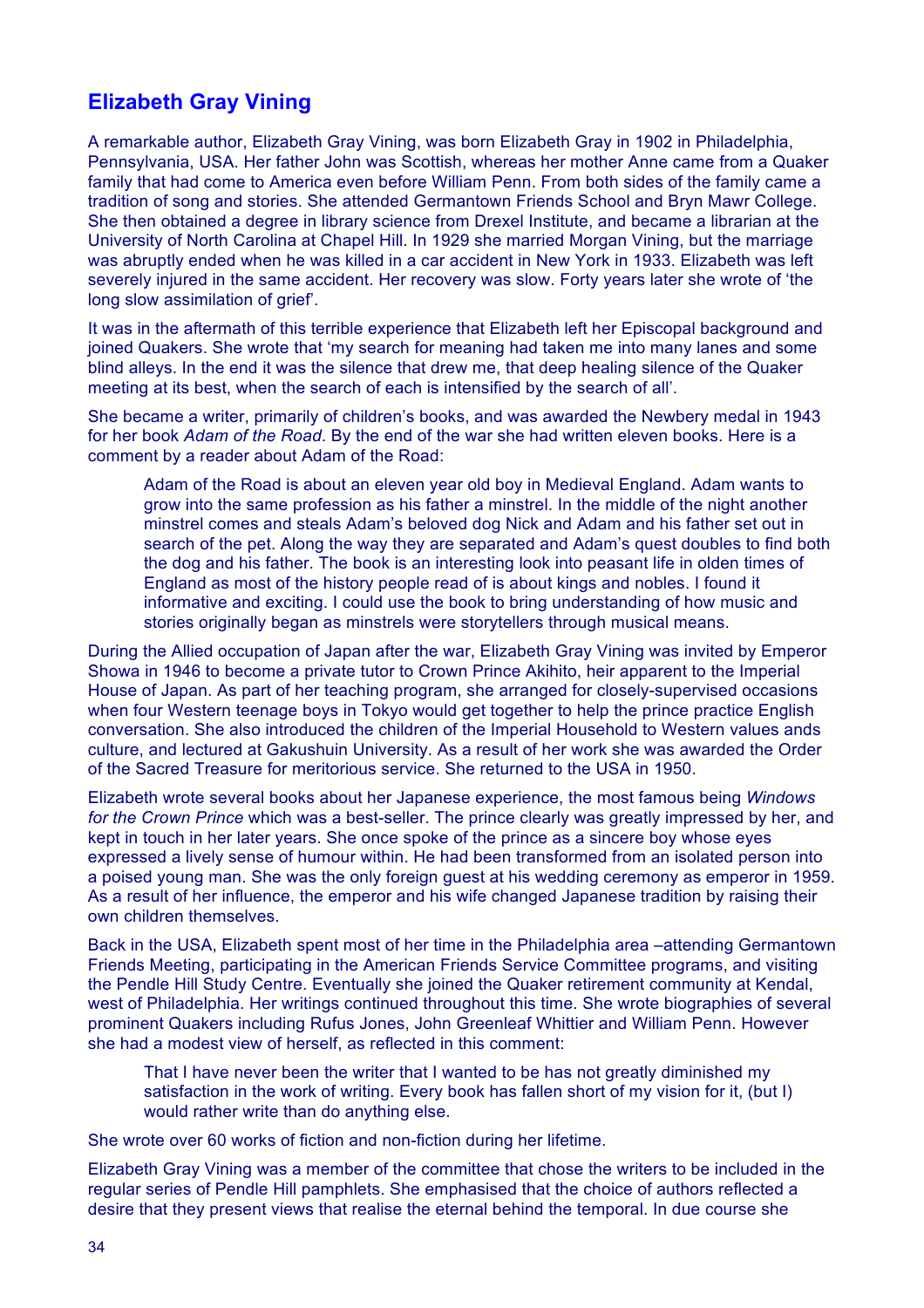## Elizabeth Gray Vining

A remarkable author, Elizabeth Gray Vining, was born Elizabeth Gray in 1902 in Philadelphia, Pennsylvania, USA. Her father John was Scottish, whereas her mother Anne came from a Quaker family that had come to America even before William Penn. From both sides of the family came a tradition of song and stories. She attended Germantown Friends School and Bryn Mawr College. She then obtained a degree in library science from Drexel Institute, and became a librarian at the University of North Carolina at Chapel Hill. In 1929 she married Morgan Vining, but the marriage was abruptly ended when he was killed in a car accident in New York in 1933. Elizabeth was left severely injured in the same accident. Her recovery was slow. Forty years later she wrote of 'the long slow assimilation of grief'.

It was in the aftermath of this terrible experience that Elizabeth left her Episcopal background and joined Quakers. She wrote that 'my search for meaning had taken me into many lanes and some blind alleys. In the end it was the silence that drew me, that deep healing silence of the Quaker meeting at its best, when the search of each is intensified by the search of all'.

She became a writer, primarily of children's books, and was awarded the Newbery medal in 1943 for her book *Adam of the Road*. By the end of the war she had written eleven books. Here is a comment by a reader about Adam of the Road:

> Adam of the Road is about an eleven year old boy in Medieval England. Adam wants to grow into the same profession as his father a minstrel. In the middle of the night another minstrel comes and steals Adam's beloved dog Nick and Adam and his father set out in search of the pet. Along the way they are separated and Adam's quest doubles to find both the dog and his father. The book is an interesting look into peasant life in olden times of England as most of the history people read of is about kings and nobles. I found it informative and exciting. I could use the book to bring understanding of how music and stories originally began as minstrels were storytellers through musical means.

During the Allied occupation of Japan after the war, Elizabeth Gray Vining was invited by Emperor Showa in 1946 to become a private tutor to Crown Prince Akihito, heir apparent to the Imperial House of Japan. As part of her teaching program, she arranged for closely-supervised occasions when four Western teenage boys in Tokyo would get together to help the prince practice English conversation. She also introduced the children of the Imperial Household to Western values ands culture, and lectured at Gakushuin University. As a result of her work she was awarded the Order of the Sacred Treasure for meritorious service. She returned to the USA in 1950.

Elizabeth wrote several books about her Japanese experience, the most famous being *Windows for the Crown Prince* which was a best-seller. The prince clearly was greatly impressed by her, and kept in touch in her later years. She once spoke of the prince as a sincere boy whose eyes expressed a lively sense of humour within. He had been transformed from an isolated person into a poised young man. She was the only foreign guest at his wedding ceremony as emperor in 1959. As a result of her influence, the emperor and his wife changed Japanese tradition by raising their own children themselves.

Back in the USA, Elizabeth spent most of her time in the Philadelphia area –attending Germantown Friends Meeting, participating in the American Friends Service Committee programs, and visiting the Pendle Hill Study Centre. Eventually she joined the Quaker retirement community at Kendal, west of Philadelphia. Her writings continued throughout this time. She wrote biographies of several prominent Quakers including Rufus Jones, John Greenleaf Whittier and William Penn. However she had a modest view of herself, as reflected in this comment:

> That I have never been the writer that I wanted to be has not greatly diminished my satisfaction in the work of writing. Every book has fallen short of my vision for it, (but I) would rather write than do anything else.

She wrote over 60 works of fiction and non-fiction during her lifetime.

Elizabeth Gray Vining was a member of the committee that chose the writers to be included in the regular series of Pendle Hill pamphlets. She emphasised that the choice of authors reflected a desire that they present views that realise the eternal behind the temporal. In due course she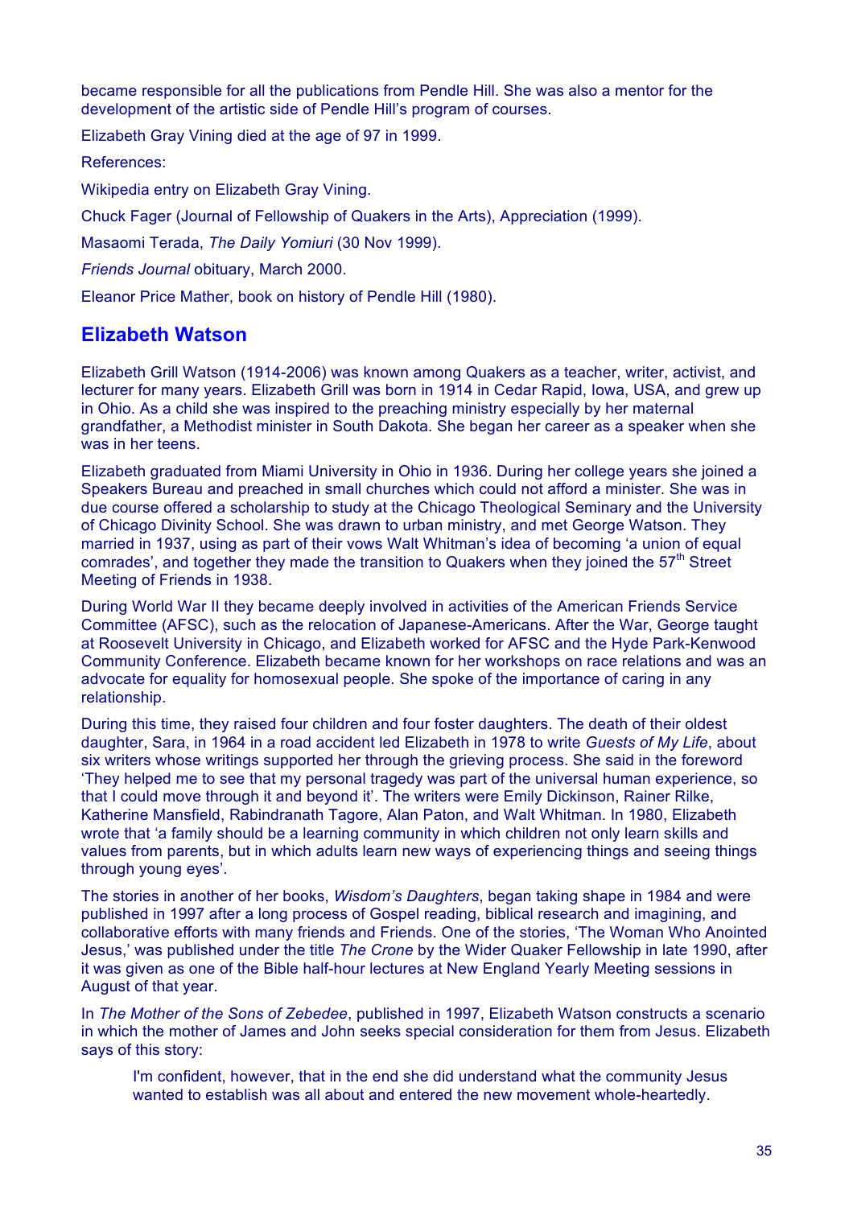became responsible for all the publications from Pendle Hill. She was also a mentor for the development of the artistic side of Pendle Hill's program of courses.

Elizabeth Gray Vining died at the age of 97 in 1999.

References:

Wikipedia entry on Elizabeth Gray Vining.

Chuck Fager (Journal of Fellowship of Quakers in the Arts), Appreciation (1999).

Masaomi Terada, *The Daily Yomiuri* (30 Nov 1999).

*Friends Journal* obituary, March 2000.

Eleanor Price Mather, book on history of Pendle Hill (1980).

## Elizabeth Watson

Elizabeth Grill Watson (1914-2006) was known among Quakers as a teacher, writer, activist, and lecturer for many years. Elizabeth Grill was born in 1914 in Cedar Rapid, Iowa, USA, and grew up in Ohio. As a child she was inspired to the preaching ministry especially by her maternal grandfather, a Methodist minister in South Dakota. She began her career as a speaker when she was in her teens.

Elizabeth graduated from Miami University in Ohio in 1936. During her college years she joined a Speakers Bureau and preached in small churches which could not afford a minister. She was in due course offered a scholarship to study at the Chicago Theological Seminary and the University of Chicago Divinity School. She was drawn to urban ministry, and met George Watson. They married in 1937, using as part of their vows Walt Whitman's idea of becoming 'a union of equal comrades', and together they made the transition to Quakers when they joined the 57th Street Meeting of Friends in 1938.

During World War II they became deeply involved in activities of the American Friends Service Committee (AFSC), such as the relocation of Japanese-Americans. After the War, George taught at Roosevelt University in Chicago, and Elizabeth worked for AFSC and the Hyde Park-Kenwood Community Conference. Elizabeth became known for her workshops on race relations and was an advocate for equality for homosexual people. She spoke of the importance of caring in any relationship.

During this time, they raised four children and four foster daughters. The death of their oldest daughter, Sara, in 1964 in a road accident led Elizabeth in 1978 to write *Guests of My Life*, about six writers whose writings supported her through the grieving process. She said in the foreword 'They helped me to see that my personal tragedy was part of the universal human experience, so that I could move through it and beyond it'. The writers were Emily Dickinson, Rainer Rilke, Katherine Mansfield, Rabindranath Tagore, Alan Paton, and Walt Whitman. In 1980, Elizabeth wrote that 'a family should be a learning community in which children not only learn skills and values from parents, but in which adults learn new ways of experiencing things and seeing things through young eyes'.

The stories in another of her books, *Wisdom's Daughters*, began taking shape in 1984 and were published in 1997 after a long process of Gospel reading, biblical research and imagining, and collaborative efforts with many friends and Friends. One of the stories, 'The Woman Who Anointed Jesus,' was published under the title *The Crone* by the Wider Quaker Fellowship in late 1990, after it was given as one of the Bible half-hour lectures at New England Yearly Meeting sessions in August of that year.

In *The Mother of the Sons of Zebedee*, published in 1997, Elizabeth Watson constructs a scenario in which the mother of James and John seeks special consideration for them from Jesus. Elizabeth says of this story:

> I'm confident, however, that in the end she did understand what the community Jesus wanted to establish was all about and entered the new movement whole-heartedly.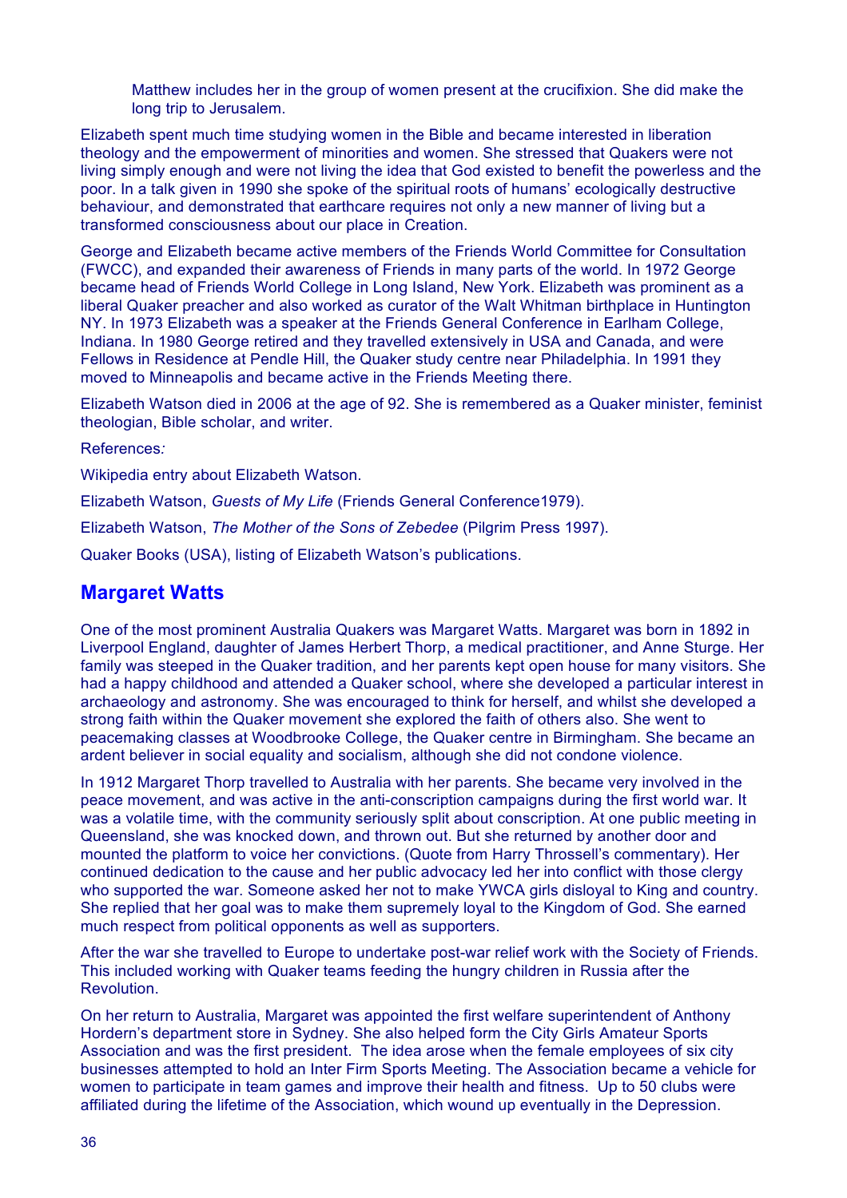Matthew includes her in the group of women present at the crucifixion. She did make the long trip to Jerusalem.

Elizabeth spent much time studying women in the Bible and became interested in liberation theology and the empowerment of minorities and women. She stressed that Quakers were not living simply enough and were not living the idea that God existed to benefit the powerless and the poor. In a talk given in 1990 she spoke of the spiritual roots of humans' ecologically destructive behaviour, and demonstrated that earthcare requires not only a new manner of living but a transformed consciousness about our place in Creation.

George and Elizabeth became active members of the Friends World Committee for Consultation (FWCC), and expanded their awareness of Friends in many parts of the world. In 1972 George became head of Friends World College in Long Island, New York. Elizabeth was prominent as a liberal Quaker preacher and also worked as curator of the Walt Whitman birthplace in Huntington NY. In 1973 Elizabeth was a speaker at the Friends General Conference in Earlham College, Indiana. In 1980 George retired and they travelled extensively in USA and Canada, and were Fellows in Residence at Pendle Hill, the Quaker study centre near Philadelphia. In 1991 they moved to Minneapolis and became active in the Friends Meeting there.

Elizabeth Watson died in 2006 at the age of 92. She is remembered as a Quaker minister, feminist theologian, Bible scholar, and writer.

References*:*

Wikipedia entry about Elizabeth Watson.

Elizabeth Watson, *Guests of My Life* (Friends General Conference1979).

Elizabeth Watson, *The Mother of the Sons of Zebedee* (Pilgrim Press 1997).

Quaker Books (USA), listing of Elizabeth Watson's publications.

## Margaret Watts

One of the most prominent Australia Quakers was Margaret Watts. Margaret was born in 1892 in Liverpool England, daughter of James Herbert Thorp, a medical practitioner, and Anne Sturge. Her family was steeped in the Quaker tradition, and her parents kept open house for many visitors. She had a happy childhood and attended a Quaker school, where she developed a particular interest in archaeology and astronomy. She was encouraged to think for herself, and whilst she developed a strong faith within the Quaker movement she explored the faith of others also. She went to peacemaking classes at Woodbrooke College, the Quaker centre in Birmingham. She became an ardent believer in social equality and socialism, although she did not condone violence.

In 1912 Margaret Thorp travelled to Australia with her parents. She became very involved in the peace movement, and was active in the anti-conscription campaigns during the first world war. It was a volatile time, with the community seriously split about conscription. At one public meeting in Queensland, she was knocked down, and thrown out. But she returned by another door and mounted the platform to voice her convictions. (Quote from Harry Throssell's commentary). Her continued dedication to the cause and her public advocacy led her into conflict with those clergy who supported the war. Someone asked her not to make YWCA girls disloyal to King and country. She replied that her goal was to make them supremely loyal to the Kingdom of God. She earned much respect from political opponents as well as supporters.

After the war she travelled to Europe to undertake post-war relief work with the Society of Friends. This included working with Quaker teams feeding the hungry children in Russia after the Revolution.

On her return to Australia, Margaret was appointed the first welfare superintendent of Anthony Hordern's department store in Sydney. She also helped form the City Girls Amateur Sports Association and was the first president. The idea arose when the female employees of six city businesses attempted to hold an Inter Firm Sports Meeting. The Association became a vehicle for women to participate in team games and improve their health and fitness. Up to 50 clubs were affiliated during the lifetime of the Association, which wound up eventually in the Depression.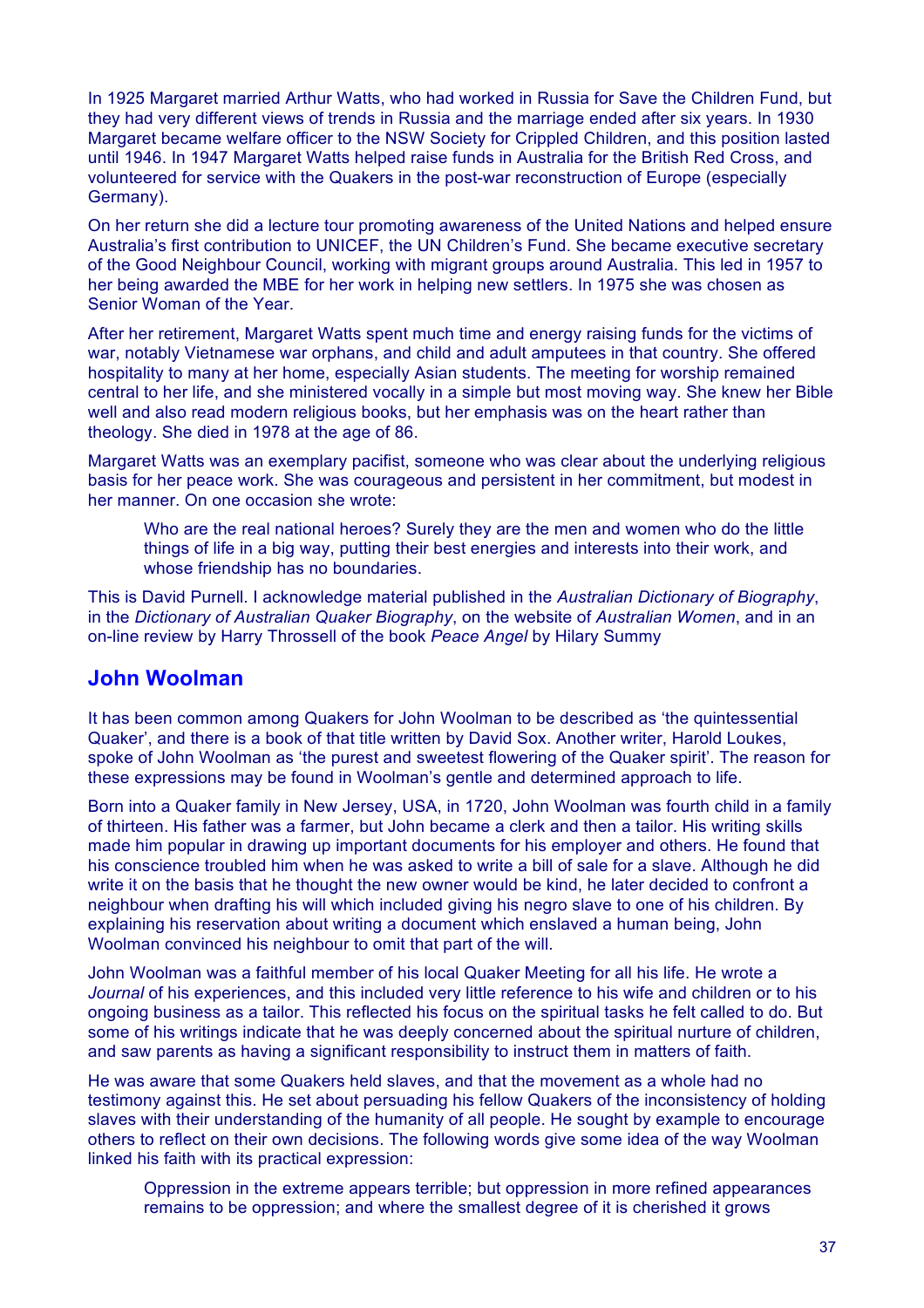In 1925 Margaret married Arthur Watts, who had worked in Russia for Save the Children Fund, but they had very different views of trends in Russia and the marriage ended after six years. In 1930 Margaret became welfare officer to the NSW Society for Crippled Children, and this position lasted until 1946. In 1947 Margaret Watts helped raise funds in Australia for the British Red Cross, and volunteered for service with the Quakers in the post-war reconstruction of Europe (especially Germany).

On her return she did a lecture tour promoting awareness of the United Nations and helped ensure Australia's first contribution to UNICEF, the UN Children's Fund. She became executive secretary of the Good Neighbour Council, working with migrant groups around Australia. This led in 1957 to her being awarded the MBE for her work in helping new settlers. In 1975 she was chosen as Senior Woman of the Year.

After her retirement, Margaret Watts spent much time and energy raising funds for the victims of war, notably Vietnamese war orphans, and child and adult amputees in that country. She offered hospitality to many at her home, especially Asian students. The meeting for worship remained central to her life, and she ministered vocally in a simple but most moving way. She knew her Bible well and also read modern religious books, but her emphasis was on the heart rather than theology. She died in 1978 at the age of 86.

Margaret Watts was an exemplary pacifist, someone who was clear about the underlying religious basis for her peace work. She was courageous and persistent in her commitment, but modest in her manner. On one occasion she wrote:

> Who are the real national heroes? Surely they are the men and women who do the little things of life in a big way, putting their best energies and interests into their work, and whose friendship has no boundaries.

This is David Purnell. I acknowledge material published in the *Australian Dictionary of Biography*, in the *Dictionary of Australian Quaker Biography*, on the website of *Australian Women*, and in an on-line review by Harry Throssell of the book *Peace Angel* by Hilary Summy

## John Woolman

It has been common among Quakers for John Woolman to be described as 'the quintessential Quaker', and there is a book of that title written by David Sox. Another writer, Harold Loukes, spoke of John Woolman as 'the purest and sweetest flowering of the Quaker spirit'. The reason for these expressions may be found in Woolman's gentle and determined approach to life.

Born into a Quaker family in New Jersey, USA, in 1720, John Woolman was fourth child in a family of thirteen. His father was a farmer, but John became a clerk and then a tailor. His writing skills made him popular in drawing up important documents for his employer and others. He found that his conscience troubled him when he was asked to write a bill of sale for a slave. Although he did write it on the basis that he thought the new owner would be kind, he later decided to confront a neighbour when drafting his will which included giving his negro slave to one of his children. By explaining his reservation about writing a document which enslaved a human being, John Woolman convinced his neighbour to omit that part of the will.

John Woolman was a faithful member of his local Quaker Meeting for all his life. He wrote a *Journal* of his experiences, and this included very little reference to his wife and children or to his ongoing business as a tailor. This reflected his focus on the spiritual tasks he felt called to do. But some of his writings indicate that he was deeply concerned about the spiritual nurture of children, and saw parents as having a significant responsibility to instruct them in matters of faith.

He was aware that some Quakers held slaves, and that the movement as a whole had no testimony against this. He set about persuading his fellow Quakers of the inconsistency of holding slaves with their understanding of the humanity of all people. He sought by example to encourage others to reflect on their own decisions. The following words give some idea of the way Woolman linked his faith with its practical expression:

> Oppression in the extreme appears terrible; but oppression in more refined appearances remains to be oppression; and where the smallest degree of it is cherished it grows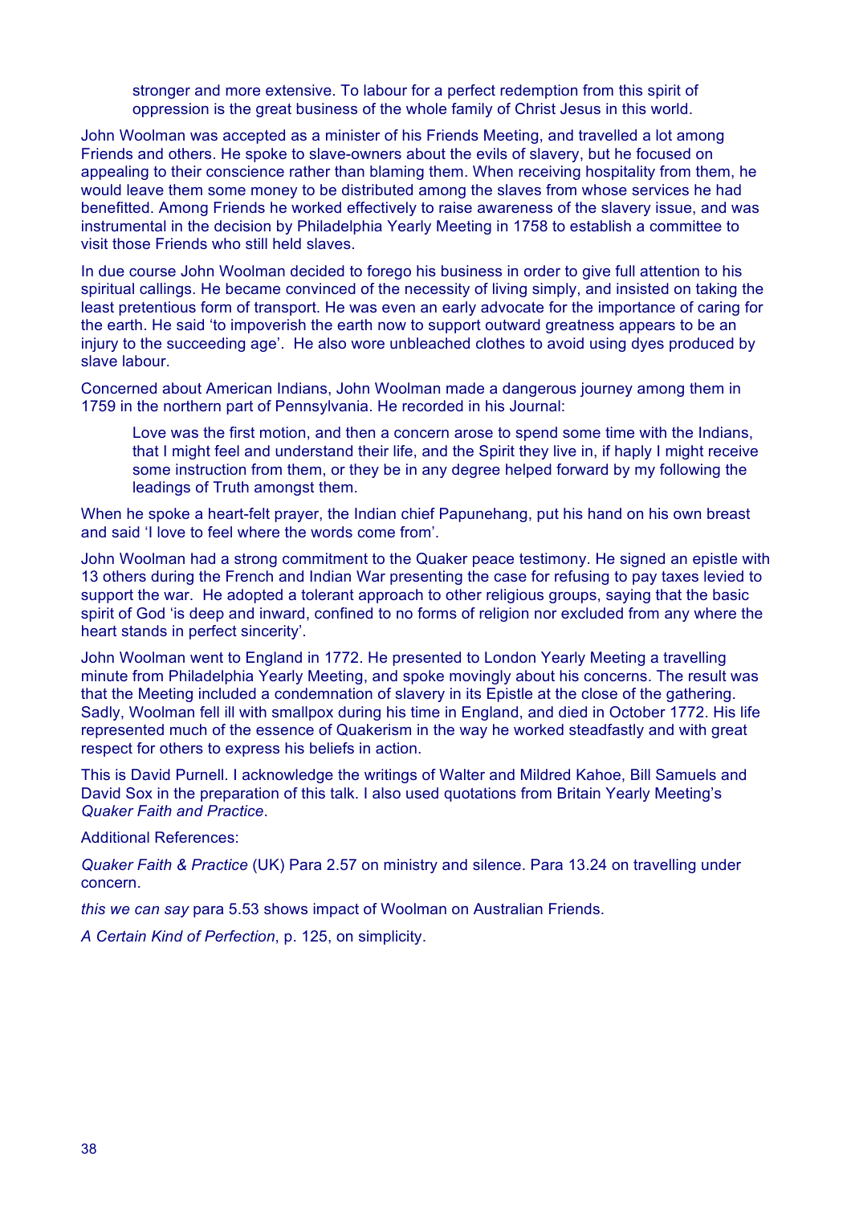> stronger and more extensive. To labour for a perfect redemption from this spirit of oppression is the great business of the whole family of Christ Jesus in this world.

John Woolman was accepted as a minister of his Friends Meeting, and travelled a lot among Friends and others. He spoke to slave-owners about the evils of slavery, but he focused on appealing to their conscience rather than blaming them. When receiving hospitality from them, he would leave them some money to be distributed among the slaves from whose services he had benefitted. Among Friends he worked effectively to raise awareness of the slavery issue, and was instrumental in the decision by Philadelphia Yearly Meeting in 1758 to establish a committee to visit those Friends who still held slaves.

In due course John Woolman decided to forego his business in order to give full attention to his spiritual callings. He became convinced of the necessity of living simply, and insisted on taking the least pretentious form of transport. He was even an early advocate for the importance of caring for the earth. He said 'to impoverish the earth now to support outward greatness appears to be an injury to the succeeding age'. He also wore unbleached clothes to avoid using dyes produced by slave labour.

Concerned about American Indians, John Woolman made a dangerous journey among them in 1759 in the northern part of Pennsylvania. He recorded in his Journal:

> Love was the first motion, and then a concern arose to spend some time with the Indians, that I might feel and understand their life, and the Spirit they live in, if haply I might receive some instruction from them, or they be in any degree helped forward by my following the leadings of Truth amongst them.

When he spoke a heart-felt prayer, the Indian chief Papunehang, put his hand on his own breast and said 'I love to feel where the words come from'.

John Woolman had a strong commitment to the Quaker peace testimony. He signed an epistle with 13 others during the French and Indian War presenting the case for refusing to pay taxes levied to support the war. He adopted a tolerant approach to other religious groups, saying that the basic spirit of God 'is deep and inward, confined to no forms of religion nor excluded from any where the heart stands in perfect sincerity'.

John Woolman went to England in 1772. He presented to London Yearly Meeting a travelling minute from Philadelphia Yearly Meeting, and spoke movingly about his concerns. The result was that the Meeting included a condemnation of slavery in its Epistle at the close of the gathering. Sadly, Woolman fell ill with smallpox during his time in England, and died in October 1772. His life represented much of the essence of Quakerism in the way he worked steadfastly and with great respect for others to express his beliefs in action.

This is David Purnell. I acknowledge the writings of Walter and Mildred Kahoe, Bill Samuels and David Sox in the preparation of this talk. I also used quotations from Britain Yearly Meeting's *Quaker Faith and Practice*.

Additional References:

*Quaker Faith & Practice* (UK) Para 2.57 on ministry and silence. Para 13.24 on travelling under concern.

*this we can say* para 5.53 shows impact of Woolman on Australian Friends.

*A Certain Kind of Perfection*, p. 125, on simplicity.